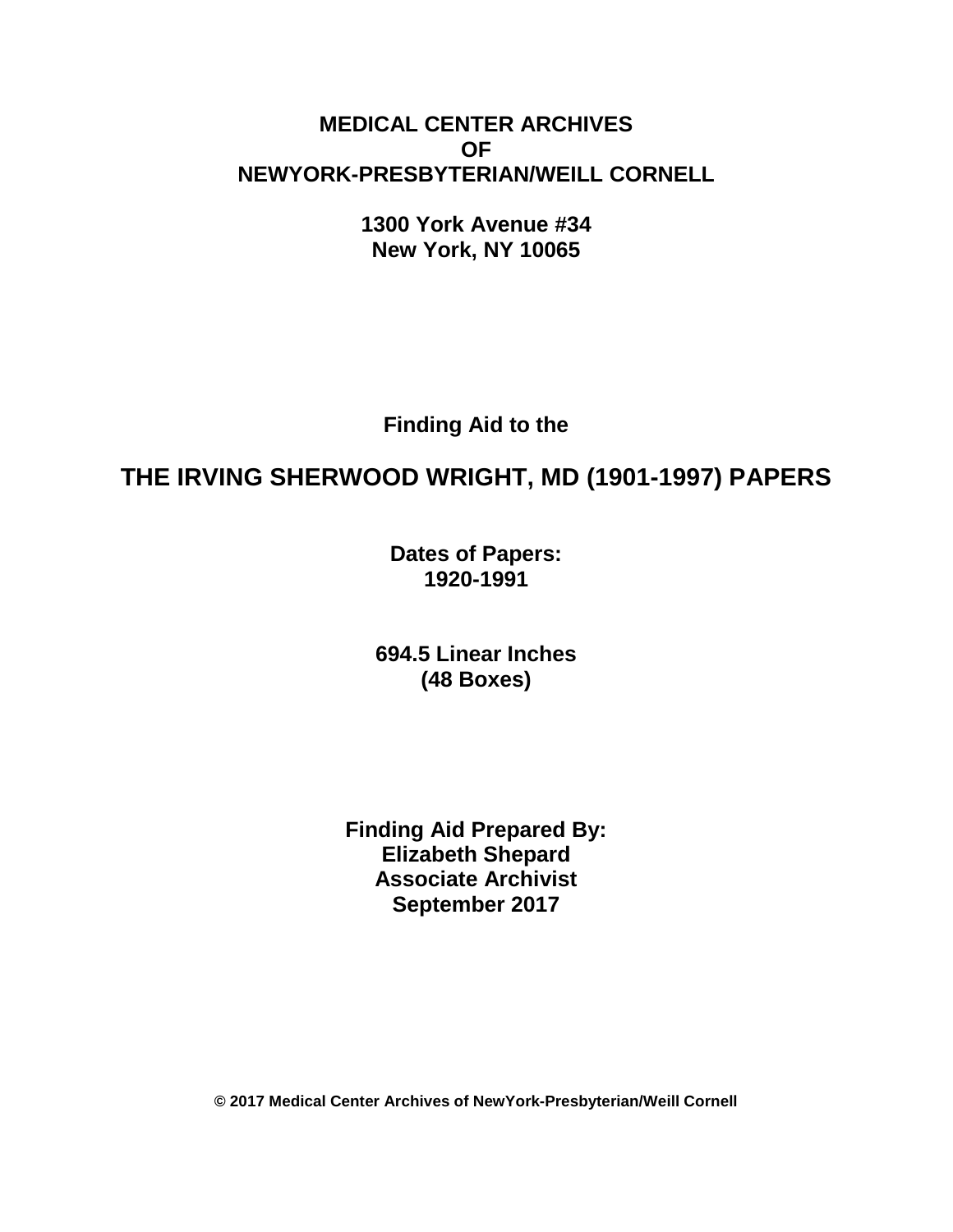**MEDICAL CENTER ARCHIVES**
**OF**
**NEWYORK-PRESBYTERIAN/WEILL CORNELL**

**1300 York Avenue #34**
**New York, NY 10065**

**Finding Aid to the**

# THE IRVING SHERWOOD WRIGHT, MD (1901-1997) PAPERS

**Dates of Papers:**
**1920-1991**

**694.5 Linear Inches**
**(48 Boxes)**

**Finding Aid Prepared By:**
**Elizabeth Shepard**
**Associate Archivist**
**September 2017**

**© 2017 Medical Center Archives of NewYork-Presbyterian/Weill Cornell**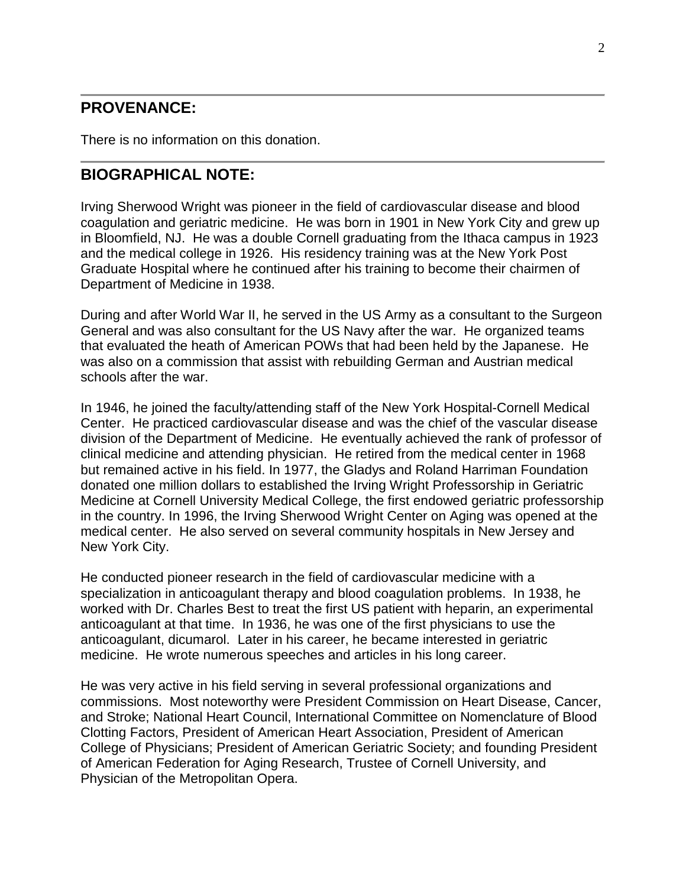## PROVENANCE:

There is no information on this donation.

## BIOGRAPHICAL NOTE:

Irving Sherwood Wright was pioneer in the field of cardiovascular disease and blood coagulation and geriatric medicine. He was born in 1901 in New York City and grew up in Bloomfield, NJ. He was a double Cornell graduating from the Ithaca campus in 1923 and the medical college in 1926. His residency training was at the New York Post Graduate Hospital where he continued after his training to become their chairmen of Department of Medicine in 1938.

During and after World War II, he served in the US Army as a consultant to the Surgeon General and was also consultant for the US Navy after the war. He organized teams that evaluated the heath of American POWs that had been held by the Japanese. He was also on a commission that assist with rebuilding German and Austrian medical schools after the war.

In 1946, he joined the faculty/attending staff of the New York Hospital-Cornell Medical Center. He practiced cardiovascular disease and was the chief of the vascular disease division of the Department of Medicine. He eventually achieved the rank of professor of clinical medicine and attending physician. He retired from the medical center in 1968 but remained active in his field. In 1977, the Gladys and Roland Harriman Foundation donated one million dollars to established the Irving Wright Professorship in Geriatric Medicine at Cornell University Medical College, the first endowed geriatric professorship in the country. In 1996, the Irving Sherwood Wright Center on Aging was opened at the medical center. He also served on several community hospitals in New Jersey and New York City.

He conducted pioneer research in the field of cardiovascular medicine with a specialization in anticoagulant therapy and blood coagulation problems. In 1938, he worked with Dr. Charles Best to treat the first US patient with heparin, an experimental anticoagulant at that time. In 1936, he was one of the first physicians to use the anticoagulant, dicumarol. Later in his career, he became interested in geriatric medicine. He wrote numerous speeches and articles in his long career.

He was very active in his field serving in several professional organizations and commissions. Most noteworthy were President Commission on Heart Disease, Cancer, and Stroke; National Heart Council, International Committee on Nomenclature of Blood Clotting Factors, President of American Heart Association, President of American College of Physicians; President of American Geriatric Society; and founding President of American Federation for Aging Research, Trustee of Cornell University, and Physician of the Metropolitan Opera.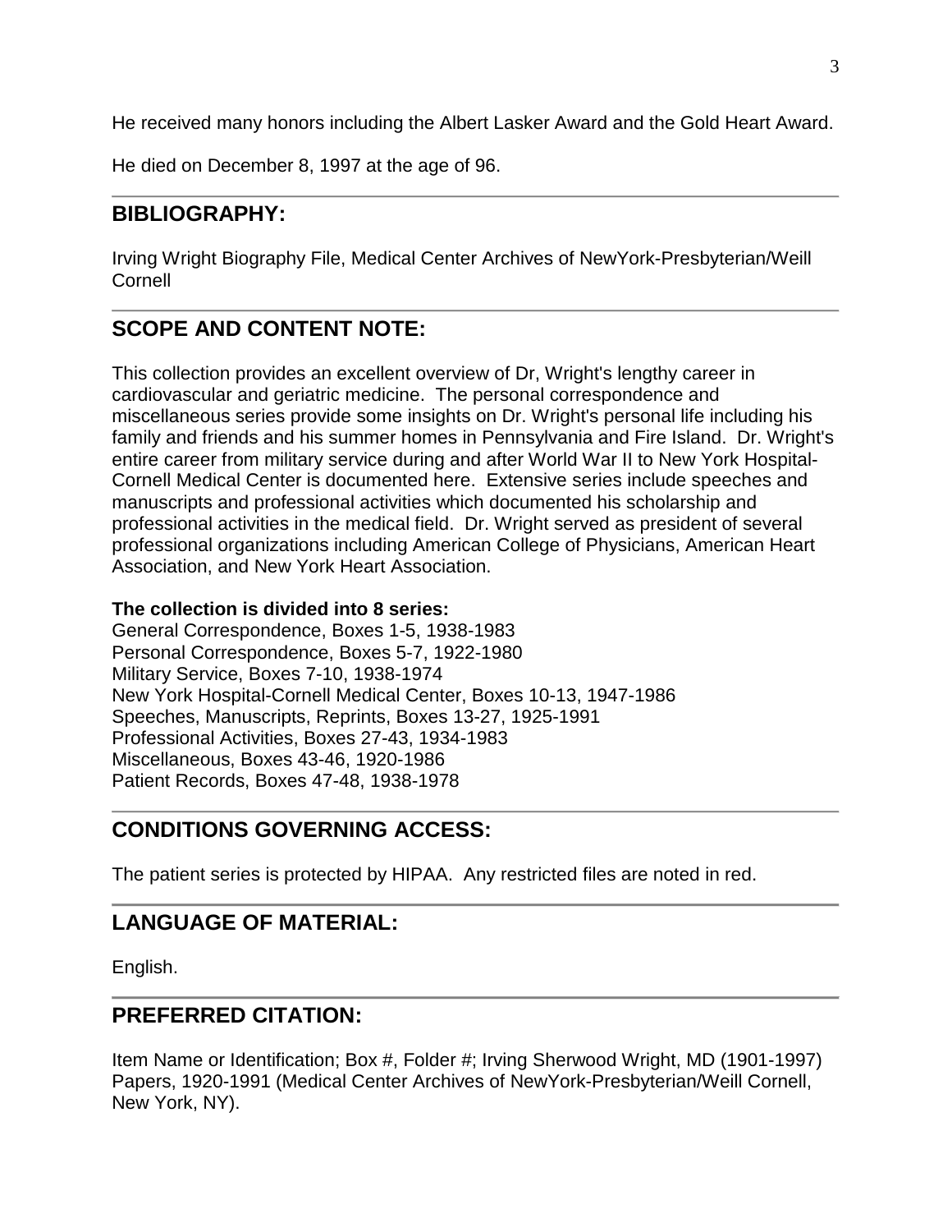He received many honors including the Albert Lasker Award and the Gold Heart Award.

He died on December 8, 1997 at the age of 96.

## BIBLIOGRAPHY:

Irving Wright Biography File, Medical Center Archives of NewYork-Presbyterian/Weill Cornell

## SCOPE AND CONTENT NOTE:

This collection provides an excellent overview of Dr, Wright's lengthy career in cardiovascular and geriatric medicine. The personal correspondence and miscellaneous series provide some insights on Dr. Wright's personal life including his family and friends and his summer homes in Pennsylvania and Fire Island. Dr. Wright's entire career from military service during and after World War II to New York Hospital-Cornell Medical Center is documented here. Extensive series include speeches and manuscripts and professional activities which documented his scholarship and professional activities in the medical field. Dr. Wright served as president of several professional organizations including American College of Physicians, American Heart Association, and New York Heart Association.

**The collection is divided into 8 series:**
General Correspondence, Boxes 1-5, 1938-1983
Personal Correspondence, Boxes 5-7, 1922-1980
Military Service, Boxes 7-10, 1938-1974
New York Hospital-Cornell Medical Center, Boxes 10-13, 1947-1986
Speeches, Manuscripts, Reprints, Boxes 13-27, 1925-1991
Professional Activities, Boxes 27-43, 1934-1983
Miscellaneous, Boxes 43-46, 1920-1986
Patient Records, Boxes 47-48, 1938-1978

## CONDITIONS GOVERNING ACCESS:

The patient series is protected by HIPAA. Any restricted files are noted in red.

## LANGUAGE OF MATERIAL:

English.

## PREFERRED CITATION:

Item Name or Identification; Box #, Folder #; Irving Sherwood Wright, MD (1901-1997) Papers, 1920-1991 (Medical Center Archives of NewYork-Presbyterian/Weill Cornell, New York, NY).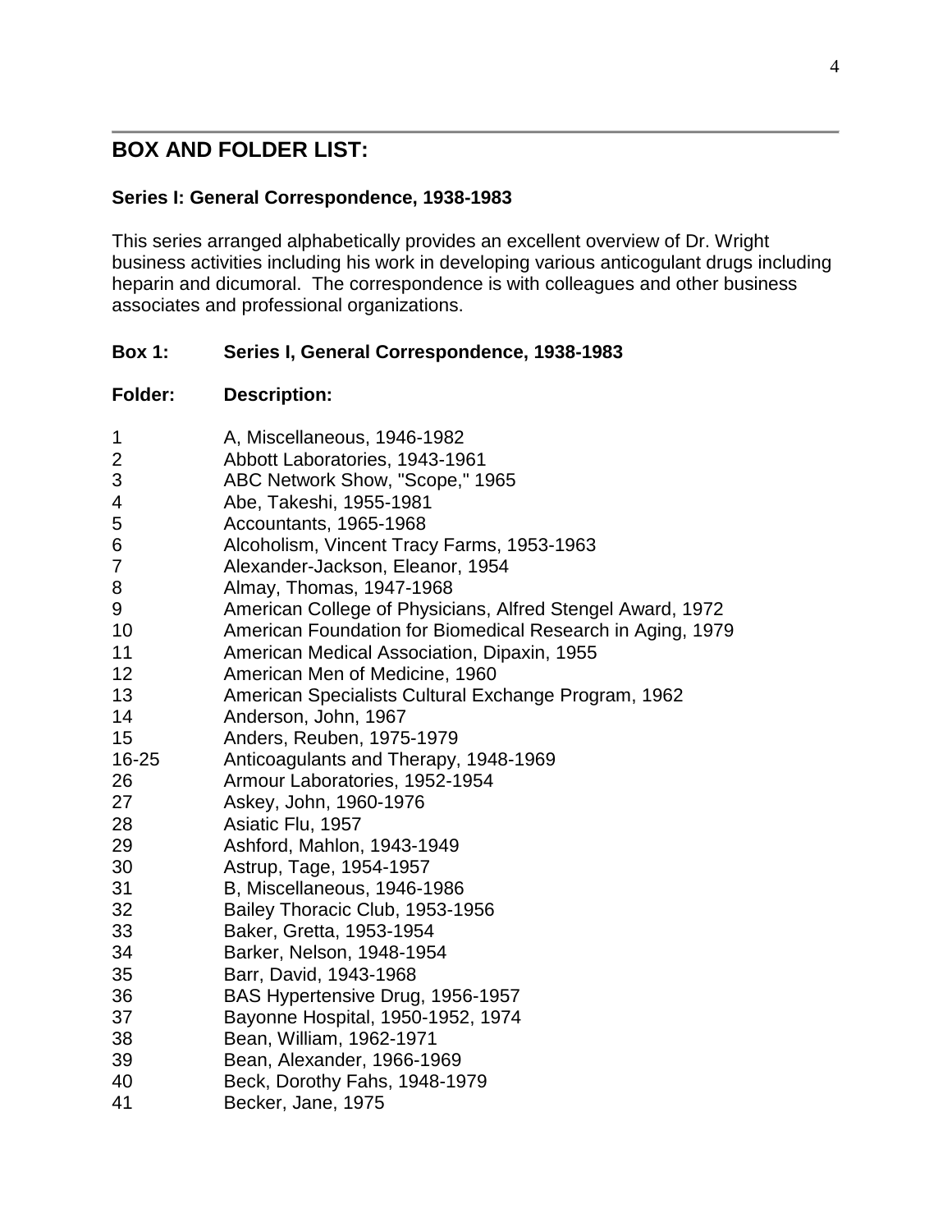## BOX AND FOLDER LIST:

### Series I: General Correspondence, 1938-1983

This series arranged alphabetically provides an excellent overview of Dr. Wright business activities including his work in developing various anticogulant drugs including heparin and dicumoral. The correspondence is with colleagues and other business associates and professional organizations.

**Box 1: Series I, General Correspondence, 1938-1983**

| Folder: | Description: |
|---|---|
| 1 | A, Miscellaneous, 1946-1982 |
| 2 | Abbott Laboratories, 1943-1961 |
| 3 | ABC Network Show, "Scope," 1965 |
| 4 | Abe, Takeshi, 1955-1981 |
| 5 | Accountants, 1965-1968 |
| 6 | Alcoholism, Vincent Tracy Farms, 1953-1963 |
| 7 | Alexander-Jackson, Eleanor, 1954 |
| 8 | Almay, Thomas, 1947-1968 |
| 9 | American College of Physicians, Alfred Stengel Award, 1972 |
| 10 | American Foundation for Biomedical Research in Aging, 1979 |
| 11 | American Medical Association, Dipaxin, 1955 |
| 12 | American Men of Medicine, 1960 |
| 13 | American Specialists Cultural Exchange Program, 1962 |
| 14 | Anderson, John, 1967 |
| 15 | Anders, Reuben, 1975-1979 |
| 16-25 | Anticoagulants and Therapy, 1948-1969 |
| 26 | Armour Laboratories, 1952-1954 |
| 27 | Askey, John, 1960-1976 |
| 28 | Asiatic Flu, 1957 |
| 29 | Ashford, Mahlon, 1943-1949 |
| 30 | Astrup, Tage, 1954-1957 |
| 31 | B, Miscellaneous, 1946-1986 |
| 32 | Bailey Thoracic Club, 1953-1956 |
| 33 | Baker, Gretta, 1953-1954 |
| 34 | Barker, Nelson, 1948-1954 |
| 35 | Barr, David, 1943-1968 |
| 36 | BAS Hypertensive Drug, 1956-1957 |
| 37 | Bayonne Hospital, 1950-1952, 1974 |
| 38 | Bean, William, 1962-1971 |
| 39 | Bean, Alexander, 1966-1969 |
| 40 | Beck, Dorothy Fahs, 1948-1979 |
| 41 | Becker, Jane, 1975 |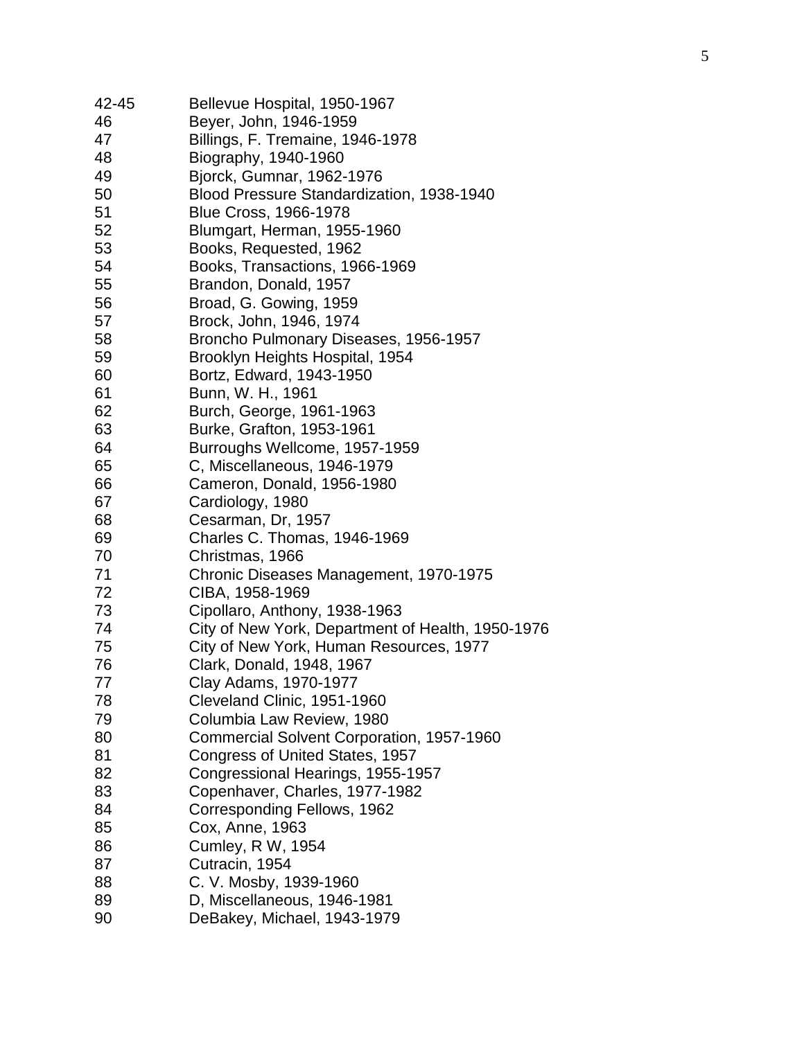| | |
|---|---|
| 42-45 | Bellevue Hospital, 1950-1967 |
| 46 | Beyer, John, 1946-1959 |
| 47 | Billings, F. Tremaine, 1946-1978 |
| 48 | Biography, 1940-1960 |
| 49 | Bjorck, Gumnar, 1962-1976 |
| 50 | Blood Pressure Standardization, 1938-1940 |
| 51 | Blue Cross, 1966-1978 |
| 52 | Blumgart, Herman, 1955-1960 |
| 53 | Books, Requested, 1962 |
| 54 | Books, Transactions, 1966-1969 |
| 55 | Brandon, Donald, 1957 |
| 56 | Broad, G. Gowing, 1959 |
| 57 | Brock, John, 1946, 1974 |
| 58 | Broncho Pulmonary Diseases, 1956-1957 |
| 59 | Brooklyn Heights Hospital, 1954 |
| 60 | Bortz, Edward, 1943-1950 |
| 61 | Bunn, W. H., 1961 |
| 62 | Burch, George, 1961-1963 |
| 63 | Burke, Grafton, 1953-1961 |
| 64 | Burroughs Wellcome, 1957-1959 |
| 65 | C, Miscellaneous, 1946-1979 |
| 66 | Cameron, Donald, 1956-1980 |
| 67 | Cardiology, 1980 |
| 68 | Cesarman, Dr, 1957 |
| 69 | Charles C. Thomas, 1946-1969 |
| 70 | Christmas, 1966 |
| 71 | Chronic Diseases Management, 1970-1975 |
| 72 | CIBA, 1958-1969 |
| 73 | Cipollaro, Anthony, 1938-1963 |
| 74 | City of New York, Department of Health, 1950-1976 |
| 75 | City of New York, Human Resources, 1977 |
| 76 | Clark, Donald, 1948, 1967 |
| 77 | Clay Adams, 1970-1977 |
| 78 | Cleveland Clinic, 1951-1960 |
| 79 | Columbia Law Review, 1980 |
| 80 | Commercial Solvent Corporation, 1957-1960 |
| 81 | Congress of United States, 1957 |
| 82 | Congressional Hearings, 1955-1957 |
| 83 | Copenhaver, Charles, 1977-1982 |
| 84 | Corresponding Fellows, 1962 |
| 85 | Cox, Anne, 1963 |
| 86 | Cumley, R W, 1954 |
| 87 | Cutracin, 1954 |
| 88 | C. V. Mosby, 1939-1960 |
| 89 | D, Miscellaneous, 1946-1981 |
| 90 | DeBakey, Michael, 1943-1979 |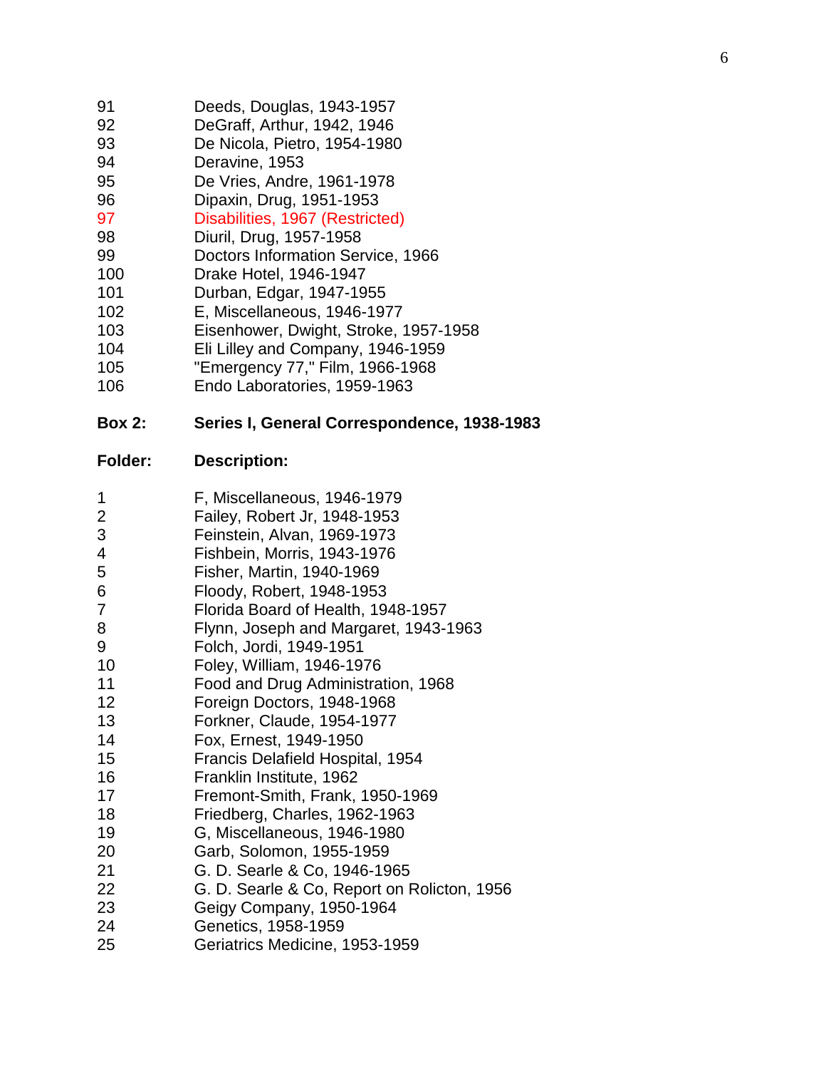| Folder | Description |
| --- | --- |
| 91 | Deeds, Douglas, 1943-1957 |
| 92 | DeGraff, Arthur, 1942, 1946 |
| 93 | De Nicola, Pietro, 1954-1980 |
| 94 | Deravine, 1953 |
| 95 | De Vries, Andre, 1961-1978 |
| 96 | Dipaxin, Drug, 1951-1953 |
| 97 | Disabilities, 1967 (Restricted) |
| 98 | Diuril, Drug, 1957-1958 |
| 99 | Doctors Information Service, 1966 |
| 100 | Drake Hotel, 1946-1947 |
| 101 | Durban, Edgar, 1947-1955 |
| 102 | E, Miscellaneous, 1946-1977 |
| 103 | Eisenhower, Dwight, Stroke, 1957-1958 |
| 104 | Eli Lilley and Company, 1946-1959 |
| 105 | "Emergency 77," Film, 1966-1968 |
| 106 | Endo Laboratories, 1959-1963 |

**Box 2: Series I, General Correspondence, 1938-1983**

| **Folder:** | **Description:** |
| --- | --- |
| 1 | F, Miscellaneous, 1946-1979 |
| 2 | Failey, Robert Jr, 1948-1953 |
| 3 | Feinstein, Alvan, 1969-1973 |
| 4 | Fishbein, Morris, 1943-1976 |
| 5 | Fisher, Martin, 1940-1969 |
| 6 | Floody, Robert, 1948-1953 |
| 7 | Florida Board of Health, 1948-1957 |
| 8 | Flynn, Joseph and Margaret, 1943-1963 |
| 9 | Folch, Jordi, 1949-1951 |
| 10 | Foley, William, 1946-1976 |
| 11 | Food and Drug Administration, 1968 |
| 12 | Foreign Doctors, 1948-1968 |
| 13 | Forkner, Claude, 1954-1977 |
| 14 | Fox, Ernest, 1949-1950 |
| 15 | Francis Delafield Hospital, 1954 |
| 16 | Franklin Institute, 1962 |
| 17 | Fremont-Smith, Frank, 1950-1969 |
| 18 | Friedberg, Charles, 1962-1963 |
| 19 | G, Miscellaneous, 1946-1980 |
| 20 | Garb, Solomon, 1955-1959 |
| 21 | G. D. Searle & Co, 1946-1965 |
| 22 | G. D. Searle & Co, Report on Rolicton, 1956 |
| 23 | Geigy Company, 1950-1964 |
| 24 | Genetics, 1958-1959 |
| 25 | Geriatrics Medicine, 1953-1959 |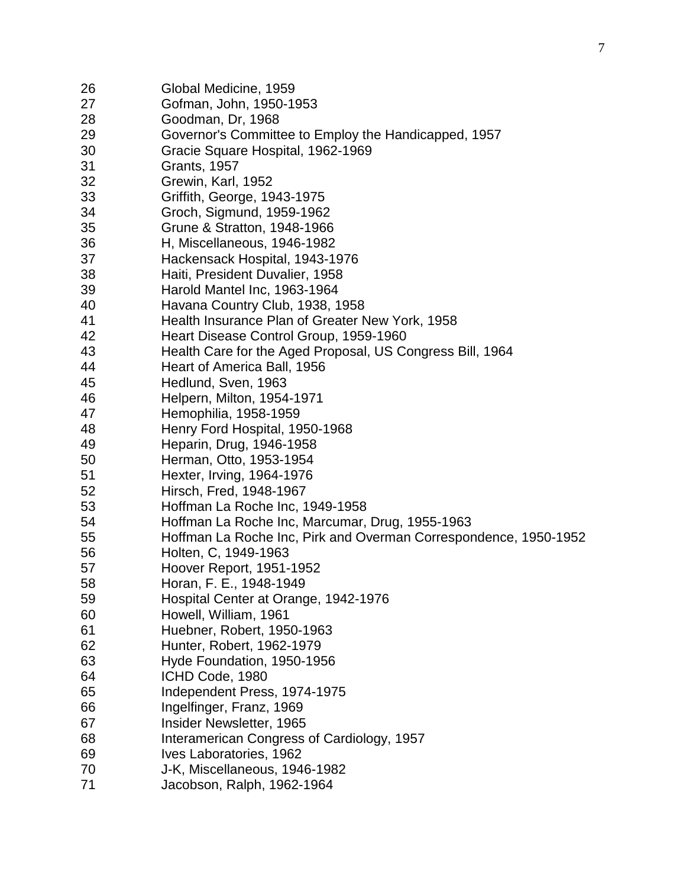26 Global Medicine, 1959
27 Gofman, John, 1950-1953
28 Goodman, Dr, 1968
29 Governor's Committee to Employ the Handicapped, 1957
30 Gracie Square Hospital, 1962-1969
31 Grants, 1957
32 Grewin, Karl, 1952
33 Griffith, George, 1943-1975
34 Groch, Sigmund, 1959-1962
35 Grune & Stratton, 1948-1966
36 H, Miscellaneous, 1946-1982
37 Hackensack Hospital, 1943-1976
38 Haiti, President Duvalier, 1958
39 Harold Mantel Inc, 1963-1964
40 Havana Country Club, 1938, 1958
41 Health Insurance Plan of Greater New York, 1958
42 Heart Disease Control Group, 1959-1960
43 Health Care for the Aged Proposal, US Congress Bill, 1964
44 Heart of America Ball, 1956
45 Hedlund, Sven, 1963
46 Helpern, Milton, 1954-1971
47 Hemophilia, 1958-1959
48 Henry Ford Hospital, 1950-1968
49 Heparin, Drug, 1946-1958
50 Herman, Otto, 1953-1954
51 Hexter, Irving, 1964-1976
52 Hirsch, Fred, 1948-1967
53 Hoffman La Roche Inc, 1949-1958
54 Hoffman La Roche Inc, Marcumar, Drug, 1955-1963
55 Hoffman La Roche Inc, Pirk and Overman Correspondence, 1950-1952
56 Holten, C, 1949-1963
57 Hoover Report, 1951-1952
58 Horan, F. E., 1948-1949
59 Hospital Center at Orange, 1942-1976
60 Howell, William, 1961
61 Huebner, Robert, 1950-1963
62 Hunter, Robert, 1962-1979
63 Hyde Foundation, 1950-1956
64 ICHD Code, 1980
65 Independent Press, 1974-1975
66 Ingelfinger, Franz, 1969
67 Insider Newsletter, 1965
68 Interamerican Congress of Cardiology, 1957
69 Ives Laboratories, 1962
70 J-K, Miscellaneous, 1946-1982
71 Jacobson, Ralph, 1962-1964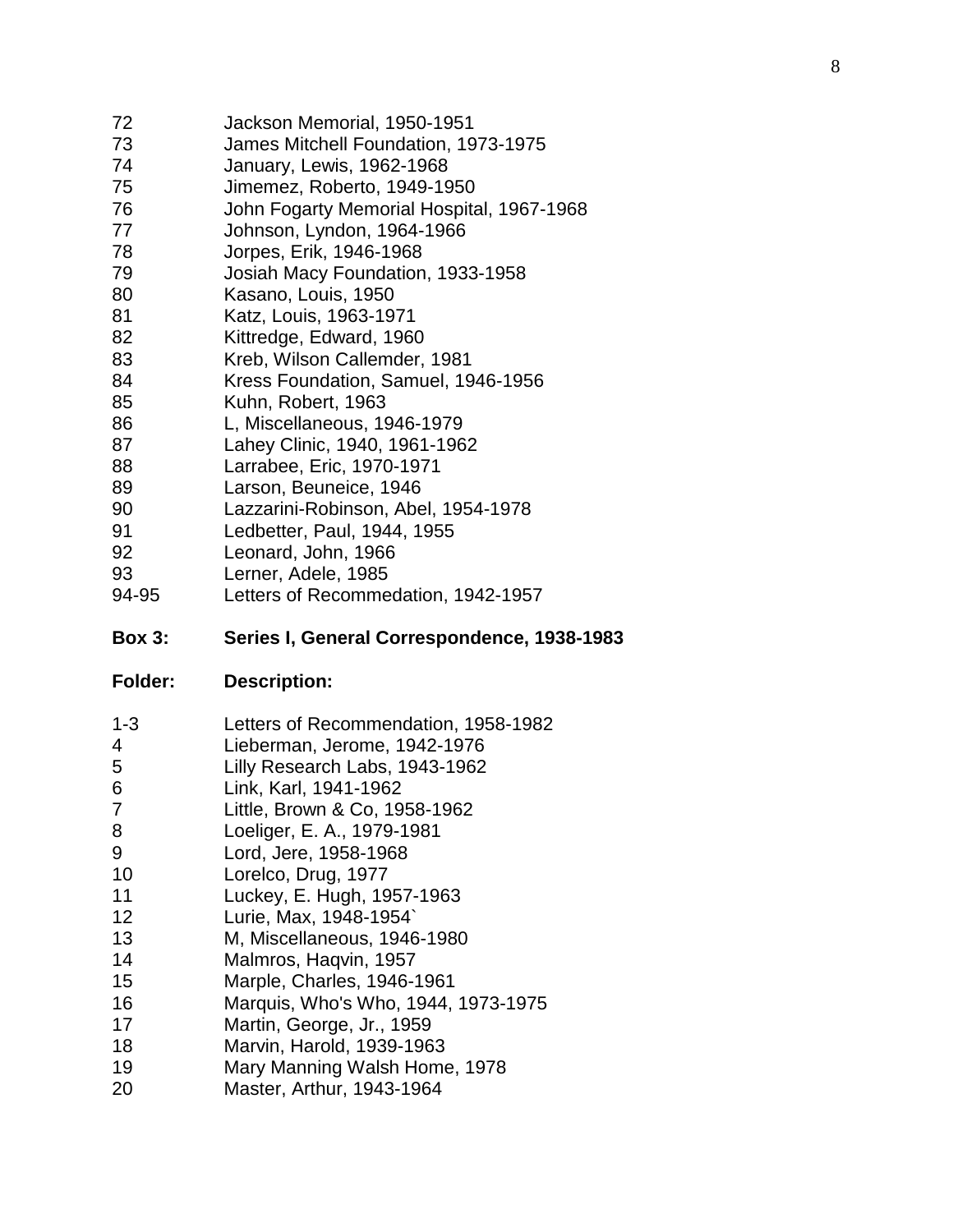| | |
|---|---|
| 72 | Jackson Memorial, 1950-1951 |
| 73 | James Mitchell Foundation, 1973-1975 |
| 74 | January, Lewis, 1962-1968 |
| 75 | Jimemez, Roberto, 1949-1950 |
| 76 | John Fogarty Memorial Hospital, 1967-1968 |
| 77 | Johnson, Lyndon, 1964-1966 |
| 78 | Jorpes, Erik, 1946-1968 |
| 79 | Josiah Macy Foundation, 1933-1958 |
| 80 | Kasano, Louis, 1950 |
| 81 | Katz, Louis, 1963-1971 |
| 82 | Kittredge, Edward, 1960 |
| 83 | Kreb, Wilson Callemder, 1981 |
| 84 | Kress Foundation, Samuel, 1946-1956 |
| 85 | Kuhn, Robert, 1963 |
| 86 | L, Miscellaneous, 1946-1979 |
| 87 | Lahey Clinic, 1940, 1961-1962 |
| 88 | Larrabee, Eric, 1970-1971 |
| 89 | Larson, Beuneice, 1946 |
| 90 | Lazzarini-Robinson, Abel, 1954-1978 |
| 91 | Ledbetter, Paul, 1944, 1955 |
| 92 | Leonard, John, 1966 |
| 93 | Lerner, Adele, 1985 |
| 94-95 | Letters of Recommedation, 1942-1957 |

**Box 3: Series I, General Correspondence, 1938-1983**

| **Folder:** | **Description:** |
|---|---|
| 1-3 | Letters of Recommendation, 1958-1982 |
| 4 | Lieberman, Jerome, 1942-1976 |
| 5 | Lilly Research Labs, 1943-1962 |
| 6 | Link, Karl, 1941-1962 |
| 7 | Little, Brown & Co, 1958-1962 |
| 8 | Loeliger, E. A., 1979-1981 |
| 9 | Lord, Jere, 1958-1968 |
| 10 | Lorelco, Drug, 1977 |
| 11 | Luckey, E. Hugh, 1957-1963 |
| 12 | Lurie, Max, 1948-1954` |
| 13 | M, Miscellaneous, 1946-1980 |
| 14 | Malmros, Haqvin, 1957 |
| 15 | Marple, Charles, 1946-1961 |
| 16 | Marquis, Who's Who, 1944, 1973-1975 |
| 17 | Martin, George, Jr., 1959 |
| 18 | Marvin, Harold, 1939-1963 |
| 19 | Mary Manning Walsh Home, 1978 |
| 20 | Master, Arthur, 1943-1964 |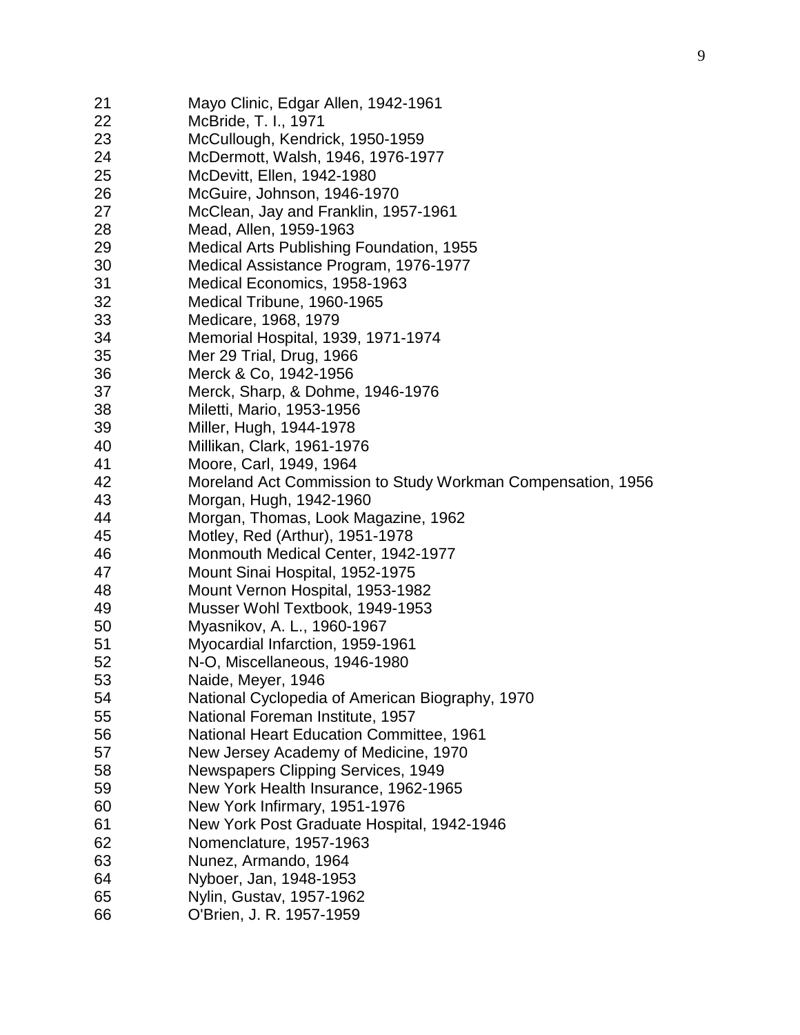21 Mayo Clinic, Edgar Allen, 1942-1961
22 McBride, T. I., 1971
23 McCullough, Kendrick, 1950-1959
24 McDermott, Walsh, 1946, 1976-1977
25 McDevitt, Ellen, 1942-1980
26 McGuire, Johnson, 1946-1970
27 McClean, Jay and Franklin, 1957-1961
28 Mead, Allen, 1959-1963
29 Medical Arts Publishing Foundation, 1955
30 Medical Assistance Program, 1976-1977
31 Medical Economics, 1958-1963
32 Medical Tribune, 1960-1965
33 Medicare, 1968, 1979
34 Memorial Hospital, 1939, 1971-1974
35 Mer 29 Trial, Drug, 1966
36 Merck & Co, 1942-1956
37 Merck, Sharp, & Dohme, 1946-1976
38 Miletti, Mario, 1953-1956
39 Miller, Hugh, 1944-1978
40 Millikan, Clark, 1961-1976
41 Moore, Carl, 1949, 1964
42 Moreland Act Commission to Study Workman Compensation, 1956
43 Morgan, Hugh, 1942-1960
44 Morgan, Thomas, Look Magazine, 1962
45 Motley, Red (Arthur), 1951-1978
46 Monmouth Medical Center, 1942-1977
47 Mount Sinai Hospital, 1952-1975
48 Mount Vernon Hospital, 1953-1982
49 Musser Wohl Textbook, 1949-1953
50 Myasnikov, A. L., 1960-1967
51 Myocardial Infarction, 1959-1961
52 N-O, Miscellaneous, 1946-1980
53 Naide, Meyer, 1946
54 National Cyclopedia of American Biography, 1970
55 National Foreman Institute, 1957
56 National Heart Education Committee, 1961
57 New Jersey Academy of Medicine, 1970
58 Newspapers Clipping Services, 1949
59 New York Health Insurance, 1962-1965
60 New York Infirmary, 1951-1976
61 New York Post Graduate Hospital, 1942-1946
62 Nomenclature, 1957-1963
63 Nunez, Armando, 1964
64 Nyboer, Jan, 1948-1953
65 Nylin, Gustav, 1957-1962
66 O'Brien, J. R. 1957-1959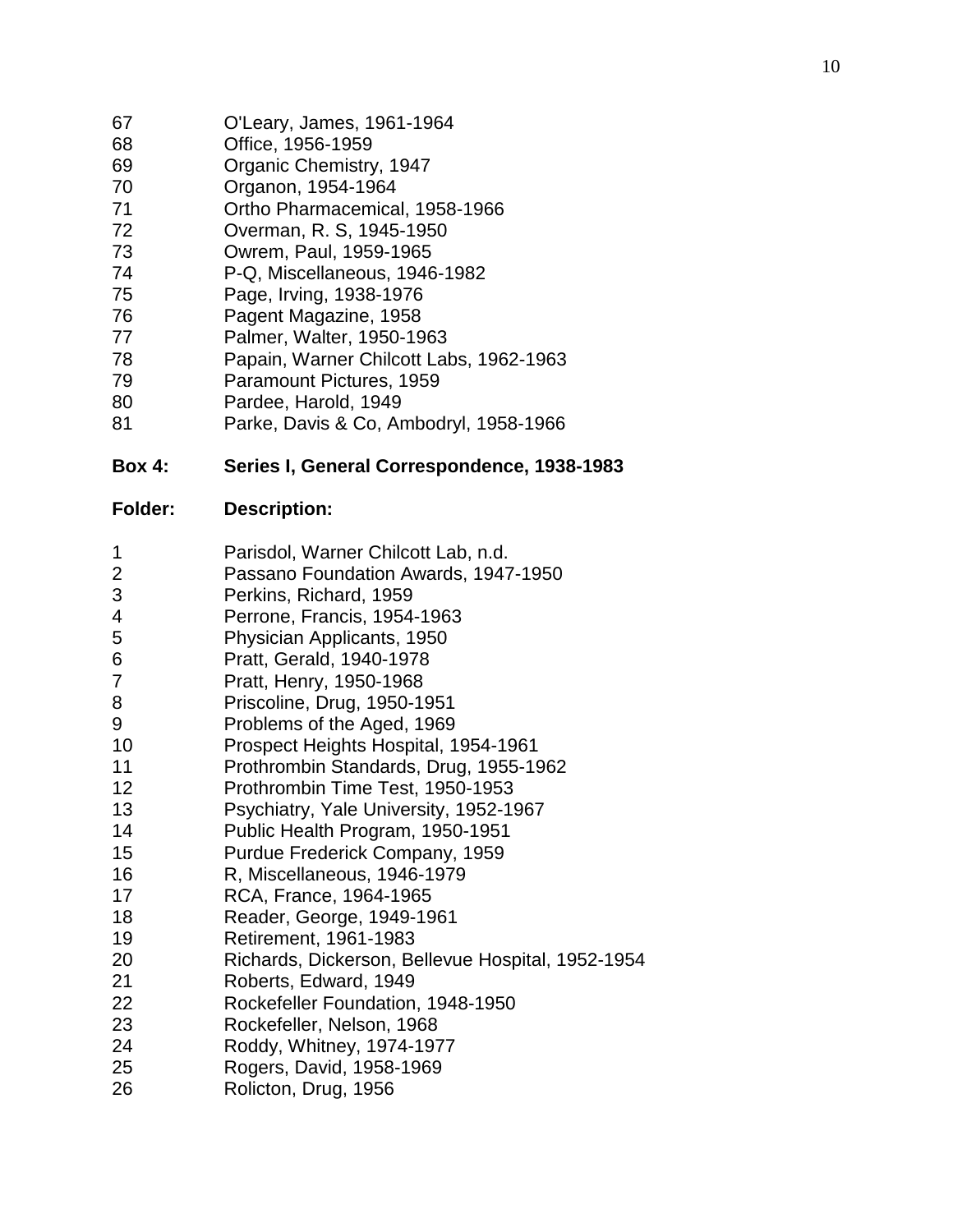| | |
|---|---|
| 67 | O'Leary, James, 1961-1964 |
| 68 | Office, 1956-1959 |
| 69 | Organic Chemistry, 1947 |
| 70 | Organon, 1954-1964 |
| 71 | Ortho Pharmacemical, 1958-1966 |
| 72 | Overman, R. S, 1945-1950 |
| 73 | Owrem, Paul, 1959-1965 |
| 74 | P-Q, Miscellaneous, 1946-1982 |
| 75 | Page, Irving, 1938-1976 |
| 76 | Pagent Magazine, 1958 |
| 77 | Palmer, Walter, 1950-1963 |
| 78 | Papain, Warner Chilcott Labs, 1962-1963 |
| 79 | Paramount Pictures, 1959 |
| 80 | Pardee, Harold, 1949 |
| 81 | Parke, Davis & Co, Ambodryl, 1958-1966 |

**Box 4: Series I, General Correspondence, 1938-1983**

| **Folder:** | **Description:** |
|---|---|
| 1 | Parisdol, Warner Chilcott Lab, n.d. |
| 2 | Passano Foundation Awards, 1947-1950 |
| 3 | Perkins, Richard, 1959 |
| 4 | Perrone, Francis, 1954-1963 |
| 5 | Physician Applicants, 1950 |
| 6 | Pratt, Gerald, 1940-1978 |
| 7 | Pratt, Henry, 1950-1968 |
| 8 | Priscoline, Drug, 1950-1951 |
| 9 | Problems of the Aged, 1969 |
| 10 | Prospect Heights Hospital, 1954-1961 |
| 11 | Prothrombin Standards, Drug, 1955-1962 |
| 12 | Prothrombin Time Test, 1950-1953 |
| 13 | Psychiatry, Yale University, 1952-1967 |
| 14 | Public Health Program, 1950-1951 |
| 15 | Purdue Frederick Company, 1959 |
| 16 | R, Miscellaneous, 1946-1979 |
| 17 | RCA, France, 1964-1965 |
| 18 | Reader, George, 1949-1961 |
| 19 | Retirement, 1961-1983 |
| 20 | Richards, Dickerson, Bellevue Hospital, 1952-1954 |
| 21 | Roberts, Edward, 1949 |
| 22 | Rockefeller Foundation, 1948-1950 |
| 23 | Rockefeller, Nelson, 1968 |
| 24 | Roddy, Whitney, 1974-1977 |
| 25 | Rogers, David, 1958-1969 |
| 26 | Rolicton, Drug, 1956 |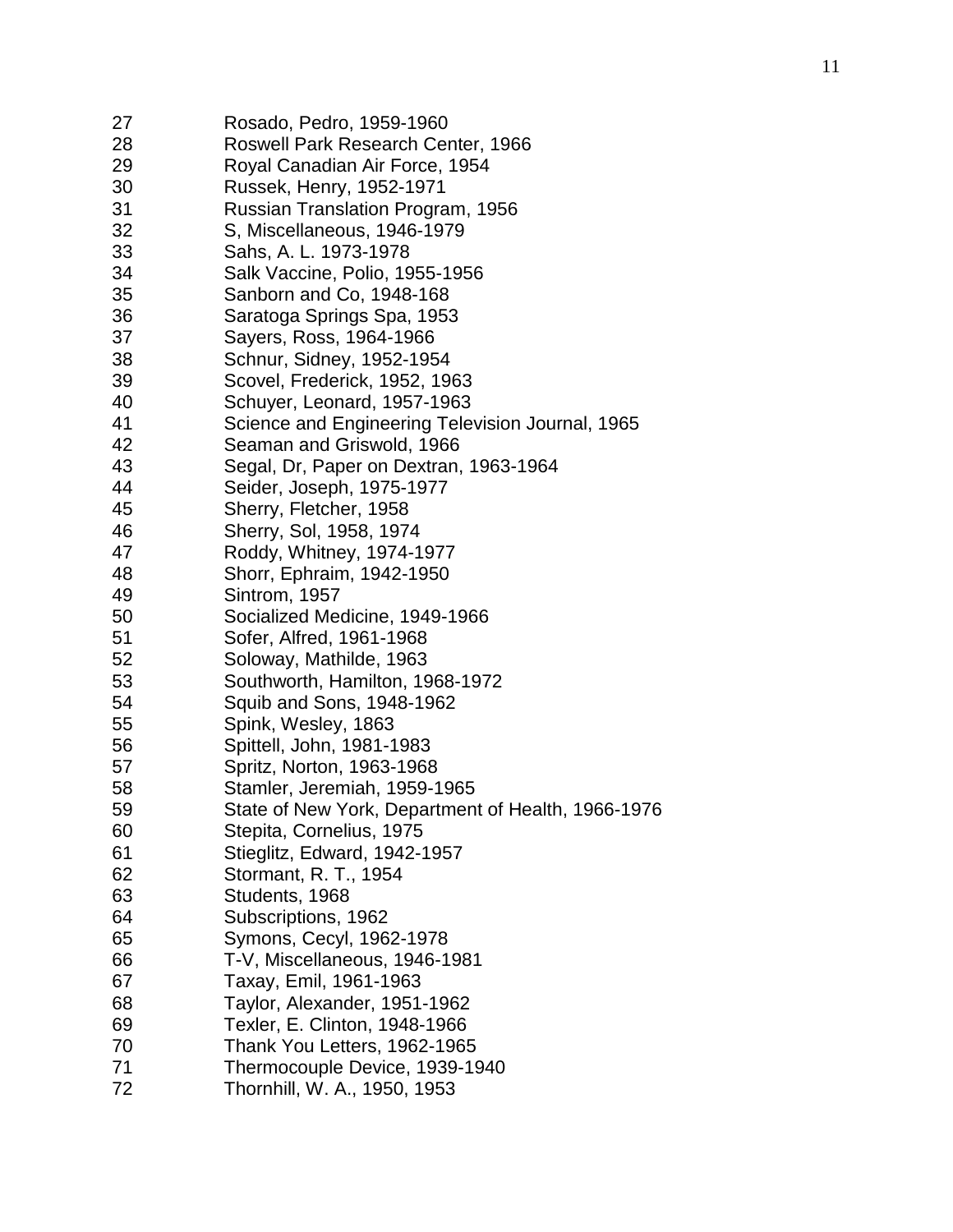27 Rosado, Pedro, 1959-1960
28 Roswell Park Research Center, 1966
29 Royal Canadian Air Force, 1954
30 Russek, Henry, 1952-1971
31 Russian Translation Program, 1956
32 S, Miscellaneous, 1946-1979
33 Sahs, A. L. 1973-1978
34 Salk Vaccine, Polio, 1955-1956
35 Sanborn and Co, 1948-168
36 Saratoga Springs Spa, 1953
37 Sayers, Ross, 1964-1966
38 Schnur, Sidney, 1952-1954
39 Scovel, Frederick, 1952, 1963
40 Schuyer, Leonard, 1957-1963
41 Science and Engineering Television Journal, 1965
42 Seaman and Griswold, 1966
43 Segal, Dr, Paper on Dextran, 1963-1964
44 Seider, Joseph, 1975-1977
45 Sherry, Fletcher, 1958
46 Sherry, Sol, 1958, 1974
47 Roddy, Whitney, 1974-1977
48 Shorr, Ephraim, 1942-1950
49 Sintrom, 1957
50 Socialized Medicine, 1949-1966
51 Sofer, Alfred, 1961-1968
52 Soloway, Mathilde, 1963
53 Southworth, Hamilton, 1968-1972
54 Squib and Sons, 1948-1962
55 Spink, Wesley, 1863
56 Spittell, John, 1981-1983
57 Spritz, Norton, 1963-1968
58 Stamler, Jeremiah, 1959-1965
59 State of New York, Department of Health, 1966-1976
60 Stepita, Cornelius, 1975
61 Stieglitz, Edward, 1942-1957
62 Stormant, R. T., 1954
63 Students, 1968
64 Subscriptions, 1962
65 Symons, Cecyl, 1962-1978
66 T-V, Miscellaneous, 1946-1981
67 Taxay, Emil, 1961-1963
68 Taylor, Alexander, 1951-1962
69 Texler, E. Clinton, 1948-1966
70 Thank You Letters, 1962-1965
71 Thermocouple Device, 1939-1940
72 Thornhill, W. A., 1950, 1953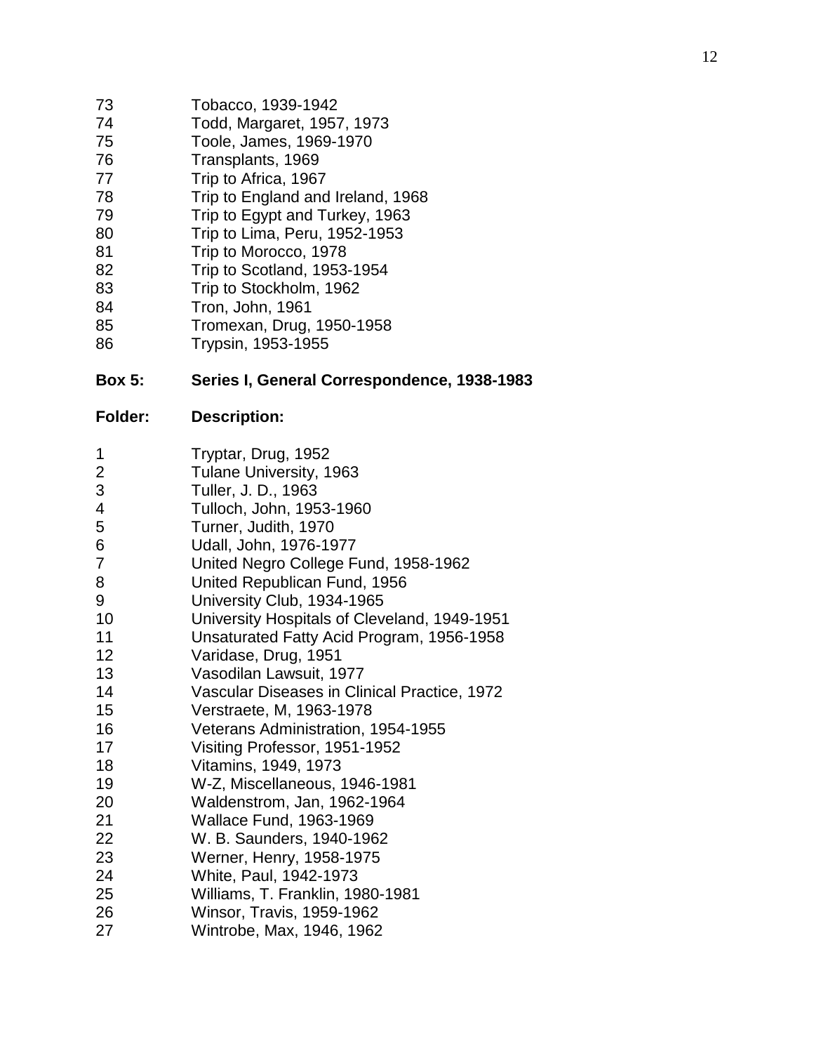73 Tobacco, 1939-1942
74 Todd, Margaret, 1957, 1973
75 Toole, James, 1969-1970
76 Transplants, 1969
77 Trip to Africa, 1967
78 Trip to England and Ireland, 1968
79 Trip to Egypt and Turkey, 1963
80 Trip to Lima, Peru, 1952-1953
81 Trip to Morocco, 1978
82 Trip to Scotland, 1953-1954
83 Trip to Stockholm, 1962
84 Tron, John, 1961
85 Tromexan, Drug, 1950-1958
86 Trypsin, 1953-1955

**Box 5: Series I, General Correspondence, 1938-1983**

| Folder: | Description: |
|---|---|
| 1 | Tryptar, Drug, 1952 |
| 2 | Tulane University, 1963 |
| 3 | Tuller, J. D., 1963 |
| 4 | Tulloch, John, 1953-1960 |
| 5 | Turner, Judith, 1970 |
| 6 | Udall, John, 1976-1977 |
| 7 | United Negro College Fund, 1958-1962 |
| 8 | United Republican Fund, 1956 |
| 9 | University Club, 1934-1965 |
| 10 | University Hospitals of Cleveland, 1949-1951 |
| 11 | Unsaturated Fatty Acid Program, 1956-1958 |
| 12 | Varidase, Drug, 1951 |
| 13 | Vasodilan Lawsuit, 1977 |
| 14 | Vascular Diseases in Clinical Practice, 1972 |
| 15 | Verstraete, M, 1963-1978 |
| 16 | Veterans Administration, 1954-1955 |
| 17 | Visiting Professor, 1951-1952 |
| 18 | Vitamins, 1949, 1973 |
| 19 | W-Z, Miscellaneous, 1946-1981 |
| 20 | Waldenstrom, Jan, 1962-1964 |
| 21 | Wallace Fund, 1963-1969 |
| 22 | W. B. Saunders, 1940-1962 |
| 23 | Werner, Henry, 1958-1975 |
| 24 | White, Paul, 1942-1973 |
| 25 | Williams, T. Franklin, 1980-1981 |
| 26 | Winsor, Travis, 1959-1962 |
| 27 | Wintrobe, Max, 1946, 1962 |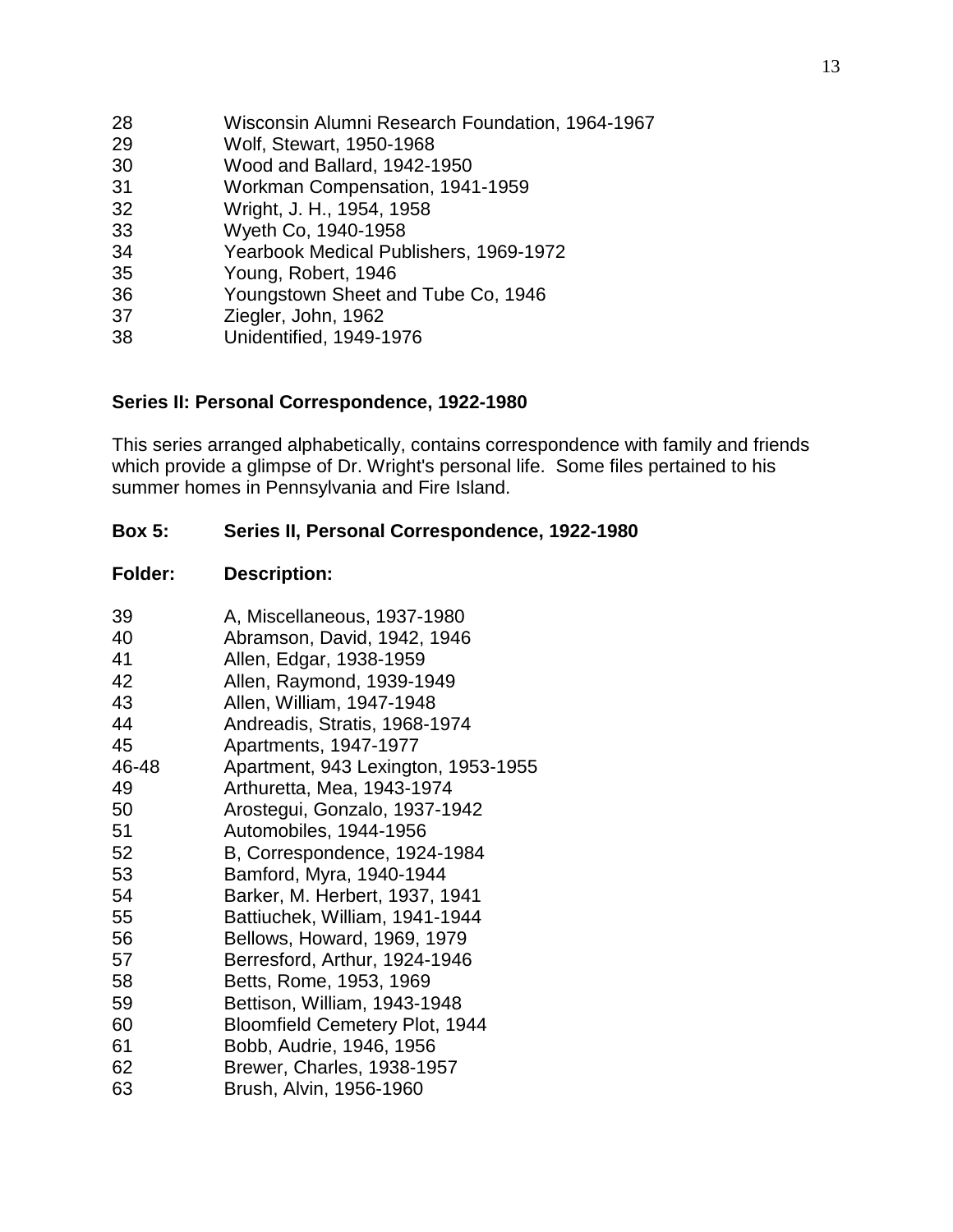| | |
|---|---|
| 28 | Wisconsin Alumni Research Foundation, 1964-1967 |
| 29 | Wolf, Stewart, 1950-1968 |
| 30 | Wood and Ballard, 1942-1950 |
| 31 | Workman Compensation, 1941-1959 |
| 32 | Wright, J. H., 1954, 1958 |
| 33 | Wyeth Co, 1940-1958 |
| 34 | Yearbook Medical Publishers, 1969-1972 |
| 35 | Young, Robert, 1946 |
| 36 | Youngstown Sheet and Tube Co, 1946 |
| 37 | Ziegler, John, 1962 |
| 38 | Unidentified, 1949-1976 |

**Series II: Personal Correspondence, 1922-1980**

This series arranged alphabetically, contains correspondence with family and friends which provide a glimpse of Dr. Wright's personal life. Some files pertained to his summer homes in Pennsylvania and Fire Island.

**Box 5: Series II, Personal Correspondence, 1922-1980**

| **Folder:** | **Description:** |
|---|---|
| 39 | A, Miscellaneous, 1937-1980 |
| 40 | Abramson, David, 1942, 1946 |
| 41 | Allen, Edgar, 1938-1959 |
| 42 | Allen, Raymond, 1939-1949 |
| 43 | Allen, William, 1947-1948 |
| 44 | Andreadis, Stratis, 1968-1974 |
| 45 | Apartments, 1947-1977 |
| 46-48 | Apartment, 943 Lexington, 1953-1955 |
| 49 | Arthuretta, Mea, 1943-1974 |
| 50 | Arostegui, Gonzalo, 1937-1942 |
| 51 | Automobiles, 1944-1956 |
| 52 | B, Correspondence, 1924-1984 |
| 53 | Bamford, Myra, 1940-1944 |
| 54 | Barker, M. Herbert, 1937, 1941 |
| 55 | Battiuchek, William, 1941-1944 |
| 56 | Bellows, Howard, 1969, 1979 |
| 57 | Berresford, Arthur, 1924-1946 |
| 58 | Betts, Rome, 1953, 1969 |
| 59 | Bettison, William, 1943-1948 |
| 60 | Bloomfield Cemetery Plot, 1944 |
| 61 | Bobb, Audrie, 1946, 1956 |
| 62 | Brewer, Charles, 1938-1957 |
| 63 | Brush, Alvin, 1956-1960 |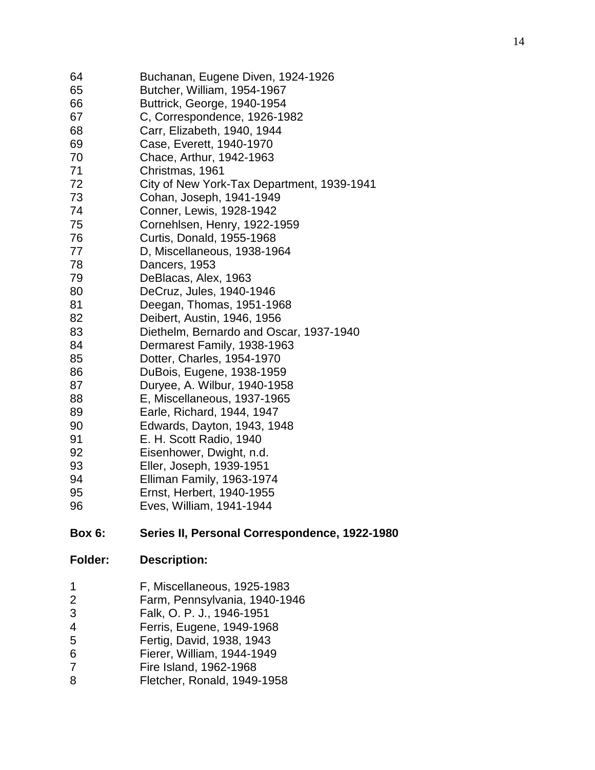| | |
|---|---|
| 64 | Buchanan, Eugene Diven, 1924-1926 |
| 65 | Butcher, William, 1954-1967 |
| 66 | Buttrick, George, 1940-1954 |
| 67 | C, Correspondence, 1926-1982 |
| 68 | Carr, Elizabeth, 1940, 1944 |
| 69 | Case, Everett, 1940-1970 |
| 70 | Chace, Arthur, 1942-1963 |
| 71 | Christmas, 1961 |
| 72 | City of New York-Tax Department, 1939-1941 |
| 73 | Cohan, Joseph, 1941-1949 |
| 74 | Conner, Lewis, 1928-1942 |
| 75 | Cornehlsen, Henry, 1922-1959 |
| 76 | Curtis, Donald, 1955-1968 |
| 77 | D, Miscellaneous, 1938-1964 |
| 78 | Dancers, 1953 |
| 79 | DeBlacas, Alex, 1963 |
| 80 | DeCruz, Jules, 1940-1946 |
| 81 | Deegan, Thomas, 1951-1968 |
| 82 | Deibert, Austin, 1946, 1956 |
| 83 | Diethelm, Bernardo and Oscar, 1937-1940 |
| 84 | Dermarest Family, 1938-1963 |
| 85 | Dotter, Charles, 1954-1970 |
| 86 | DuBois, Eugene, 1938-1959 |
| 87 | Duryee, A. Wilbur, 1940-1958 |
| 88 | E, Miscellaneous, 1937-1965 |
| 89 | Earle, Richard, 1944, 1947 |
| 90 | Edwards, Dayton, 1943, 1948 |
| 91 | E. H. Scott Radio, 1940 |
| 92 | Eisenhower, Dwight, n.d. |
| 93 | Eller, Joseph, 1939-1951 |
| 94 | Elliman Family, 1963-1974 |
| 95 | Ernst, Herbert, 1940-1955 |
| 96 | Eves, William, 1941-1944 |

**Box 6: Series II, Personal Correspondence, 1922-1980**

| Folder: | Description: |
|---|---|
| 1 | F, Miscellaneous, 1925-1983 |
| 2 | Farm, Pennsylvania, 1940-1946 |
| 3 | Falk, O. P. J., 1946-1951 |
| 4 | Ferris, Eugene, 1949-1968 |
| 5 | Fertig, David, 1938, 1943 |
| 6 | Fierer, William, 1944-1949 |
| 7 | Fire Island, 1962-1968 |
| 8 | Fletcher, Ronald, 1949-1958 |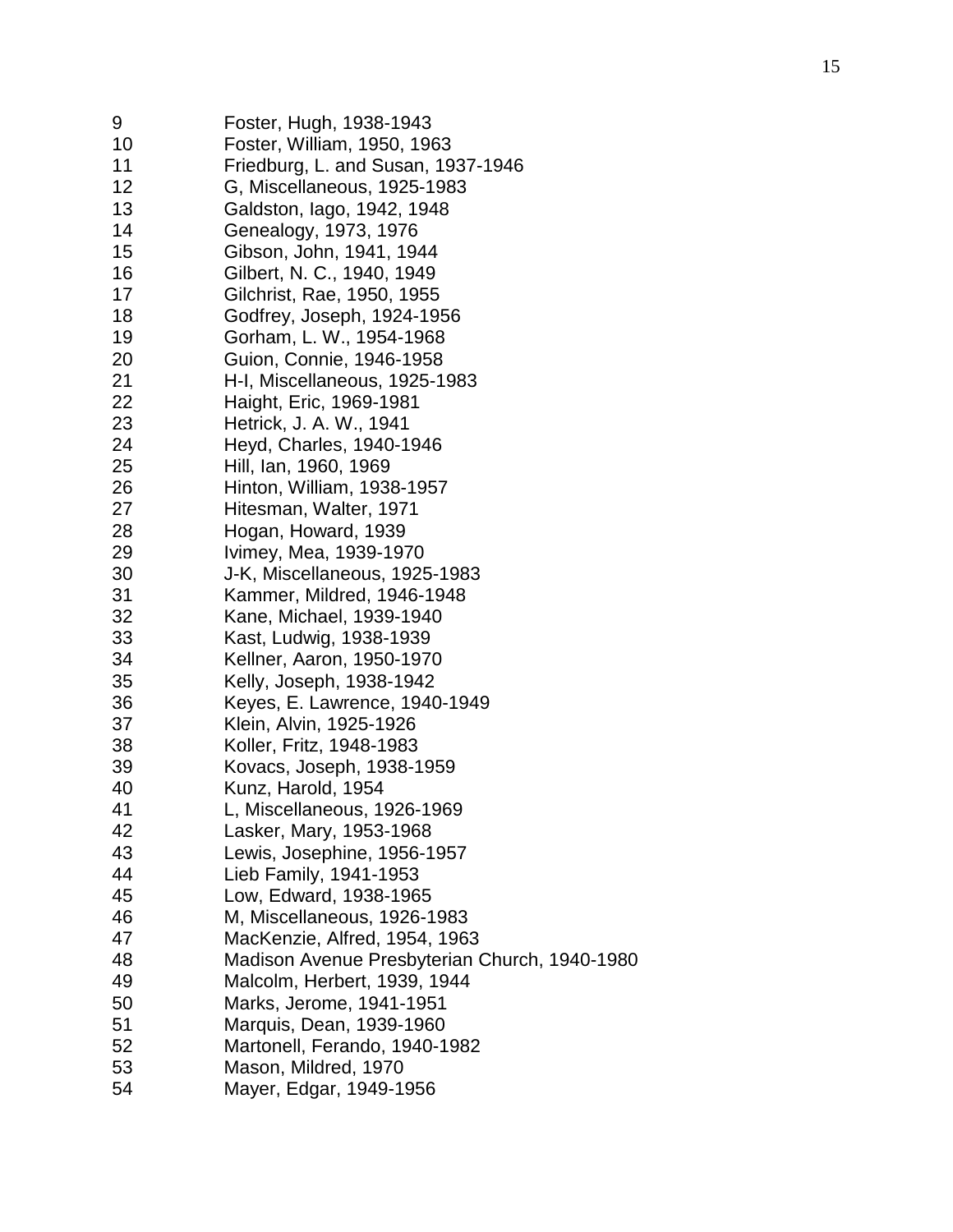| | |
|---|---|
| 9 | Foster, Hugh, 1938-1943 |
| 10 | Foster, William, 1950, 1963 |
| 11 | Friedburg, L. and Susan, 1937-1946 |
| 12 | G, Miscellaneous, 1925-1983 |
| 13 | Galdston, Iago, 1942, 1948 |
| 14 | Genealogy, 1973, 1976 |
| 15 | Gibson, John, 1941, 1944 |
| 16 | Gilbert, N. C., 1940, 1949 |
| 17 | Gilchrist, Rae, 1950, 1955 |
| 18 | Godfrey, Joseph, 1924-1956 |
| 19 | Gorham, L. W., 1954-1968 |
| 20 | Guion, Connie, 1946-1958 |
| 21 | H-I, Miscellaneous, 1925-1983 |
| 22 | Haight, Eric, 1969-1981 |
| 23 | Hetrick, J. A. W., 1941 |
| 24 | Heyd, Charles, 1940-1946 |
| 25 | Hill, Ian, 1960, 1969 |
| 26 | Hinton, William, 1938-1957 |
| 27 | Hitesman, Walter, 1971 |
| 28 | Hogan, Howard, 1939 |
| 29 | Ivimey, Mea, 1939-1970 |
| 30 | J-K, Miscellaneous, 1925-1983 |
| 31 | Kammer, Mildred, 1946-1948 |
| 32 | Kane, Michael, 1939-1940 |
| 33 | Kast, Ludwig, 1938-1939 |
| 34 | Kellner, Aaron, 1950-1970 |
| 35 | Kelly, Joseph, 1938-1942 |
| 36 | Keyes, E. Lawrence, 1940-1949 |
| 37 | Klein, Alvin, 1925-1926 |
| 38 | Koller, Fritz, 1948-1983 |
| 39 | Kovacs, Joseph, 1938-1959 |
| 40 | Kunz, Harold, 1954 |
| 41 | L, Miscellaneous, 1926-1969 |
| 42 | Lasker, Mary, 1953-1968 |
| 43 | Lewis, Josephine, 1956-1957 |
| 44 | Lieb Family, 1941-1953 |
| 45 | Low, Edward, 1938-1965 |
| 46 | M, Miscellaneous, 1926-1983 |
| 47 | MacKenzie, Alfred, 1954, 1963 |
| 48 | Madison Avenue Presbyterian Church, 1940-1980 |
| 49 | Malcolm, Herbert, 1939, 1944 |
| 50 | Marks, Jerome, 1941-1951 |
| 51 | Marquis, Dean, 1939-1960 |
| 52 | Martonell, Ferando, 1940-1982 |
| 53 | Mason, Mildred, 1970 |
| 54 | Mayer, Edgar, 1949-1956 |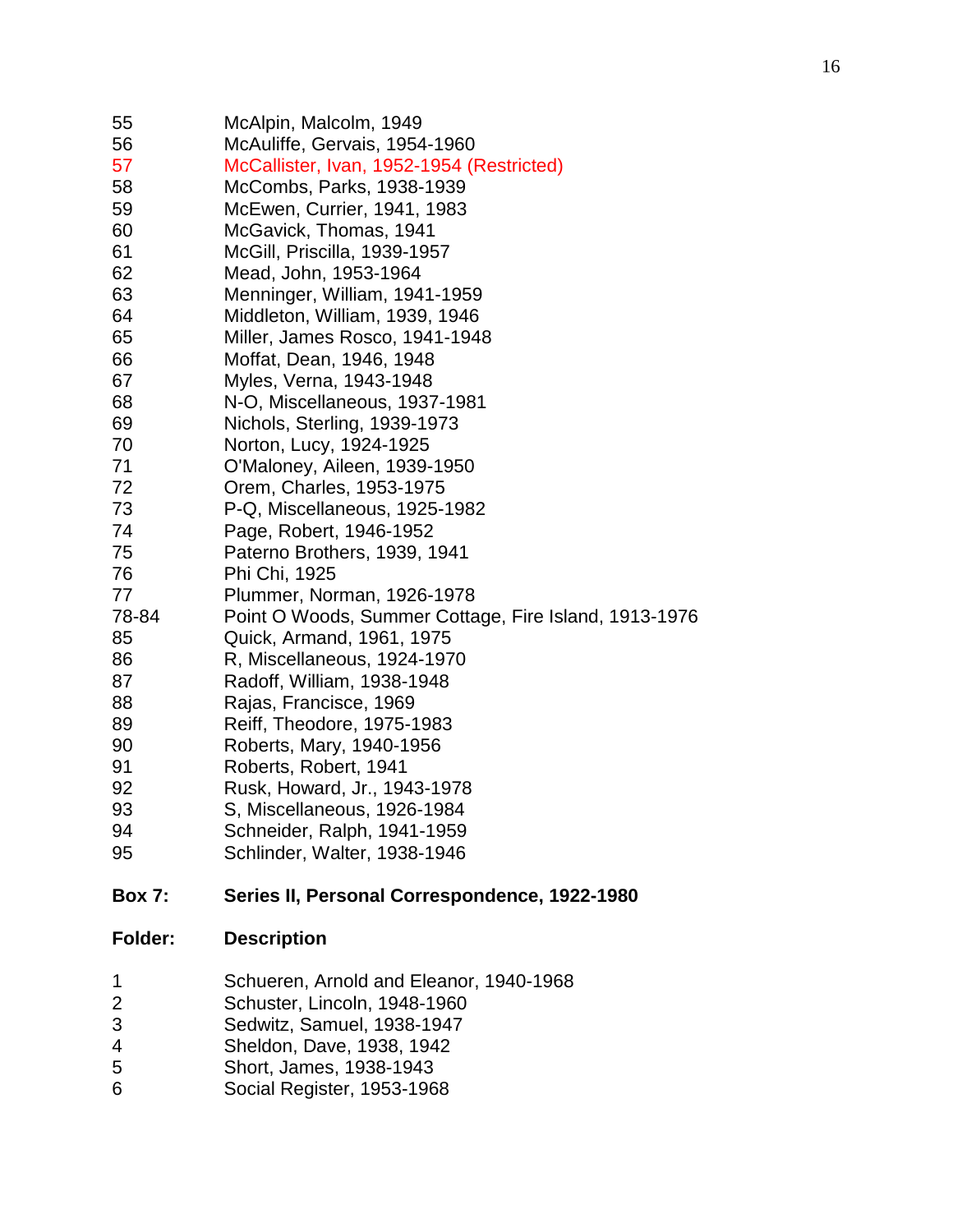| | |
|---|---|
| 55 | McAlpin, Malcolm, 1949 |
| 56 | McAuliffe, Gervais, 1954-1960 |
| 57 | McCallister, Ivan, 1952-1954 (Restricted) |
| 58 | McCombs, Parks, 1938-1939 |
| 59 | McEwen, Currier, 1941, 1983 |
| 60 | McGavick, Thomas, 1941 |
| 61 | McGill, Priscilla, 1939-1957 |
| 62 | Mead, John, 1953-1964 |
| 63 | Menninger, William, 1941-1959 |
| 64 | Middleton, William, 1939, 1946 |
| 65 | Miller, James Rosco, 1941-1948 |
| 66 | Moffat, Dean, 1946, 1948 |
| 67 | Myles, Verna, 1943-1948 |
| 68 | N-O, Miscellaneous, 1937-1981 |
| 69 | Nichols, Sterling, 1939-1973 |
| 70 | Norton, Lucy, 1924-1925 |
| 71 | O'Maloney, Aileen, 1939-1950 |
| 72 | Orem, Charles, 1953-1975 |
| 73 | P-Q, Miscellaneous, 1925-1982 |
| 74 | Page, Robert, 1946-1952 |
| 75 | Paterno Brothers, 1939, 1941 |
| 76 | Phi Chi, 1925 |
| 77 | Plummer, Norman, 1926-1978 |
| 78-84 | Point O Woods, Summer Cottage, Fire Island, 1913-1976 |
| 85 | Quick, Armand, 1961, 1975 |
| 86 | R, Miscellaneous, 1924-1970 |
| 87 | Radoff, William, 1938-1948 |
| 88 | Rajas, Francisce, 1969 |
| 89 | Reiff, Theodore, 1975-1983 |
| 90 | Roberts, Mary, 1940-1956 |
| 91 | Roberts, Robert, 1941 |
| 92 | Rusk, Howard, Jr., 1943-1978 |
| 93 | S, Miscellaneous, 1926-1984 |
| 94 | Schneider, Ralph, 1941-1959 |
| 95 | Schlinder, Walter, 1938-1946 |

**Box 7: Series II, Personal Correspondence, 1922-1980**

| **Folder:** | **Description** |
|---|---|
| 1 | Schueren, Arnold and Eleanor, 1940-1968 |
| 2 | Schuster, Lincoln, 1948-1960 |
| 3 | Sedwitz, Samuel, 1938-1947 |
| 4 | Sheldon, Dave, 1938, 1942 |
| 5 | Short, James, 1938-1943 |
| 6 | Social Register, 1953-1968 |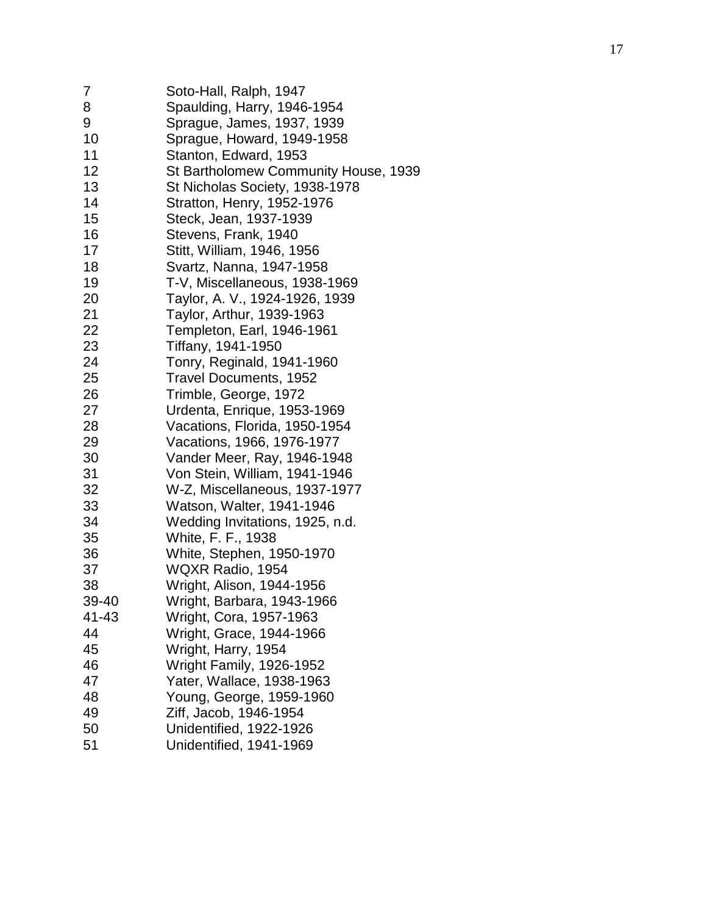| | |
|---|---|
| 7 | Soto-Hall, Ralph, 1947 |
| 8 | Spaulding, Harry, 1946-1954 |
| 9 | Sprague, James, 1937, 1939 |
| 10 | Sprague, Howard, 1949-1958 |
| 11 | Stanton, Edward, 1953 |
| 12 | St Bartholomew Community House, 1939 |
| 13 | St Nicholas Society, 1938-1978 |
| 14 | Stratton, Henry, 1952-1976 |
| 15 | Steck, Jean, 1937-1939 |
| 16 | Stevens, Frank, 1940 |
| 17 | Stitt, William, 1946, 1956 |
| 18 | Svartz, Nanna, 1947-1958 |
| 19 | T-V, Miscellaneous, 1938-1969 |
| 20 | Taylor, A. V., 1924-1926, 1939 |
| 21 | Taylor, Arthur, 1939-1963 |
| 22 | Templeton, Earl, 1946-1961 |
| 23 | Tiffany, 1941-1950 |
| 24 | Tonry, Reginald, 1941-1960 |
| 25 | Travel Documents, 1952 |
| 26 | Trimble, George, 1972 |
| 27 | Urdenta, Enrique, 1953-1969 |
| 28 | Vacations, Florida, 1950-1954 |
| 29 | Vacations, 1966, 1976-1977 |
| 30 | Vander Meer, Ray, 1946-1948 |
| 31 | Von Stein, William, 1941-1946 |
| 32 | W-Z, Miscellaneous, 1937-1977 |
| 33 | Watson, Walter, 1941-1946 |
| 34 | Wedding Invitations, 1925, n.d. |
| 35 | White, F. F., 1938 |
| 36 | White, Stephen, 1950-1970 |
| 37 | WQXR Radio, 1954 |
| 38 | Wright, Alison, 1944-1956 |
| 39-40 | Wright, Barbara, 1943-1966 |
| 41-43 | Wright, Cora, 1957-1963 |
| 44 | Wright, Grace, 1944-1966 |
| 45 | Wright, Harry, 1954 |
| 46 | Wright Family, 1926-1952 |
| 47 | Yater, Wallace, 1938-1963 |
| 48 | Young, George, 1959-1960 |
| 49 | Ziff, Jacob, 1946-1954 |
| 50 | Unidentified, 1922-1926 |
| 51 | Unidentified, 1941-1969 |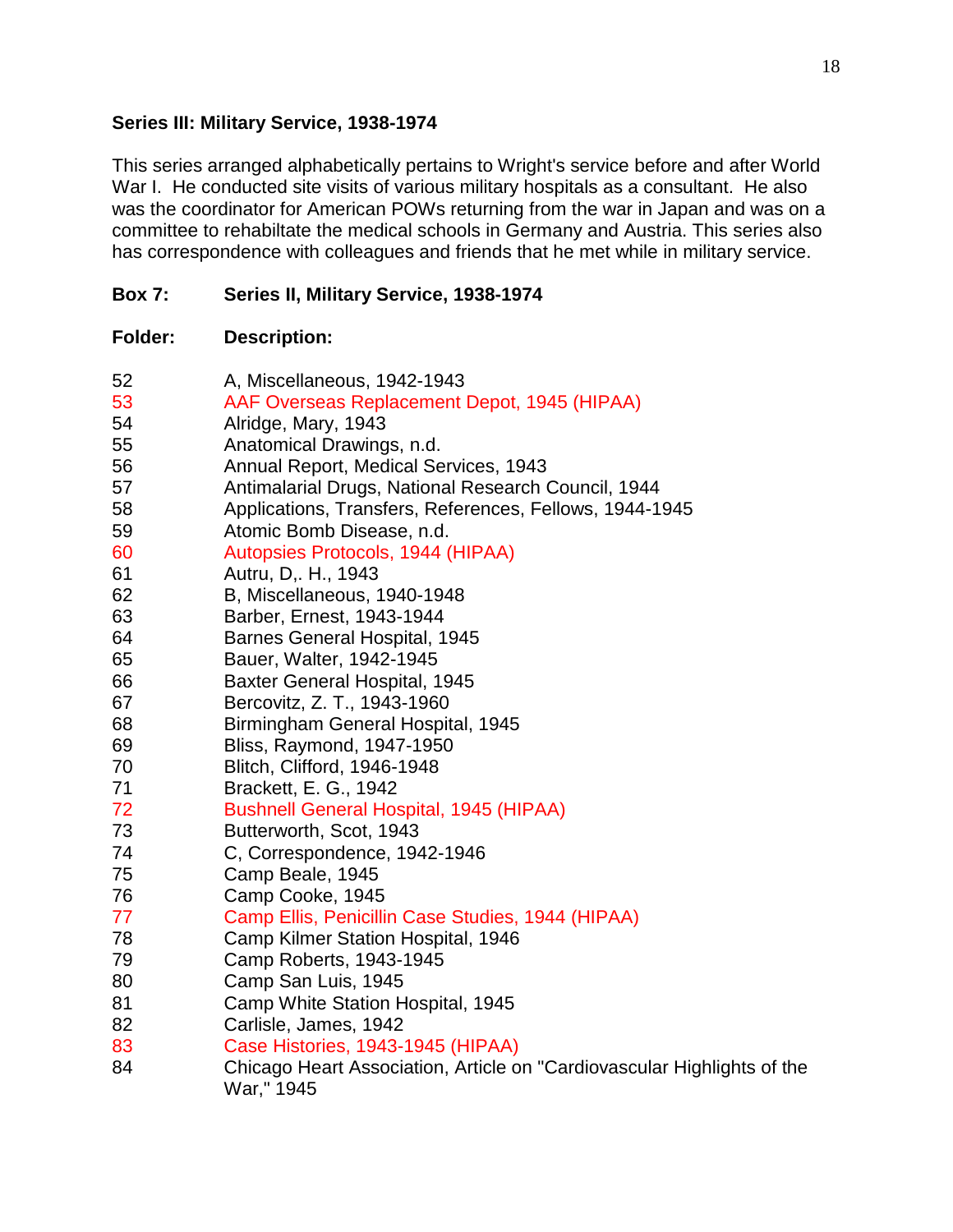**Series III: Military Service, 1938-1974**

This series arranged alphabetically pertains to Wright's service before and after World War I. He conducted site visits of various military hospitals as a consultant. He also was the coordinator for American POWs returning from the war in Japan and was on a committee to rehabiltate the medical schools in Germany and Austria. This series also has correspondence with colleagues and friends that he met while in military service.

**Box 7: Series II, Military Service, 1938-1974**

| **Folder:** | **Description:** |
|---|---|
| 52 | A, Miscellaneous, 1942-1943 |
| 53 | AAF Overseas Replacement Depot, 1945 (HIPAA) |
| 54 | Alridge, Mary, 1943 |
| 55 | Anatomical Drawings, n.d. |
| 56 | Annual Report, Medical Services, 1943 |
| 57 | Antimalarial Drugs, National Research Council, 1944 |
| 58 | Applications, Transfers, References, Fellows, 1944-1945 |
| 59 | Atomic Bomb Disease, n.d. |
| 60 | Autopsies Protocols, 1944 (HIPAA) |
| 61 | Autru, D,. H., 1943 |
| 62 | B, Miscellaneous, 1940-1948 |
| 63 | Barber, Ernest, 1943-1944 |
| 64 | Barnes General Hospital, 1945 |
| 65 | Bauer, Walter, 1942-1945 |
| 66 | Baxter General Hospital, 1945 |
| 67 | Bercovitz, Z. T., 1943-1960 |
| 68 | Birmingham General Hospital, 1945 |
| 69 | Bliss, Raymond, 1947-1950 |
| 70 | Blitch, Clifford, 1946-1948 |
| 71 | Brackett, E. G., 1942 |
| 72 | Bushnell General Hospital, 1945 (HIPAA) |
| 73 | Butterworth, Scot, 1943 |
| 74 | C, Correspondence, 1942-1946 |
| 75 | Camp Beale, 1945 |
| 76 | Camp Cooke, 1945 |
| 77 | Camp Ellis, Penicillin Case Studies, 1944 (HIPAA) |
| 78 | Camp Kilmer Station Hospital, 1946 |
| 79 | Camp Roberts, 1943-1945 |
| 80 | Camp San Luis, 1945 |
| 81 | Camp White Station Hospital, 1945 |
| 82 | Carlisle, James, 1942 |
| 83 | Case Histories, 1943-1945 (HIPAA) |
| 84 | Chicago Heart Association, Article on "Cardiovascular Highlights of the War," 1945 |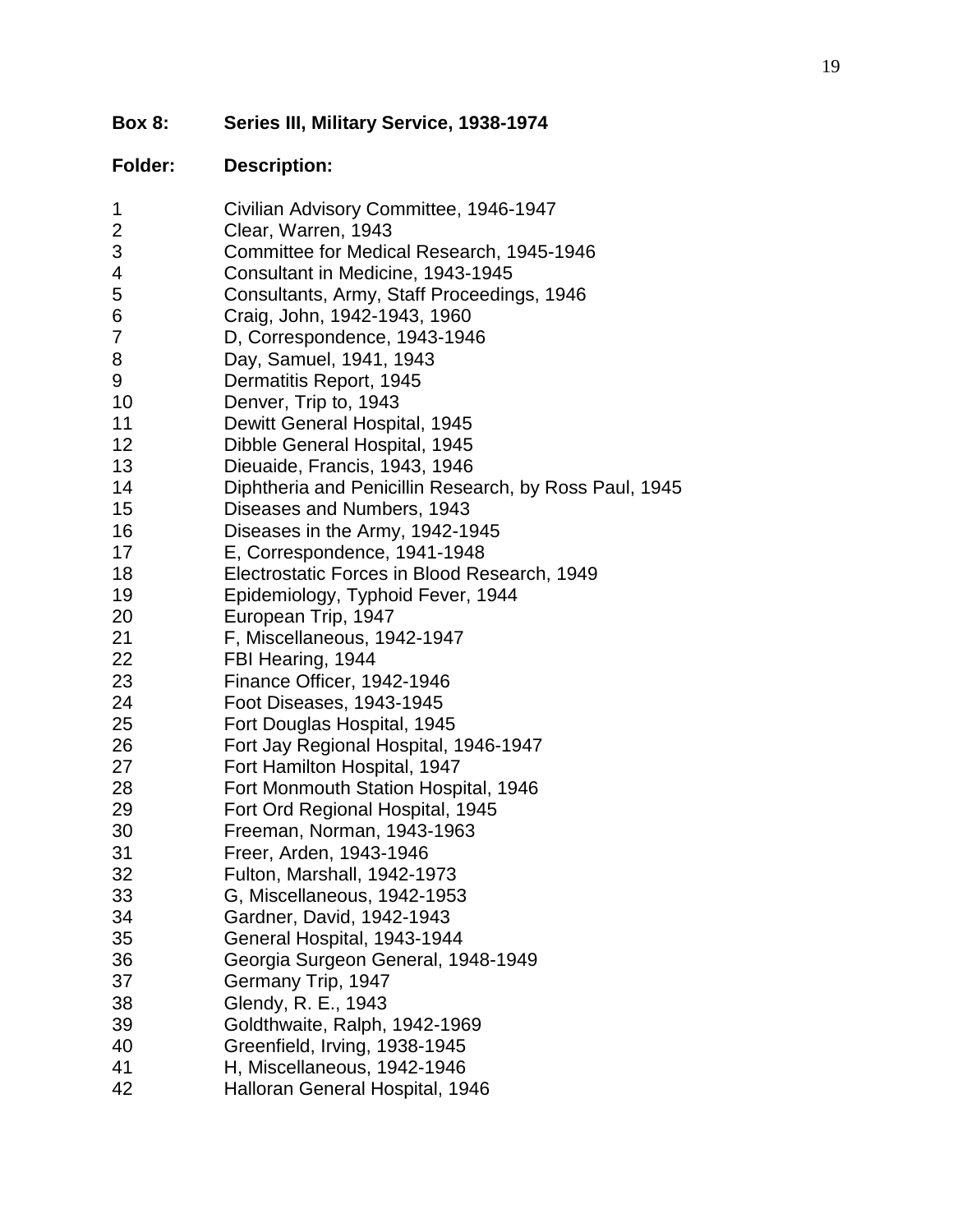**Box 8: Series III, Military Service, 1938-1974**

| Folder: | Description: |
|---|---|
| 1 | Civilian Advisory Committee, 1946-1947 |
| 2 | Clear, Warren, 1943 |
| 3 | Committee for Medical Research, 1945-1946 |
| 4 | Consultant in Medicine, 1943-1945 |
| 5 | Consultants, Army, Staff Proceedings, 1946 |
| 6 | Craig, John, 1942-1943, 1960 |
| 7 | D, Correspondence, 1943-1946 |
| 8 | Day, Samuel, 1941, 1943 |
| 9 | Dermatitis Report, 1945 |
| 10 | Denver, Trip to, 1943 |
| 11 | Dewitt General Hospital, 1945 |
| 12 | Dibble General Hospital, 1945 |
| 13 | Dieuaide, Francis, 1943, 1946 |
| 14 | Diphtheria and Penicillin Research, by Ross Paul, 1945 |
| 15 | Diseases and Numbers, 1943 |
| 16 | Diseases in the Army, 1942-1945 |
| 17 | E, Correspondence, 1941-1948 |
| 18 | Electrostatic Forces in Blood Research, 1949 |
| 19 | Epidemiology, Typhoid Fever, 1944 |
| 20 | European Trip, 1947 |
| 21 | F, Miscellaneous, 1942-1947 |
| 22 | FBI Hearing, 1944 |
| 23 | Finance Officer, 1942-1946 |
| 24 | Foot Diseases, 1943-1945 |
| 25 | Fort Douglas Hospital, 1945 |
| 26 | Fort Jay Regional Hospital, 1946-1947 |
| 27 | Fort Hamilton Hospital, 1947 |
| 28 | Fort Monmouth Station Hospital, 1946 |
| 29 | Fort Ord Regional Hospital, 1945 |
| 30 | Freeman, Norman, 1943-1963 |
| 31 | Freer, Arden, 1943-1946 |
| 32 | Fulton, Marshall, 1942-1973 |
| 33 | G, Miscellaneous, 1942-1953 |
| 34 | Gardner, David, 1942-1943 |
| 35 | General Hospital, 1943-1944 |
| 36 | Georgia Surgeon General, 1948-1949 |
| 37 | Germany Trip, 1947 |
| 38 | Glendy, R. E., 1943 |
| 39 | Goldthwaite, Ralph, 1942-1969 |
| 40 | Greenfield, Irving, 1938-1945 |
| 41 | H, Miscellaneous, 1942-1946 |
| 42 | Halloran General Hospital, 1946 |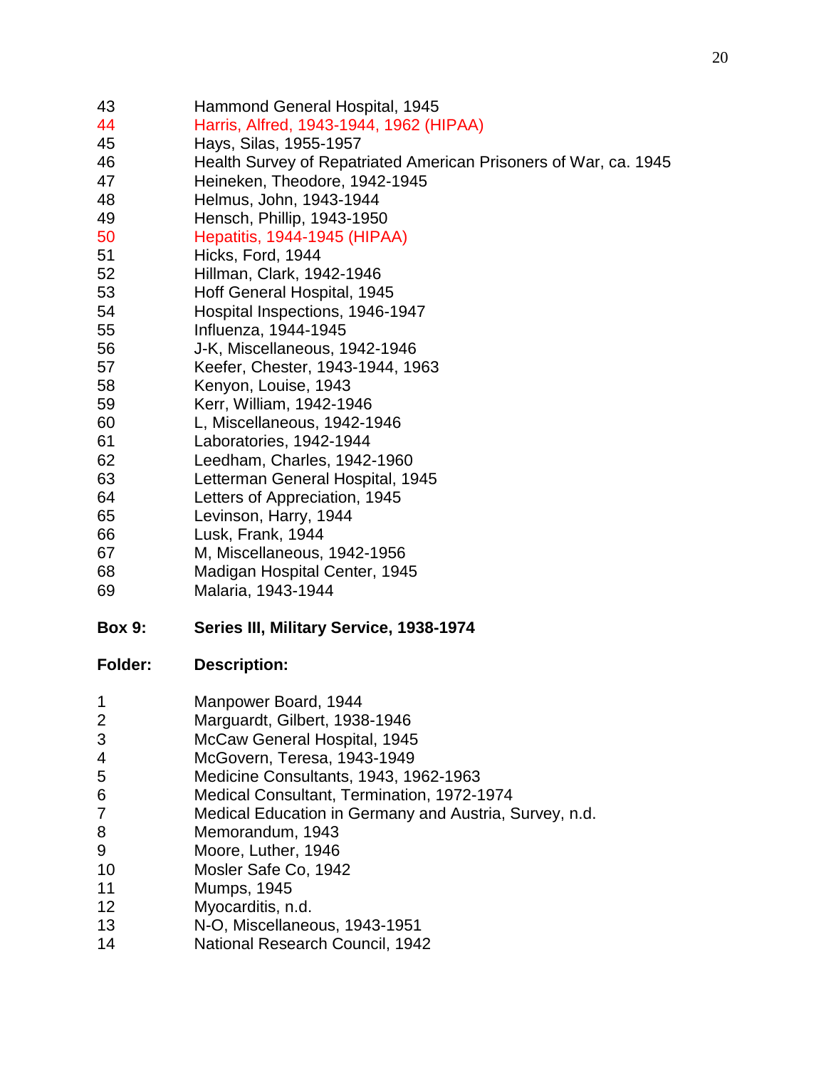| | |
|---|---|
| 43 | Hammond General Hospital, 1945 |
| 44 | Harris, Alfred, 1943-1944, 1962 (HIPAA) |
| 45 | Hays, Silas, 1955-1957 |
| 46 | Health Survey of Repatriated American Prisoners of War, ca. 1945 |
| 47 | Heineken, Theodore, 1942-1945 |
| 48 | Helmus, John, 1943-1944 |
| 49 | Hensch, Phillip, 1943-1950 |
| 50 | Hepatitis, 1944-1945 (HIPAA) |
| 51 | Hicks, Ford, 1944 |
| 52 | Hillman, Clark, 1942-1946 |
| 53 | Hoff General Hospital, 1945 |
| 54 | Hospital Inspections, 1946-1947 |
| 55 | Influenza, 1944-1945 |
| 56 | J-K, Miscellaneous, 1942-1946 |
| 57 | Keefer, Chester, 1943-1944, 1963 |
| 58 | Kenyon, Louise, 1943 |
| 59 | Kerr, William, 1942-1946 |
| 60 | L, Miscellaneous, 1942-1946 |
| 61 | Laboratories, 1942-1944 |
| 62 | Leedham, Charles, 1942-1960 |
| 63 | Letterman General Hospital, 1945 |
| 64 | Letters of Appreciation, 1945 |
| 65 | Levinson, Harry, 1944 |
| 66 | Lusk, Frank, 1944 |
| 67 | M, Miscellaneous, 1942-1956 |
| 68 | Madigan Hospital Center, 1945 |
| 69 | Malaria, 1943-1944 |

**Box 9:** **Series III, Military Service, 1938-1974**

| **Folder:** | **Description:** |
|---|---|
| 1 | Manpower Board, 1944 |
| 2 | Marguardt, Gilbert, 1938-1946 |
| 3 | McCaw General Hospital, 1945 |
| 4 | McGovern, Teresa, 1943-1949 |
| 5 | Medicine Consultants, 1943, 1962-1963 |
| 6 | Medical Consultant, Termination, 1972-1974 |
| 7 | Medical Education in Germany and Austria, Survey, n.d. |
| 8 | Memorandum, 1943 |
| 9 | Moore, Luther, 1946 |
| 10 | Mosler Safe Co, 1942 |
| 11 | Mumps, 1945 |
| 12 | Myocarditis, n.d. |
| 13 | N-O, Miscellaneous, 1943-1951 |
| 14 | National Research Council, 1942 |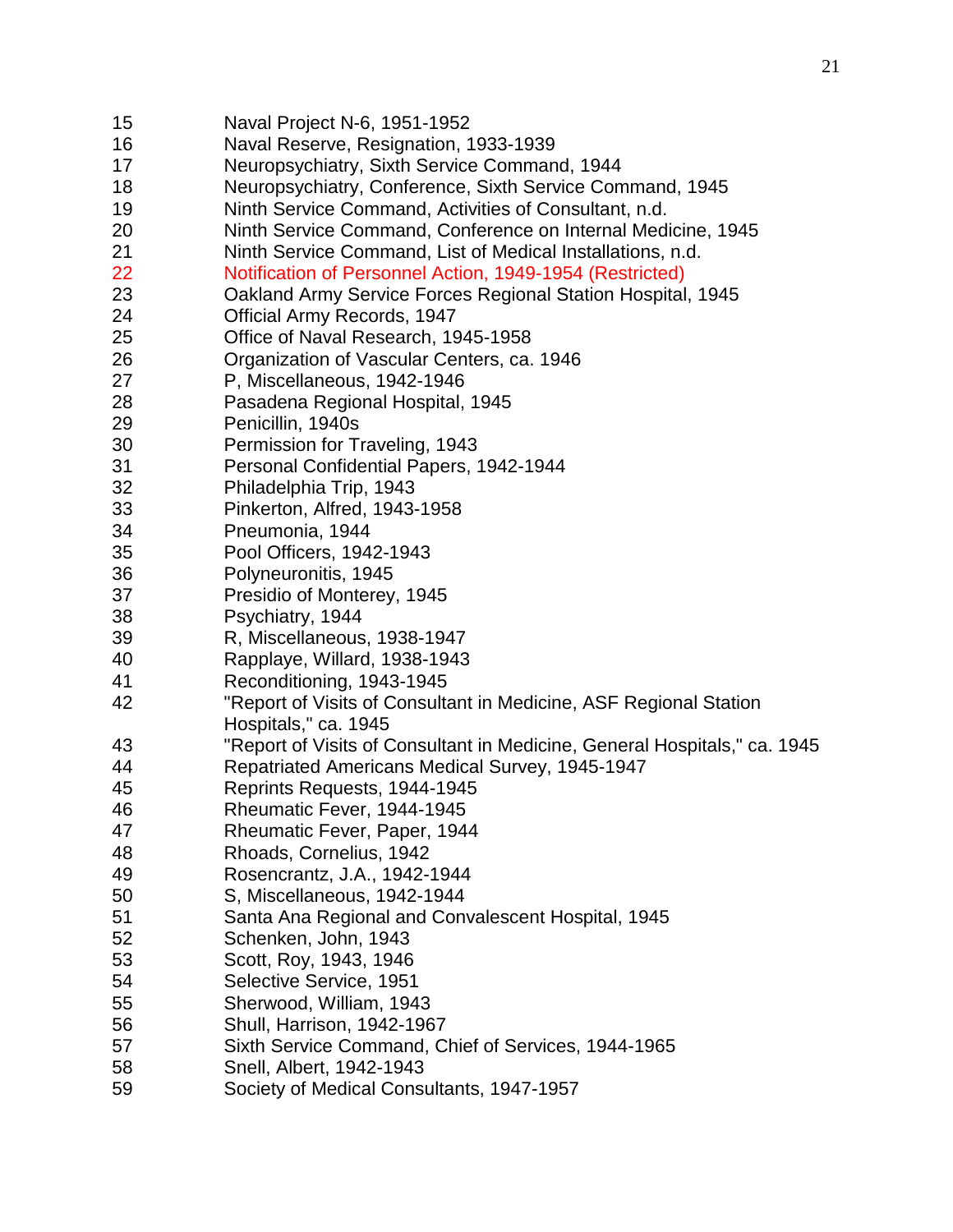15 Naval Project N-6, 1951-1952
16 Naval Reserve, Resignation, 1933-1939
17 Neuropsychiatry, Sixth Service Command, 1944
18 Neuropsychiatry, Conference, Sixth Service Command, 1945
19 Ninth Service Command, Activities of Consultant, n.d.
20 Ninth Service Command, Conference on Internal Medicine, 1945
21 Ninth Service Command, List of Medical Installations, n.d.
22 Notification of Personnel Action, 1949-1954 (Restricted)
23 Oakland Army Service Forces Regional Station Hospital, 1945
24 Official Army Records, 1947
25 Office of Naval Research, 1945-1958
26 Organization of Vascular Centers, ca. 1946
27 P, Miscellaneous, 1942-1946
28 Pasadena Regional Hospital, 1945
29 Penicillin, 1940s
30 Permission for Traveling, 1943
31 Personal Confidential Papers, 1942-1944
32 Philadelphia Trip, 1943
33 Pinkerton, Alfred, 1943-1958
34 Pneumonia, 1944
35 Pool Officers, 1942-1943
36 Polyneuronitis, 1945
37 Presidio of Monterey, 1945
38 Psychiatry, 1944
39 R, Miscellaneous, 1938-1947
40 Rapplaye, Willard, 1938-1943
41 Reconditioning, 1943-1945
42 "Report of Visits of Consultant in Medicine, ASF Regional Station Hospitals," ca. 1945
43 "Report of Visits of Consultant in Medicine, General Hospitals," ca. 1945
44 Repatriated Americans Medical Survey, 1945-1947
45 Reprints Requests, 1944-1945
46 Rheumatic Fever, 1944-1945
47 Rheumatic Fever, Paper, 1944
48 Rhoads, Cornelius, 1942
49 Rosencrantz, J.A., 1942-1944
50 S, Miscellaneous, 1942-1944
51 Santa Ana Regional and Convalescent Hospital, 1945
52 Schenken, John, 1943
53 Scott, Roy, 1943, 1946
54 Selective Service, 1951
55 Sherwood, William, 1943
56 Shull, Harrison, 1942-1967
57 Sixth Service Command, Chief of Services, 1944-1965
58 Snell, Albert, 1942-1943
59 Society of Medical Consultants, 1947-1957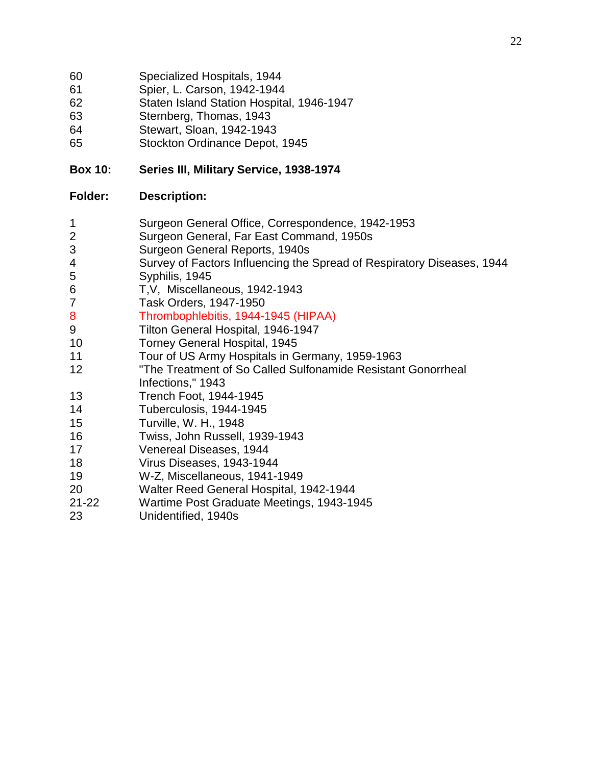| | |
|---|---|
| 60 | Specialized Hospitals, 1944 |
| 61 | Spier, L. Carson, 1942-1944 |
| 62 | Staten Island Station Hospital, 1946-1947 |
| 63 | Sternberg, Thomas, 1943 |
| 64 | Stewart, Sloan, 1942-1943 |
| 65 | Stockton Ordinance Depot, 1945 |

**Box 10: Series III, Military Service, 1938-1974**

| **Folder:** | **Description:** |
|---|---|
| 1 | Surgeon General Office, Correspondence, 1942-1953 |
| 2 | Surgeon General, Far East Command, 1950s |
| 3 | Surgeon General Reports, 1940s |
| 4 | Survey of Factors Influencing the Spread of Respiratory Diseases, 1944 |
| 5 | Syphilis, 1945 |
| 6 | T,V, Miscellaneous, 1942-1943 |
| 7 | Task Orders, 1947-1950 |
| 8 | Thrombophlebitis, 1944-1945 (HIPAA) |
| 9 | Tilton General Hospital, 1946-1947 |
| 10 | Torney General Hospital, 1945 |
| 11 | Tour of US Army Hospitals in Germany, 1959-1963 |
| 12 | "The Treatment of So Called Sulfonamide Resistant Gonorrheal Infections," 1943 |
| 13 | Trench Foot, 1944-1945 |
| 14 | Tuberculosis, 1944-1945 |
| 15 | Turville, W. H., 1948 |
| 16 | Twiss, John Russell, 1939-1943 |
| 17 | Venereal Diseases, 1944 |
| 18 | Virus Diseases, 1943-1944 |
| 19 | W-Z, Miscellaneous, 1941-1949 |
| 20 | Walter Reed General Hospital, 1942-1944 |
| 21-22 | Wartime Post Graduate Meetings, 1943-1945 |
| 23 | Unidentified, 1940s |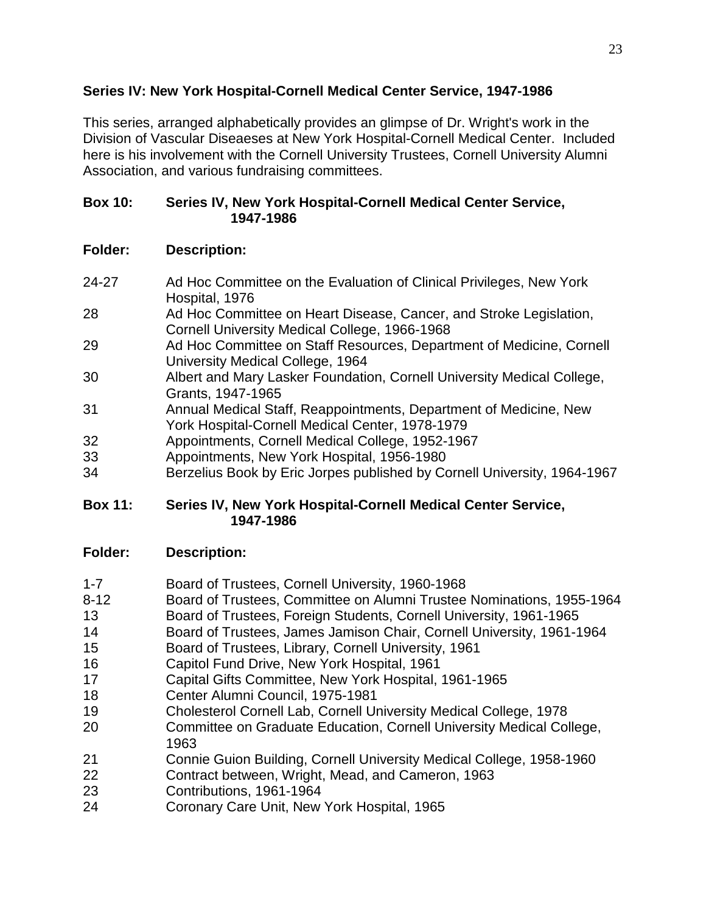## Series IV: New York Hospital-Cornell Medical Center Service, 1947-1986

This series, arranged alphabetically provides an glimpse of Dr. Wright's work in the Division of Vascular Diseaeses at New York Hospital-Cornell Medical Center. Included here is his involvement with the Cornell University Trustees, Cornell University Alumni Association, and various fundraising committees.

### Box 10: Series IV, New York Hospital-Cornell Medical Center Service, 1947-1986

| Folder: | Description: |
|---|---|
| 24-27 | Ad Hoc Committee on the Evaluation of Clinical Privileges, New York Hospital, 1976 |
| 28 | Ad Hoc Committee on Heart Disease, Cancer, and Stroke Legislation, Cornell University Medical College, 1966-1968 |
| 29 | Ad Hoc Committee on Staff Resources, Department of Medicine, Cornell University Medical College, 1964 |
| 30 | Albert and Mary Lasker Foundation, Cornell University Medical College, Grants, 1947-1965 |
| 31 | Annual Medical Staff, Reappointments, Department of Medicine, New York Hospital-Cornell Medical Center, 1978-1979 |
| 32 | Appointments, Cornell Medical College, 1952-1967 |
| 33 | Appointments, New York Hospital, 1956-1980 |
| 34 | Berzelius Book by Eric Jorpes published by Cornell University, 1964-1967 |

### Box 11: Series IV, New York Hospital-Cornell Medical Center Service, 1947-1986

| Folder: | Description: |
|---|---|
| 1-7 | Board of Trustees, Cornell University, 1960-1968 |
| 8-12 | Board of Trustees, Committee on Alumni Trustee Nominations, 1955-1964 |
| 13 | Board of Trustees, Foreign Students, Cornell University, 1961-1965 |
| 14 | Board of Trustees, James Jamison Chair, Cornell University, 1961-1964 |
| 15 | Board of Trustees, Library, Cornell University, 1961 |
| 16 | Capitol Fund Drive, New York Hospital, 1961 |
| 17 | Capital Gifts Committee, New York Hospital, 1961-1965 |
| 18 | Center Alumni Council, 1975-1981 |
| 19 | Cholesterol Cornell Lab, Cornell University Medical College, 1978 |
| 20 | Committee on Graduate Education, Cornell University Medical College, 1963 |
| 21 | Connie Guion Building, Cornell University Medical College, 1958-1960 |
| 22 | Contract between, Wright, Mead, and Cameron, 1963 |
| 23 | Contributions, 1961-1964 |
| 24 | Coronary Care Unit, New York Hospital, 1965 |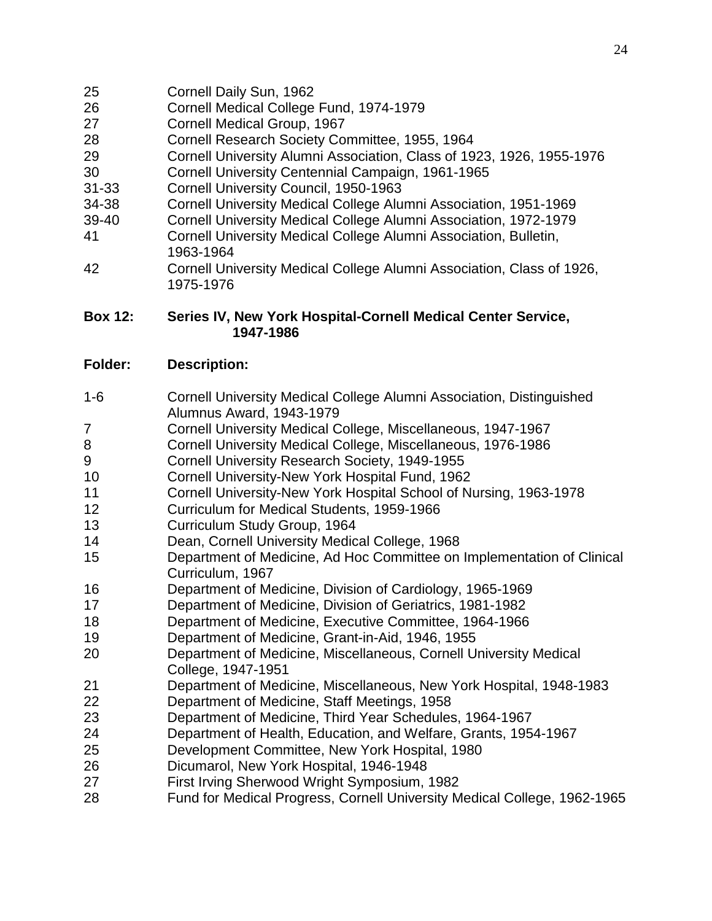| | |
|---|---|
| 25 | Cornell Daily Sun, 1962 |
| 26 | Cornell Medical College Fund, 1974-1979 |
| 27 | Cornell Medical Group, 1967 |
| 28 | Cornell Research Society Committee, 1955, 1964 |
| 29 | Cornell University Alumni Association, Class of 1923, 1926, 1955-1976 |
| 30 | Cornell University Centennial Campaign, 1961-1965 |
| 31-33 | Cornell University Council, 1950-1963 |
| 34-38 | Cornell University Medical College Alumni Association, 1951-1969 |
| 39-40 | Cornell University Medical College Alumni Association, 1972-1979 |
| 41 | Cornell University Medical College Alumni Association, Bulletin, 1963-1964 |
| 42 | Cornell University Medical College Alumni Association, Class of 1926, 1975-1976 |

**Box 12: Series IV, New York Hospital-Cornell Medical Center Service, 1947-1986**

| **Folder:** | **Description:** |
|---|---|
| 1-6 | Cornell University Medical College Alumni Association, Distinguished Alumnus Award, 1943-1979 |
| 7 | Cornell University Medical College, Miscellaneous, 1947-1967 |
| 8 | Cornell University Medical College, Miscellaneous, 1976-1986 |
| 9 | Cornell University Research Society, 1949-1955 |
| 10 | Cornell University-New York Hospital Fund, 1962 |
| 11 | Cornell University-New York Hospital School of Nursing, 1963-1978 |
| 12 | Curriculum for Medical Students, 1959-1966 |
| 13 | Curriculum Study Group, 1964 |
| 14 | Dean, Cornell University Medical College, 1968 |
| 15 | Department of Medicine, Ad Hoc Committee on Implementation of Clinical Curriculum, 1967 |
| 16 | Department of Medicine, Division of Cardiology, 1965-1969 |
| 17 | Department of Medicine, Division of Geriatrics, 1981-1982 |
| 18 | Department of Medicine, Executive Committee, 1964-1966 |
| 19 | Department of Medicine, Grant-in-Aid, 1946, 1955 |
| 20 | Department of Medicine, Miscellaneous, Cornell University Medical College, 1947-1951 |
| 21 | Department of Medicine, Miscellaneous, New York Hospital, 1948-1983 |
| 22 | Department of Medicine, Staff Meetings, 1958 |
| 23 | Department of Medicine, Third Year Schedules, 1964-1967 |
| 24 | Department of Health, Education, and Welfare, Grants, 1954-1967 |
| 25 | Development Committee, New York Hospital, 1980 |
| 26 | Dicumarol, New York Hospital, 1946-1948 |
| 27 | First Irving Sherwood Wright Symposium, 1982 |
| 28 | Fund for Medical Progress, Cornell University Medical College, 1962-1965 |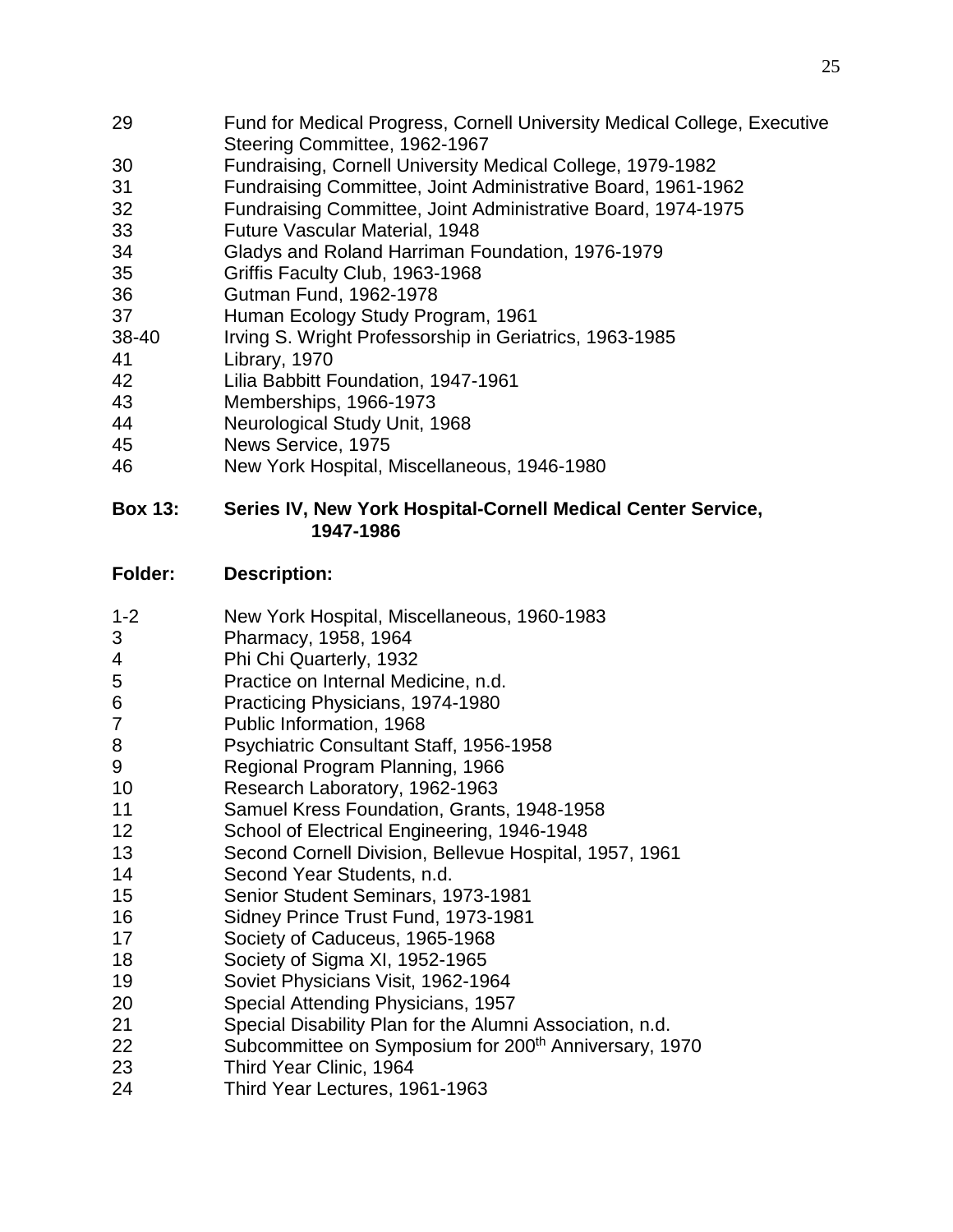| | |
|---|---|
| 29 | Fund for Medical Progress, Cornell University Medical College, Executive Steering Committee, 1962-1967 |
| 30 | Fundraising, Cornell University Medical College, 1979-1982 |
| 31 | Fundraising Committee, Joint Administrative Board, 1961-1962 |
| 32 | Fundraising Committee, Joint Administrative Board, 1974-1975 |
| 33 | Future Vascular Material, 1948 |
| 34 | Gladys and Roland Harriman Foundation, 1976-1979 |
| 35 | Griffis Faculty Club, 1963-1968 |
| 36 | Gutman Fund, 1962-1978 |
| 37 | Human Ecology Study Program, 1961 |
| 38-40 | Irving S. Wright Professorship in Geriatrics, 1963-1985 |
| 41 | Library, 1970 |
| 42 | Lilia Babbitt Foundation, 1947-1961 |
| 43 | Memberships, 1966-1973 |
| 44 | Neurological Study Unit, 1968 |
| 45 | News Service, 1975 |
| 46 | New York Hospital, Miscellaneous, 1946-1980 |

**Box 13: Series IV, New York Hospital-Cornell Medical Center Service, 1947-1986**

| **Folder:** | **Description:** |
|---|---|
| 1-2 | New York Hospital, Miscellaneous, 1960-1983 |
| 3 | Pharmacy, 1958, 1964 |
| 4 | Phi Chi Quarterly, 1932 |
| 5 | Practice on Internal Medicine, n.d. |
| 6 | Practicing Physicians, 1974-1980 |
| 7 | Public Information, 1968 |
| 8 | Psychiatric Consultant Staff, 1956-1958 |
| 9 | Regional Program Planning, 1966 |
| 10 | Research Laboratory, 1962-1963 |
| 11 | Samuel Kress Foundation, Grants, 1948-1958 |
| 12 | School of Electrical Engineering, 1946-1948 |
| 13 | Second Cornell Division, Bellevue Hospital, 1957, 1961 |
| 14 | Second Year Students, n.d. |
| 15 | Senior Student Seminars, 1973-1981 |
| 16 | Sidney Prince Trust Fund, 1973-1981 |
| 17 | Society of Caduceus, 1965-1968 |
| 18 | Society of Sigma XI, 1952-1965 |
| 19 | Soviet Physicians Visit, 1962-1964 |
| 20 | Special Attending Physicians, 1957 |
| 21 | Special Disability Plan for the Alumni Association, n.d. |
| 22 | Subcommittee on Symposium for 200th Anniversary, 1970 |
| 23 | Third Year Clinic, 1964 |
| 24 | Third Year Lectures, 1961-1963 |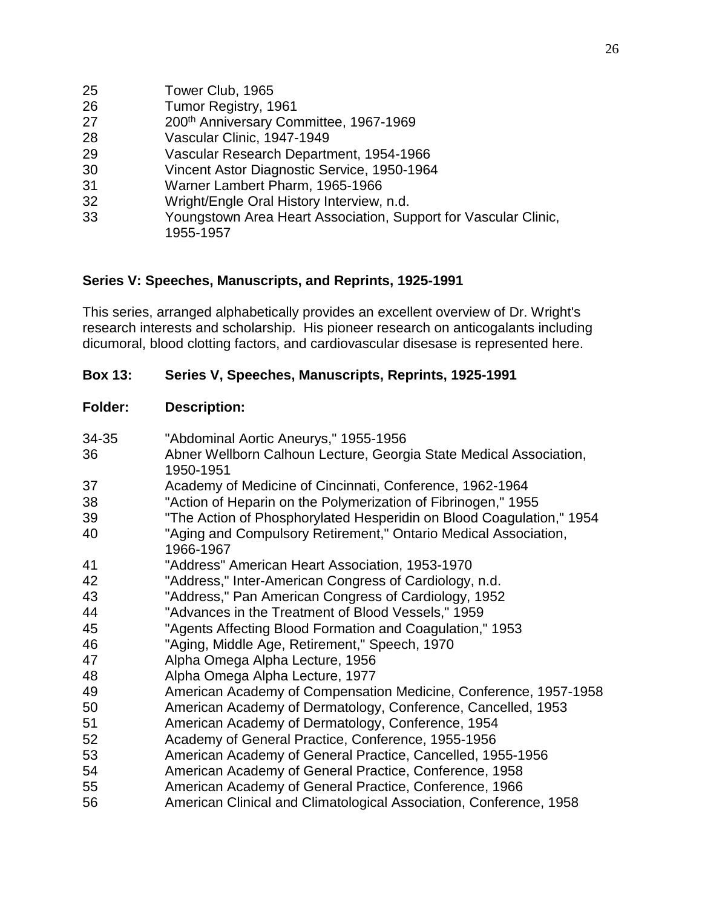| | |
|---|---|
| 25 | Tower Club, 1965 |
| 26 | Tumor Registry, 1961 |
| 27 | 200th Anniversary Committee, 1967-1969 |
| 28 | Vascular Clinic, 1947-1949 |
| 29 | Vascular Research Department, 1954-1966 |
| 30 | Vincent Astor Diagnostic Service, 1950-1964 |
| 31 | Warner Lambert Pharm, 1965-1966 |
| 32 | Wright/Engle Oral History Interview, n.d. |
| 33 | Youngstown Area Heart Association, Support for Vascular Clinic, 1955-1957 |

**Series V: Speeches, Manuscripts, and Reprints, 1925-1991**

This series, arranged alphabetically provides an excellent overview of Dr. Wright's research interests and scholarship. His pioneer research on anticogalants including dicumoral, blood clotting factors, and cardiovascular disesase is represented here.

**Box 13: Series V, Speeches, Manuscripts, Reprints, 1925-1991**

| **Folder:** | **Description:** |
|---|---|
| 34-35 | "Abdominal Aortic Aneurys," 1955-1956 |
| 36 | Abner Wellborn Calhoun Lecture, Georgia State Medical Association, 1950-1951 |
| 37 | Academy of Medicine of Cincinnati, Conference, 1962-1964 |
| 38 | "Action of Heparin on the Polymerization of Fibrinogen," 1955 |
| 39 | "The Action of Phosphorylated Hesperidin on Blood Coagulation," 1954 |
| 40 | "Aging and Compulsory Retirement," Ontario Medical Association, 1966-1967 |
| 41 | "Address" American Heart Association, 1953-1970 |
| 42 | "Address," Inter-American Congress of Cardiology, n.d. |
| 43 | "Address," Pan American Congress of Cardiology, 1952 |
| 44 | "Advances in the Treatment of Blood Vessels," 1959 |
| 45 | "Agents Affecting Blood Formation and Coagulation," 1953 |
| 46 | "Aging, Middle Age, Retirement," Speech, 1970 |
| 47 | Alpha Omega Alpha Lecture, 1956 |
| 48 | Alpha Omega Alpha Lecture, 1977 |
| 49 | American Academy of Compensation Medicine, Conference, 1957-1958 |
| 50 | American Academy of Dermatology, Conference, Cancelled, 1953 |
| 51 | American Academy of Dermatology, Conference, 1954 |
| 52 | Academy of General Practice, Conference, 1955-1956 |
| 53 | American Academy of General Practice, Cancelled, 1955-1956 |
| 54 | American Academy of General Practice, Conference, 1958 |
| 55 | American Academy of General Practice, Conference, 1966 |
| 56 | American Clinical and Climatological Association, Conference, 1958 |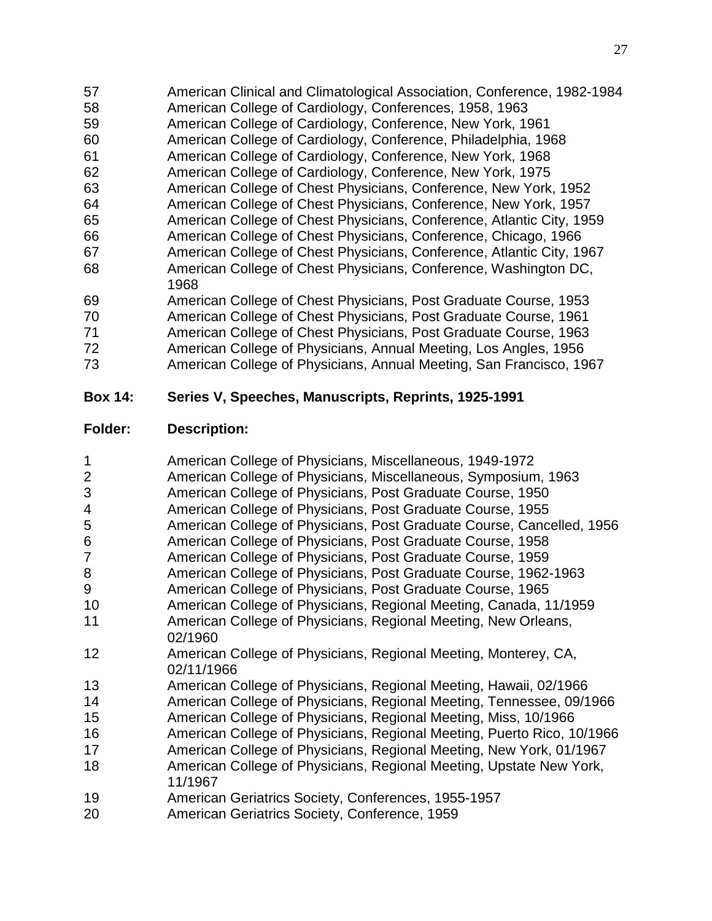| | |
|---|---|
| 57 | American Clinical and Climatological Association, Conference, 1982-1984 |
| 58 | American College of Cardiology, Conferences, 1958, 1963 |
| 59 | American College of Cardiology, Conference, New York, 1961 |
| 60 | American College of Cardiology, Conference, Philadelphia, 1968 |
| 61 | American College of Cardiology, Conference, New York, 1968 |
| 62 | American College of Cardiology, Conference, New York, 1975 |
| 63 | American College of Chest Physicians, Conference, New York, 1952 |
| 64 | American College of Chest Physicians, Conference, New York, 1957 |
| 65 | American College of Chest Physicians, Conference, Atlantic City, 1959 |
| 66 | American College of Chest Physicians, Conference, Chicago, 1966 |
| 67 | American College of Chest Physicians, Conference, Atlantic City, 1967 |
| 68 | American College of Chest Physicians, Conference, Washington DC, 1968 |
| 69 | American College of Chest Physicians, Post Graduate Course, 1953 |
| 70 | American College of Chest Physicians, Post Graduate Course, 1961 |
| 71 | American College of Chest Physicians, Post Graduate Course, 1963 |
| 72 | American College of Physicians, Annual Meeting, Los Angles, 1956 |
| 73 | American College of Physicians, Annual Meeting, San Francisco, 1967 |

**Box 14: Series V, Speeches, Manuscripts, Reprints, 1925-1991**

| **Folder:** | **Description:** |
|---|---|
| 1 | American College of Physicians, Miscellaneous, 1949-1972 |
| 2 | American College of Physicians, Miscellaneous, Symposium, 1963 |
| 3 | American College of Physicians, Post Graduate Course, 1950 |
| 4 | American College of Physicians, Post Graduate Course, 1955 |
| 5 | American College of Physicians, Post Graduate Course, Cancelled, 1956 |
| 6 | American College of Physicians, Post Graduate Course, 1958 |
| 7 | American College of Physicians, Post Graduate Course, 1959 |
| 8 | American College of Physicians, Post Graduate Course, 1962-1963 |
| 9 | American College of Physicians, Post Graduate Course, 1965 |
| 10 | American College of Physicians, Regional Meeting, Canada, 11/1959 |
| 11 | American College of Physicians, Regional Meeting, New Orleans, 02/1960 |
| 12 | American College of Physicians, Regional Meeting, Monterey, CA, 02/11/1966 |
| 13 | American College of Physicians, Regional Meeting, Hawaii, 02/1966 |
| 14 | American College of Physicians, Regional Meeting, Tennessee, 09/1966 |
| 15 | American College of Physicians, Regional Meeting, Miss, 10/1966 |
| 16 | American College of Physicians, Regional Meeting, Puerto Rico, 10/1966 |
| 17 | American College of Physicians, Regional Meeting, New York, 01/1967 |
| 18 | American College of Physicians, Regional Meeting, Upstate New York, 11/1967 |
| 19 | American Geriatrics Society, Conferences, 1955-1957 |
| 20 | American Geriatrics Society, Conference, 1959 |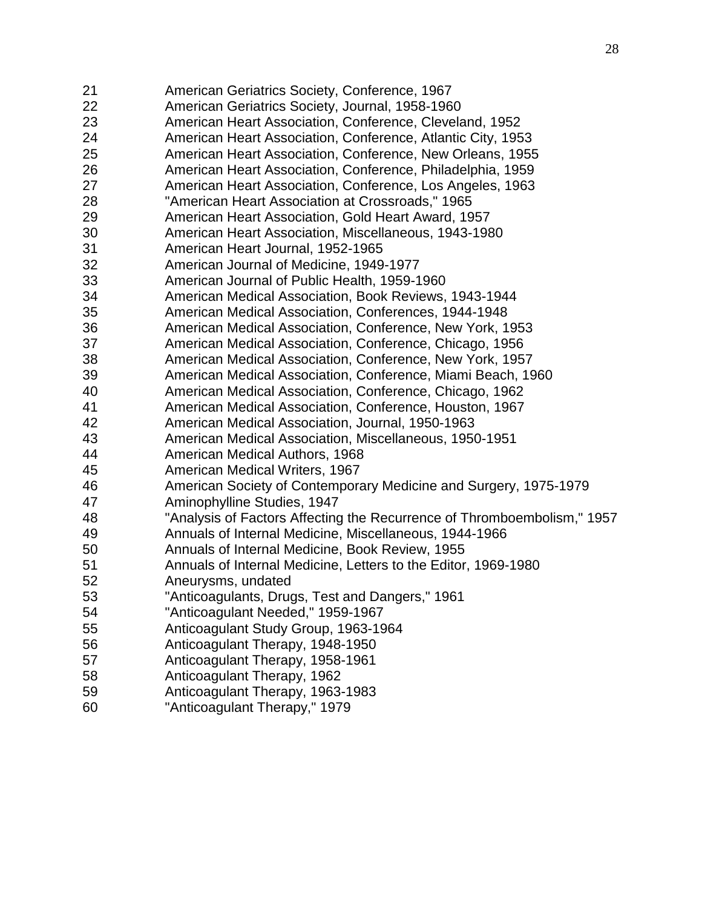| | |
|---|---|
| 21 | American Geriatrics Society, Conference, 1967 |
| 22 | American Geriatrics Society, Journal, 1958-1960 |
| 23 | American Heart Association, Conference, Cleveland, 1952 |
| 24 | American Heart Association, Conference, Atlantic City, 1953 |
| 25 | American Heart Association, Conference, New Orleans, 1955 |
| 26 | American Heart Association, Conference, Philadelphia, 1959 |
| 27 | American Heart Association, Conference, Los Angeles, 1963 |
| 28 | "American Heart Association at Crossroads," 1965 |
| 29 | American Heart Association, Gold Heart Award, 1957 |
| 30 | American Heart Association, Miscellaneous, 1943-1980 |
| 31 | American Heart Journal, 1952-1965 |
| 32 | American Journal of Medicine, 1949-1977 |
| 33 | American Journal of Public Health, 1959-1960 |
| 34 | American Medical Association, Book Reviews, 1943-1944 |
| 35 | American Medical Association, Conferences, 1944-1948 |
| 36 | American Medical Association, Conference, New York, 1953 |
| 37 | American Medical Association, Conference, Chicago, 1956 |
| 38 | American Medical Association, Conference, New York, 1957 |
| 39 | American Medical Association, Conference, Miami Beach, 1960 |
| 40 | American Medical Association, Conference, Chicago, 1962 |
| 41 | American Medical Association, Conference, Houston, 1967 |
| 42 | American Medical Association, Journal, 1950-1963 |
| 43 | American Medical Association, Miscellaneous, 1950-1951 |
| 44 | American Medical Authors, 1968 |
| 45 | American Medical Writers, 1967 |
| 46 | American Society of Contemporary Medicine and Surgery, 1975-1979 |
| 47 | Aminophylline Studies, 1947 |
| 48 | "Analysis of Factors Affecting the Recurrence of Thromboembolism," 1957 |
| 49 | Annuals of Internal Medicine, Miscellaneous, 1944-1966 |
| 50 | Annuals of Internal Medicine, Book Review, 1955 |
| 51 | Annuals of Internal Medicine, Letters to the Editor, 1969-1980 |
| 52 | Aneurysms, undated |
| 53 | "Anticoagulants, Drugs, Test and Dangers," 1961 |
| 54 | "Anticoagulant Needed," 1959-1967 |
| 55 | Anticoagulant Study Group, 1963-1964 |
| 56 | Anticoagulant Therapy, 1948-1950 |
| 57 | Anticoagulant Therapy, 1958-1961 |
| 58 | Anticoagulant Therapy, 1962 |
| 59 | Anticoagulant Therapy, 1963-1983 |
| 60 | "Anticoagulant Therapy," 1979 |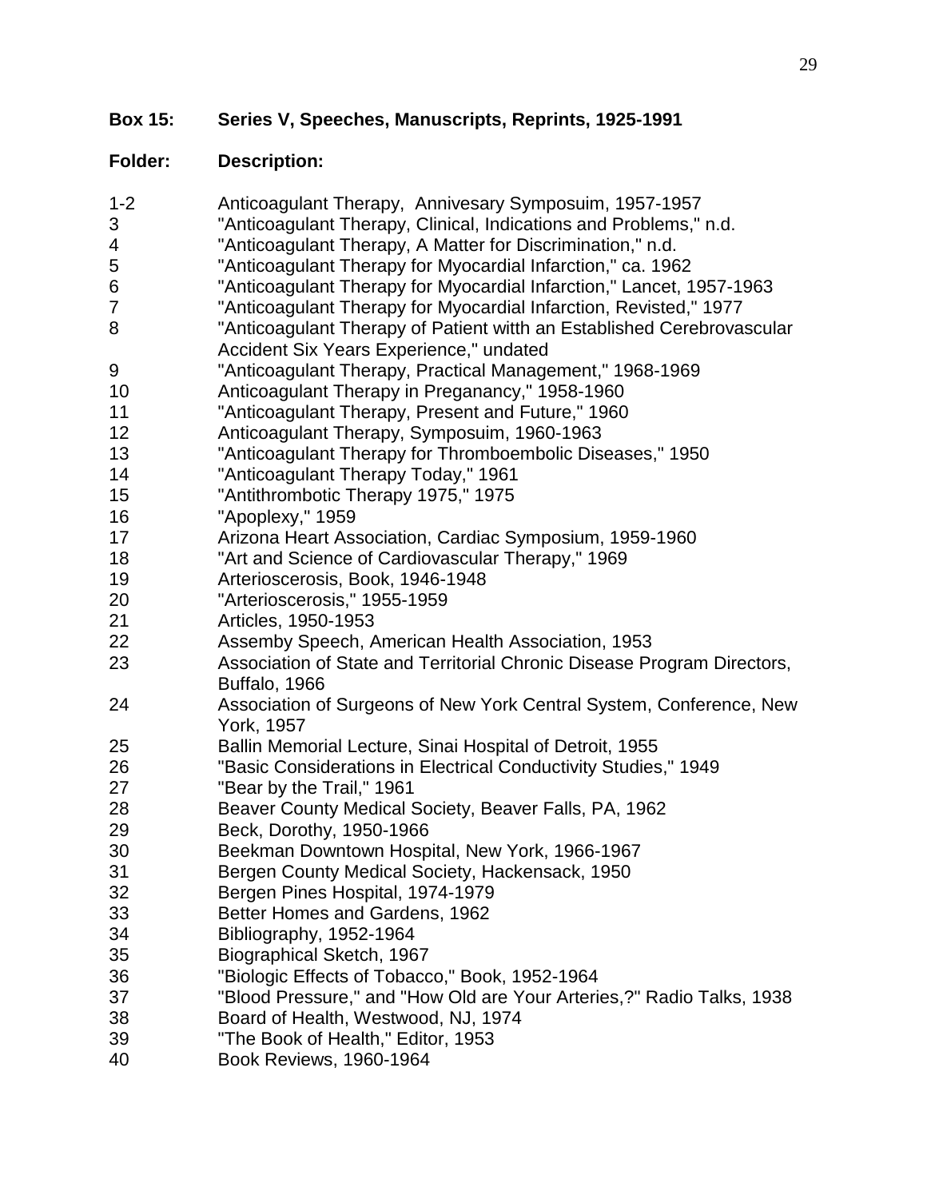**Box 15: Series V, Speeches, Manuscripts, Reprints, 1925-1991**

| Folder: | Description: |
|---|---|
| 1-2 | Anticoagulant Therapy, Annivesary Symposuim, 1957-1957 |
| 3 | "Anticoagulant Therapy, Clinical, Indications and Problems," n.d. |
| 4 | "Anticoagulant Therapy, A Matter for Discrimination," n.d. |
| 5 | "Anticoagulant Therapy for Myocardial Infarction," ca. 1962 |
| 6 | "Anticoagulant Therapy for Myocardial Infarction," Lancet, 1957-1963 |
| 7 | "Anticoagulant Therapy for Myocardial Infarction, Revisted," 1977 |
| 8 | "Anticoagulant Therapy of Patient witth an Established Cerebrovascular Accident Six Years Experience," undated |
| 9 | "Anticoagulant Therapy, Practical Management," 1968-1969 |
| 10 | Anticoagulant Therapy in Preganancy," 1958-1960 |
| 11 | "Anticoagulant Therapy, Present and Future," 1960 |
| 12 | Anticoagulant Therapy, Symposuim, 1960-1963 |
| 13 | "Anticoagulant Therapy for Thromboembolic Diseases," 1950 |
| 14 | "Anticoagulant Therapy Today," 1961 |
| 15 | "Antithrombotic Therapy 1975," 1975 |
| 16 | "Apoplexy," 1959 |
| 17 | Arizona Heart Association, Cardiac Symposium, 1959-1960 |
| 18 | "Art and Science of Cardiovascular Therapy," 1969 |
| 19 | Arterioscerosis, Book, 1946-1948 |
| 20 | "Arterioscerosis," 1955-1959 |
| 21 | Articles, 1950-1953 |
| 22 | Asseмby Speech, American Health Association, 1953 |
| 23 | Association of State and Territorial Chronic Disease Program Directors, Buffalo, 1966 |
| 24 | Association of Surgeons of New York Central System, Conference, New York, 1957 |
| 25 | Ballin Memorial Lecture, Sinai Hospital of Detroit, 1955 |
| 26 | "Basic Considerations in Electrical Conductivity Studies," 1949 |
| 27 | "Bear by the Trail," 1961 |
| 28 | Beaver County Medical Society, Beaver Falls, PA, 1962 |
| 29 | Beck, Dorothy, 1950-1966 |
| 30 | Beekman Downtown Hospital, New York, 1966-1967 |
| 31 | Bergen County Medical Society, Hackensack, 1950 |
| 32 | Bergen Pines Hospital, 1974-1979 |
| 33 | Better Homes and Gardens, 1962 |
| 34 | Bibliography, 1952-1964 |
| 35 | Biographical Sketch, 1967 |
| 36 | "Biologic Effects of Tobacco," Book, 1952-1964 |
| 37 | "Blood Pressure," and "How Old are Your Arteries,?" Radio Talks, 1938 |
| 38 | Board of Health, Westwood, NJ, 1974 |
| 39 | "The Book of Health," Editor, 1953 |
| 40 | Book Reviews, 1960-1964 |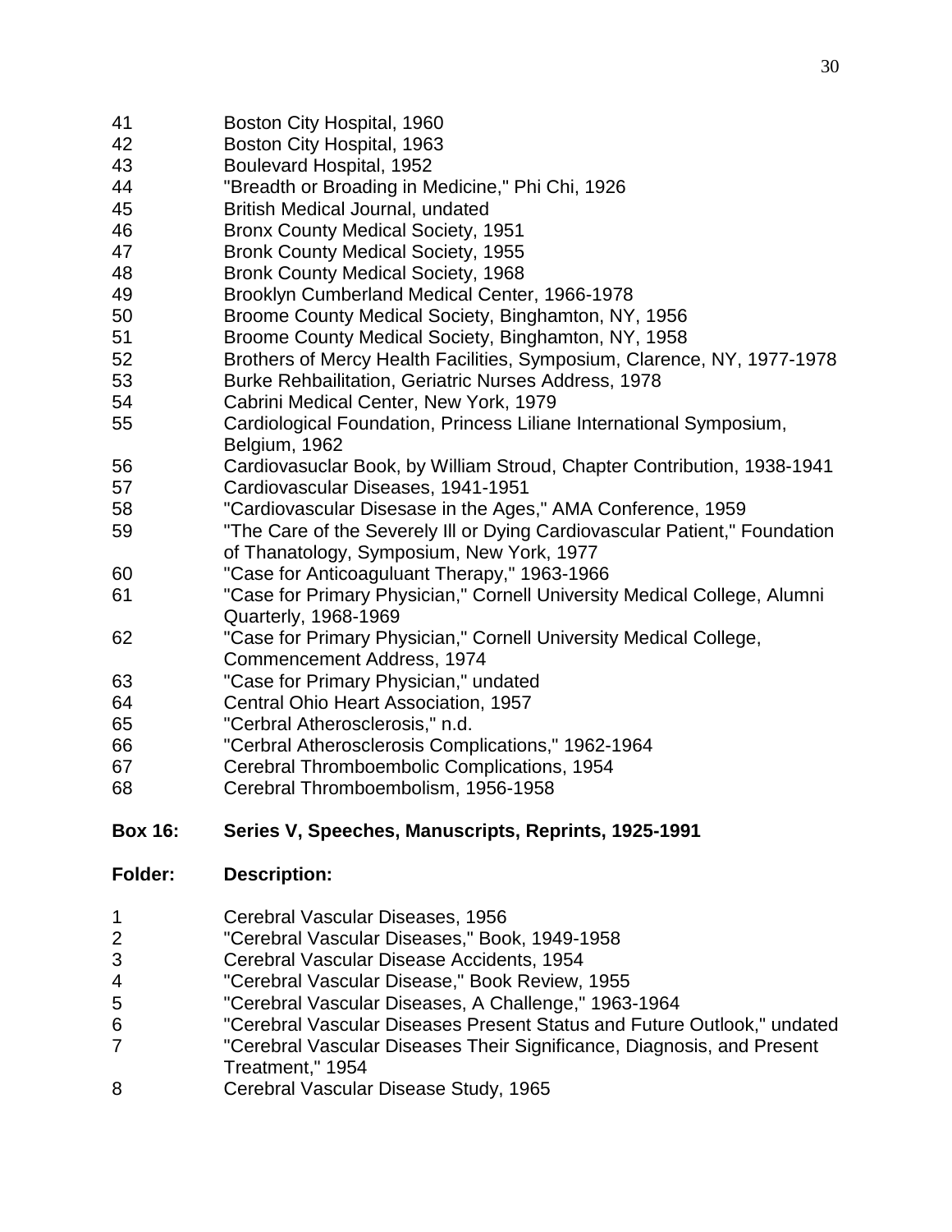| | |
|---|---|
| 41 | Boston City Hospital, 1960 |
| 42 | Boston City Hospital, 1963 |
| 43 | Boulevard Hospital, 1952 |
| 44 | "Breadth or Broading in Medicine," Phi Chi, 1926 |
| 45 | British Medical Journal, undated |
| 46 | Bronx County Medical Society, 1951 |
| 47 | Bronk County Medical Society, 1955 |
| 48 | Bronk County Medical Society, 1968 |
| 49 | Brooklyn Cumberland Medical Center, 1966-1978 |
| 50 | Broome County Medical Society, Binghamton, NY, 1956 |
| 51 | Broome County Medical Society, Binghamton, NY, 1958 |
| 52 | Brothers of Mercy Health Facilities, Symposium, Clarence, NY, 1977-1978 |
| 53 | Burke Rehbailitation, Geriatric Nurses Address, 1978 |
| 54 | Cabrini Medical Center, New York, 1979 |
| 55 | Cardiological Foundation, Princess Liliane International Symposium, Belgium, 1962 |
| 56 | Cardiovasuclar Book, by William Stroud, Chapter Contribution, 1938-1941 |
| 57 | Cardiovascular Diseases, 1941-1951 |
| 58 | "Cardiovascular Disesase in the Ages," AMA Conference, 1959 |
| 59 | "The Care of the Severely Ill or Dying Cardiovascular Patient," Foundation of Thanatology, Symposium, New York, 1977 |
| 60 | "Case for Anticoaguluant Therapy," 1963-1966 |
| 61 | "Case for Primary Physician," Cornell University Medical College, Alumni Quarterly, 1968-1969 |
| 62 | "Case for Primary Physician," Cornell University Medical College, Commencement Address, 1974 |
| 63 | "Case for Primary Physician," undated |
| 64 | Central Ohio Heart Association, 1957 |
| 65 | "Cerbral Atherosclerosis," n.d. |
| 66 | "Cerbral Atherosclerosis Complications," 1962-1964 |
| 67 | Cerebral Thromboembolic Complications, 1954 |
| 68 | Cerebral Thromboembolism, 1956-1958 |

**Box 16: Series V, Speeches, Manuscripts, Reprints, 1925-1991**

| **Folder:** | **Description:** |
|---|---|
| 1 | Cerebral Vascular Diseases, 1956 |
| 2 | "Cerebral Vascular Diseases," Book, 1949-1958 |
| 3 | Cerebral Vascular Disease Accidents, 1954 |
| 4 | "Cerebral Vascular Disease," Book Review, 1955 |
| 5 | "Cerebral Vascular Diseases, A Challenge," 1963-1964 |
| 6 | "Cerebral Vascular Diseases Present Status and Future Outlook," undated |
| 7 | "Cerebral Vascular Diseases Their Significance, Diagnosis, and Present Treatment," 1954 |
| 8 | Cerebral Vascular Disease Study, 1965 |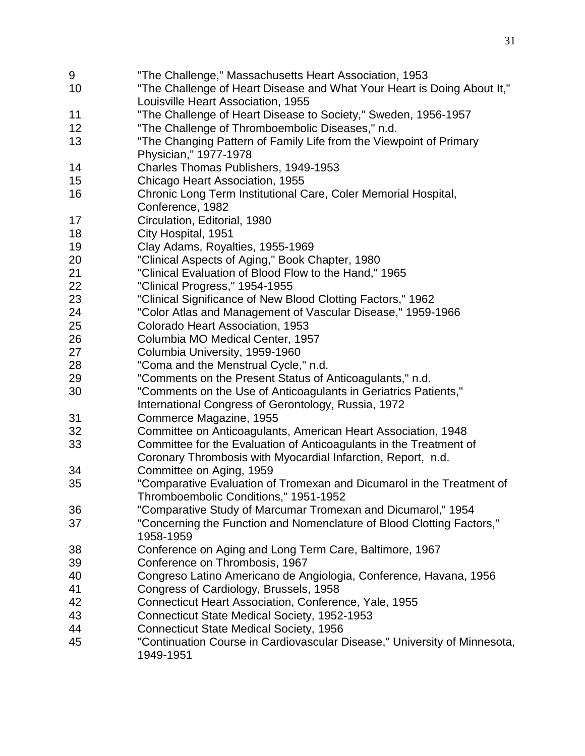| | |
|---|---|
| 9 | "The Challenge," Massachusetts Heart Association, 1953 |
| 10 | "The Challenge of Heart Disease and What Your Heart is Doing About It," Louisville Heart Association, 1955 |
| 11 | "The Challenge of Heart Disease to Society," Sweden, 1956-1957 |
| 12 | "The Challenge of Thromboembolic Diseases," n.d. |
| 13 | "The Changing Pattern of Family Life from the Viewpoint of Primary Physician," 1977-1978 |
| 14 | Charles Thomas Publishers, 1949-1953 |
| 15 | Chicago Heart Association, 1955 |
| 16 | Chronic Long Term Institutional Care, Coler Memorial Hospital, Conference, 1982 |
| 17 | Circulation, Editorial, 1980 |
| 18 | City Hospital, 1951 |
| 19 | Clay Adams, Royalties, 1955-1969 |
| 20 | "Clinical Aspects of Aging," Book Chapter, 1980 |
| 21 | "Clinical Evaluation of Blood Flow to the Hand," 1965 |
| 22 | "Clinical Progress," 1954-1955 |
| 23 | "Clinical Significance of New Blood Clotting Factors," 1962 |
| 24 | "Color Atlas and Management of Vascular Disease," 1959-1966 |
| 25 | Colorado Heart Association, 1953 |
| 26 | Columbia MO Medical Center, 1957 |
| 27 | Columbia University, 1959-1960 |
| 28 | "Coma and the Menstrual Cycle," n.d. |
| 29 | "Comments on the Present Status of Anticoagulants," n.d. |
| 30 | "Comments on the Use of Anticoagulants in Geriatrics Patients," International Congress of Gerontology, Russia, 1972 |
| 31 | Commerce Magazine, 1955 |
| 32 | Committee on Anticoagulants, American Heart Association, 1948 |
| 33 | Committee for the Evaluation of Anticoagulants in the Treatment of Coronary Thrombosis with Myocardial Infarction, Report, n.d. |
| 34 | Committee on Aging, 1959 |
| 35 | "Comparative Evaluation of Tromexan and Dicumarol in the Treatment of Thromboembolic Conditions," 1951-1952 |
| 36 | "Comparative Study of Marcumar Tromexan and Dicumarol," 1954 |
| 37 | "Concerning the Function and Nomenclature of Blood Clotting Factors," 1958-1959 |
| 38 | Conference on Aging and Long Term Care, Baltimore, 1967 |
| 39 | Conference on Thrombosis, 1967 |
| 40 | Congreso Latino Americano de Angiologia, Conference, Havana, 1956 |
| 41 | Congress of Cardiology, Brussels, 1958 |
| 42 | Connecticut Heart Association, Conference, Yale, 1955 |
| 43 | Connecticut State Medical Society, 1952-1953 |
| 44 | Connecticut State Medical Society, 1956 |
| 45 | "Continuation Course in Cardiovascular Disease," University of Minnesota, 1949-1951 |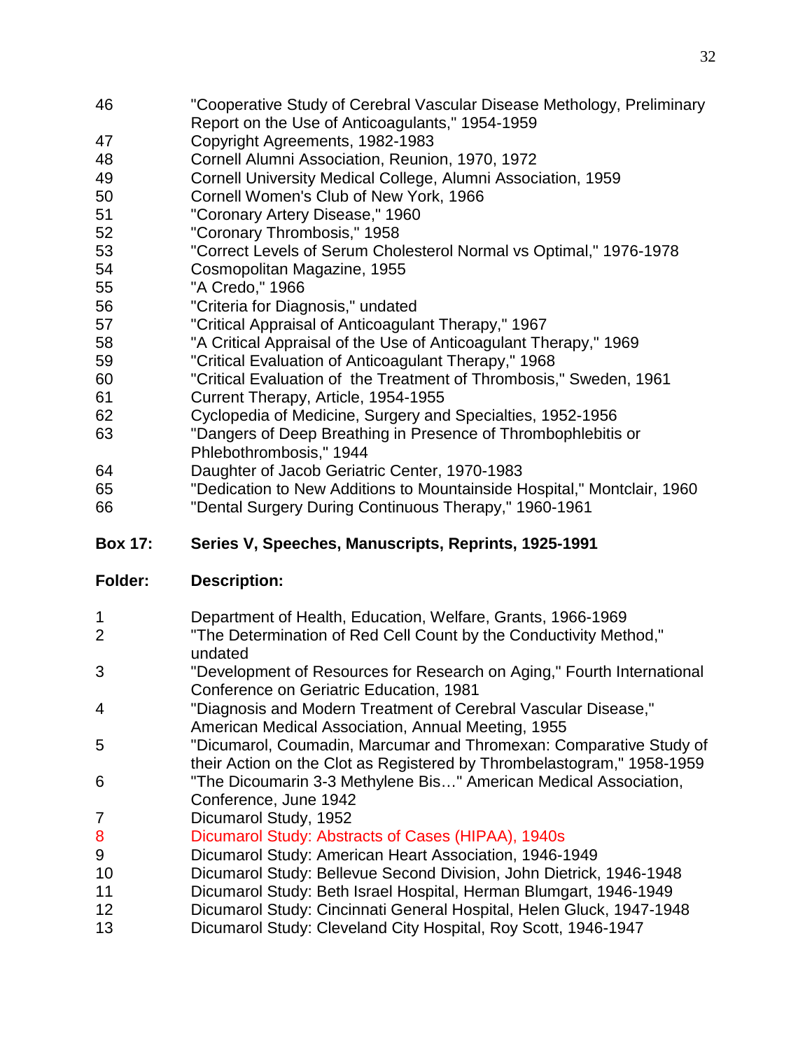| | |
|---|---|
| 46 | "Cooperative Study of Cerebral Vascular Disease Methology, Preliminary Report on the Use of Anticoagulants," 1954-1959 |
| 47 | Copyright Agreements, 1982-1983 |
| 48 | Cornell Alumni Association, Reunion, 1970, 1972 |
| 49 | Cornell University Medical College, Alumni Association, 1959 |
| 50 | Cornell Women's Club of New York, 1966 |
| 51 | "Coronary Artery Disease," 1960 |
| 52 | "Coronary Thrombosis," 1958 |
| 53 | "Correct Levels of Serum Cholesterol Normal vs Optimal," 1976-1978 |
| 54 | Cosmopolitan Magazine, 1955 |
| 55 | "A Credo," 1966 |
| 56 | "Criteria for Diagnosis," undated |
| 57 | "Critical Appraisal of Anticoagulant Therapy," 1967 |
| 58 | "A Critical Appraisal of the Use of Anticoagulant Therapy," 1969 |
| 59 | "Critical Evaluation of Anticoagulant Therapy," 1968 |
| 60 | "Critical Evaluation of the Treatment of Thrombosis," Sweden, 1961 |
| 61 | Current Therapy, Article, 1954-1955 |
| 62 | Cyclopedia of Medicine, Surgery and Specialties, 1952-1956 |
| 63 | "Dangers of Deep Breathing in Presence of Thrombophlebitis or Phlebothrombosis," 1944 |
| 64 | Daughter of Jacob Geriatric Center, 1970-1983 |
| 65 | "Dedication to New Additions to Mountainside Hospital," Montclair, 1960 |
| 66 | "Dental Surgery During Continuous Therapy," 1960-1961 |

**Box 17: Series V, Speeches, Manuscripts, Reprints, 1925-1991**

| **Folder:** | **Description:** |
|---|---|
| 1 | Department of Health, Education, Welfare, Grants, 1966-1969 |
| 2 | "The Determination of Red Cell Count by the Conductivity Method," undated |
| 3 | "Development of Resources for Research on Aging," Fourth International Conference on Geriatric Education, 1981 |
| 4 | "Diagnosis and Modern Treatment of Cerebral Vascular Disease," American Medical Association, Annual Meeting, 1955 |
| 5 | "Dicumarol, Coumadin, Marcumar and Thromexan: Comparative Study of their Action on the Clot as Registered by Thrombelastogram," 1958-1959 |
| 6 | "The Dicoumarin 3-3 Methylene Bis…" American Medical Association, Conference, June 1942 |
| 7 | Dicumarol Study, 1952 |
| 8 | Dicumarol Study: Abstracts of Cases (HIPAA), 1940s |
| 9 | Dicumarol Study: American Heart Association, 1946-1949 |
| 10 | Dicumarol Study: Bellevue Second Division, John Dietrick, 1946-1948 |
| 11 | Dicumarol Study: Beth Israel Hospital, Herman Blumgart, 1946-1949 |
| 12 | Dicumarol Study: Cincinnati General Hospital, Helen Gluck, 1947-1948 |
| 13 | Dicumarol Study: Cleveland City Hospital, Roy Scott, 1946-1947 |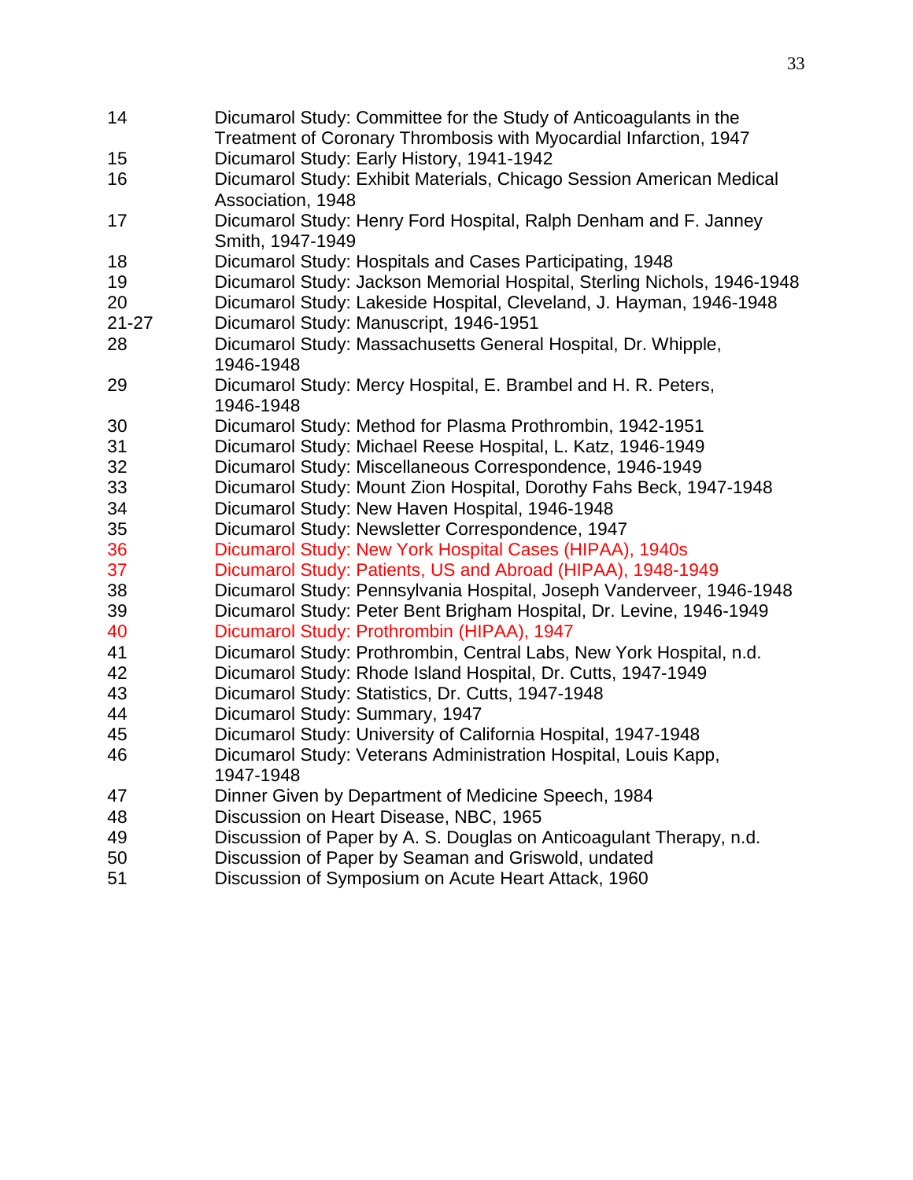| | |
|---|---|
| 14 | Dicumarol Study: Committee for the Study of Anticoagulants in the Treatment of Coronary Thrombosis with Myocardial Infarction, 1947 |
| 15 | Dicumarol Study: Early History, 1941-1942 |
| 16 | Dicumarol Study: Exhibit Materials, Chicago Session American Medical Association, 1948 |
| 17 | Dicumarol Study: Henry Ford Hospital, Ralph Denham and F. Janney Smith, 1947-1949 |
| 18 | Dicumarol Study: Hospitals and Cases Participating, 1948 |
| 19 | Dicumarol Study: Jackson Memorial Hospital, Sterling Nichols, 1946-1948 |
| 20 | Dicumarol Study: Lakeside Hospital, Cleveland, J. Hayman, 1946-1948 |
| 21-27 | Dicumarol Study: Manuscript, 1946-1951 |
| 28 | Dicumarol Study: Massachusetts General Hospital, Dr. Whipple, 1946-1948 |
| 29 | Dicumarol Study: Mercy Hospital, E. Brambel and H. R. Peters, 1946-1948 |
| 30 | Dicumarol Study: Method for Plasma Prothrombin, 1942-1951 |
| 31 | Dicumarol Study: Michael Reese Hospital, L. Katz, 1946-1949 |
| 32 | Dicumarol Study: Miscellaneous Correspondence, 1946-1949 |
| 33 | Dicumarol Study: Mount Zion Hospital, Dorothy Fahs Beck, 1947-1948 |
| 34 | Dicumarol Study: New Haven Hospital, 1946-1948 |
| 35 | Dicumarol Study: Newsletter Correspondence, 1947 |
| 36 | Dicumarol Study: New York Hospital Cases (HIPAA), 1940s |
| 37 | Dicumarol Study: Patients, US and Abroad (HIPAA), 1948-1949 |
| 38 | Dicumarol Study: Pennsylvania Hospital, Joseph Vanderveer, 1946-1948 |
| 39 | Dicumarol Study: Peter Bent Brigham Hospital, Dr. Levine, 1946-1949 |
| 40 | Dicumarol Study: Prothrombin (HIPAA), 1947 |
| 41 | Dicumarol Study: Prothrombin, Central Labs, New York Hospital, n.d. |
| 42 | Dicumarol Study: Rhode Island Hospital, Dr. Cutts, 1947-1949 |
| 43 | Dicumarol Study: Statistics, Dr. Cutts, 1947-1948 |
| 44 | Dicumarol Study: Summary, 1947 |
| 45 | Dicumarol Study: University of California Hospital, 1947-1948 |
| 46 | Dicumarol Study: Veterans Administration Hospital, Louis Kapp, 1947-1948 |
| 47 | Dinner Given by Department of Medicine Speech, 1984 |
| 48 | Discussion on Heart Disease, NBC, 1965 |
| 49 | Discussion of Paper by A. S. Douglas on Anticoagulant Therapy, n.d. |
| 50 | Discussion of Paper by Seaman and Griswold, undated |
| 51 | Discussion of Symposium on Acute Heart Attack, 1960 |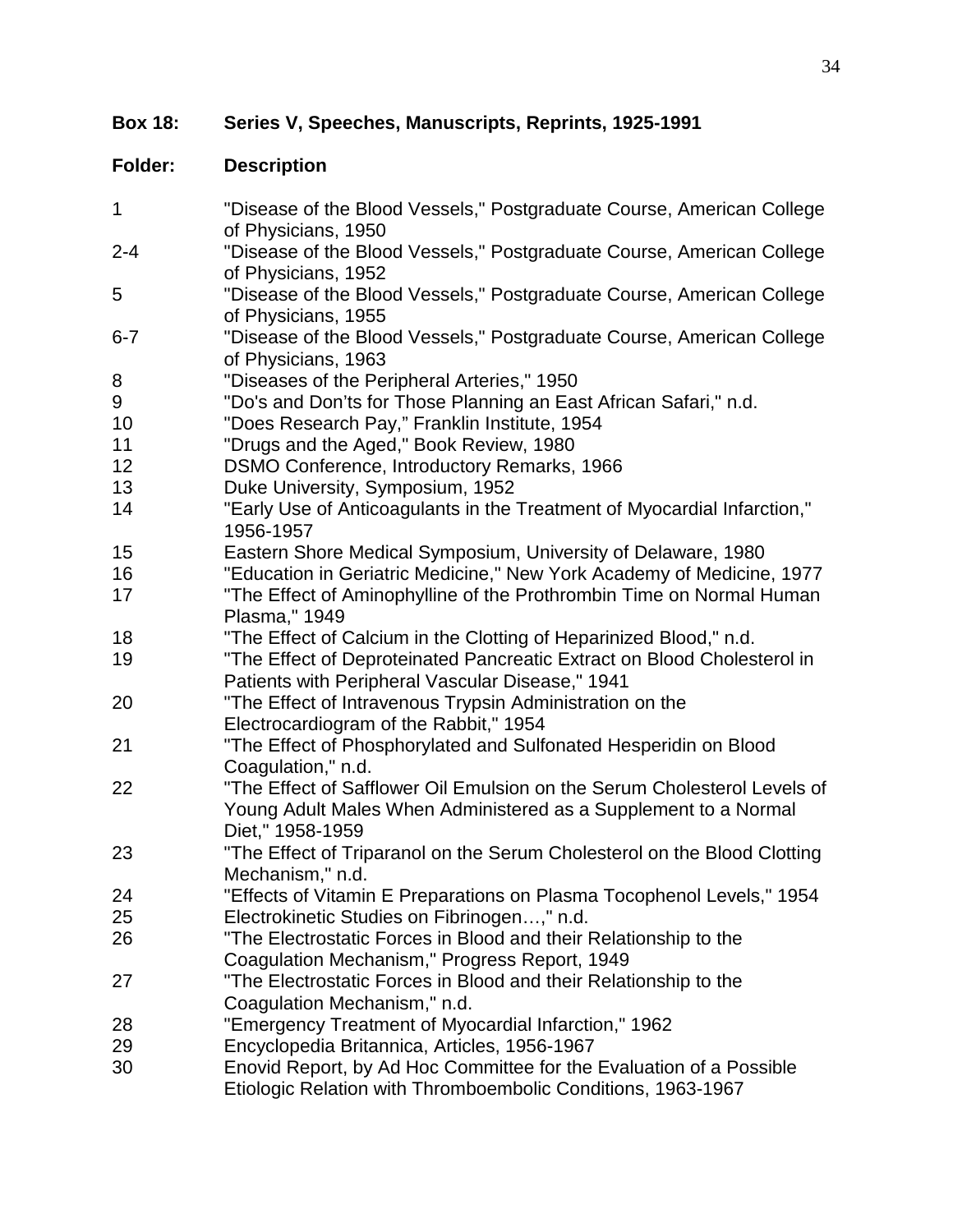**Box 18: Series V, Speeches, Manuscripts, Reprints, 1925-1991**

| Folder: | Description |
|---|---|
| 1 | "Disease of the Blood Vessels," Postgraduate Course, American College of Physicians, 1950 |
| 2-4 | "Disease of the Blood Vessels," Postgraduate Course, American College of Physicians, 1952 |
| 5 | "Disease of the Blood Vessels," Postgraduate Course, American College of Physicians, 1955 |
| 6-7 | "Disease of the Blood Vessels," Postgraduate Course, American College of Physicians, 1963 |
| 8 | "Diseases of the Peripheral Arteries," 1950 |
| 9 | "Do's and Don'ts for Those Planning an East African Safari," n.d. |
| 10 | "Does Research Pay," Franklin Institute, 1954 |
| 11 | "Drugs and the Aged," Book Review, 1980 |
| 12 | DSMO Conference, Introductory Remarks, 1966 |
| 13 | Duke University, Symposium, 1952 |
| 14 | "Early Use of Anticoagulants in the Treatment of Myocardial Infarction," 1956-1957 |
| 15 | Eastern Shore Medical Symposium, University of Delaware, 1980 |
| 16 | "Education in Geriatric Medicine," New York Academy of Medicine, 1977 |
| 17 | "The Effect of Aminophylline of the Prothrombin Time on Normal Human Plasma," 1949 |
| 18 | "The Effect of Calcium in the Clotting of Heparinized Blood," n.d. |
| 19 | "The Effect of Deproteinated Pancreatic Extract on Blood Cholesterol in Patients with Peripheral Vascular Disease," 1941 |
| 20 | "The Effect of Intravenous Trypsin Administration on the Electrocardiogram of the Rabbit," 1954 |
| 21 | "The Effect of Phosphorylated and Sulfonated Hesperidin on Blood Coagulation," n.d. |
| 22 | "The Effect of Safflower Oil Emulsion on the Serum Cholesterol Levels of Young Adult Males When Administered as a Supplement to a Normal Diet," 1958-1959 |
| 23 | "The Effect of Triparanol on the Serum Cholesterol on the Blood Clotting Mechanism," n.d. |
| 24 | "Effects of Vitamin E Preparations on Plasma Tocophenol Levels," 1954 |
| 25 | Electrokinetic Studies on Fibrinogen…," n.d. |
| 26 | "The Electrostatic Forces in Blood and their Relationship to the Coagulation Mechanism," Progress Report, 1949 |
| 27 | "The Electrostatic Forces in Blood and their Relationship to the Coagulation Mechanism," n.d. |
| 28 | "Emergency Treatment of Myocardial Infarction," 1962 |
| 29 | Encyclopedia Britannica, Articles, 1956-1967 |
| 30 | Enovid Report, by Ad Hoc Committee for the Evaluation of a Possible Etiologic Relation with Thromboembolic Conditions, 1963-1967 |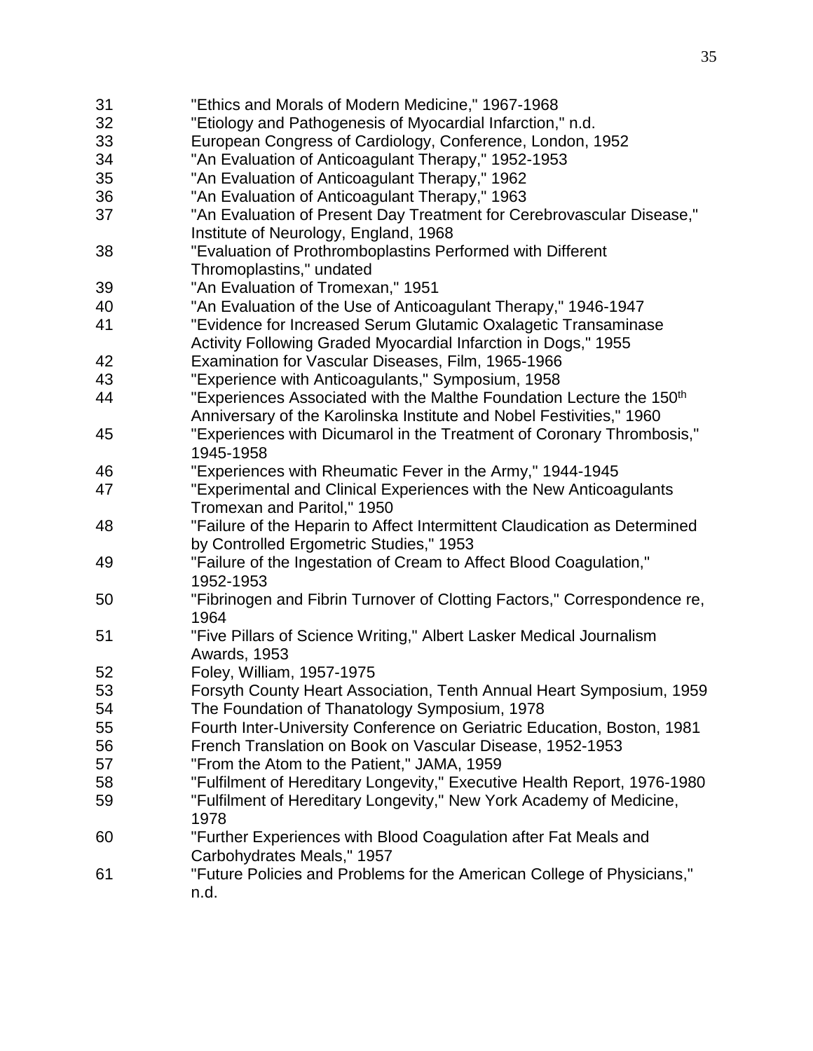31 "Ethics and Morals of Modern Medicine," 1967-1968

32 "Etiology and Pathogenesis of Myocardial Infarction," n.d.

33 European Congress of Cardiology, Conference, London, 1952

34 "An Evaluation of Anticoagulant Therapy," 1952-1953

35 "An Evaluation of Anticoagulant Therapy," 1962

36 "An Evaluation of Anticoagulant Therapy," 1963

37 "An Evaluation of Present Day Treatment for Cerebrovascular Disease," Institute of Neurology, England, 1968

38 "Evaluation of Prothromboplastins Performed with Different Thromoplastins," undated

39 "An Evaluation of Tromexan," 1951

40 "An Evaluation of the Use of Anticoagulant Therapy," 1946-1947

41 "Evidence for Increased Serum Glutamic Oxalagetic Transaminase Activity Following Graded Myocardial Infarction in Dogs," 1955

42 Examination for Vascular Diseases, Film, 1965-1966

43 "Experience with Anticoagulants," Symposium, 1958

44 "Experiences Associated with the Malthe Foundation Lecture the 150th Anniversary of the Karolinska Institute and Nobel Festivities," 1960

45 "Experiences with Dicumarol in the Treatment of Coronary Thrombosis," 1945-1958

46 "Experiences with Rheumatic Fever in the Army," 1944-1945

47 "Experimental and Clinical Experiences with the New Anticoagulants Tromexan and Paritol," 1950

48 "Failure of the Heparin to Affect Intermittent Claudication as Determined by Controlled Ergometric Studies," 1953

49 "Failure of the Ingestation of Cream to Affect Blood Coagulation," 1952-1953

50 "Fibrinogen and Fibrin Turnover of Clotting Factors," Correspondence re, 1964

51 "Five Pillars of Science Writing," Albert Lasker Medical Journalism Awards, 1953

52 Foley, William, 1957-1975

53 Forsyth County Heart Association, Tenth Annual Heart Symposium, 1959

54 The Foundation of Thanatology Symposium, 1978

55 Fourth Inter-University Conference on Geriatric Education, Boston, 1981

56 French Translation on Book on Vascular Disease, 1952-1953

57 "From the Atom to the Patient," JAMA, 1959

58 "Fulfilment of Hereditary Longevity," Executive Health Report, 1976-1980

59 "Fulfilment of Hereditary Longevity," New York Academy of Medicine, 1978

60 "Further Experiences with Blood Coagulation after Fat Meals and Carbohydrates Meals," 1957

61 "Future Policies and Problems for the American College of Physicians," n.d.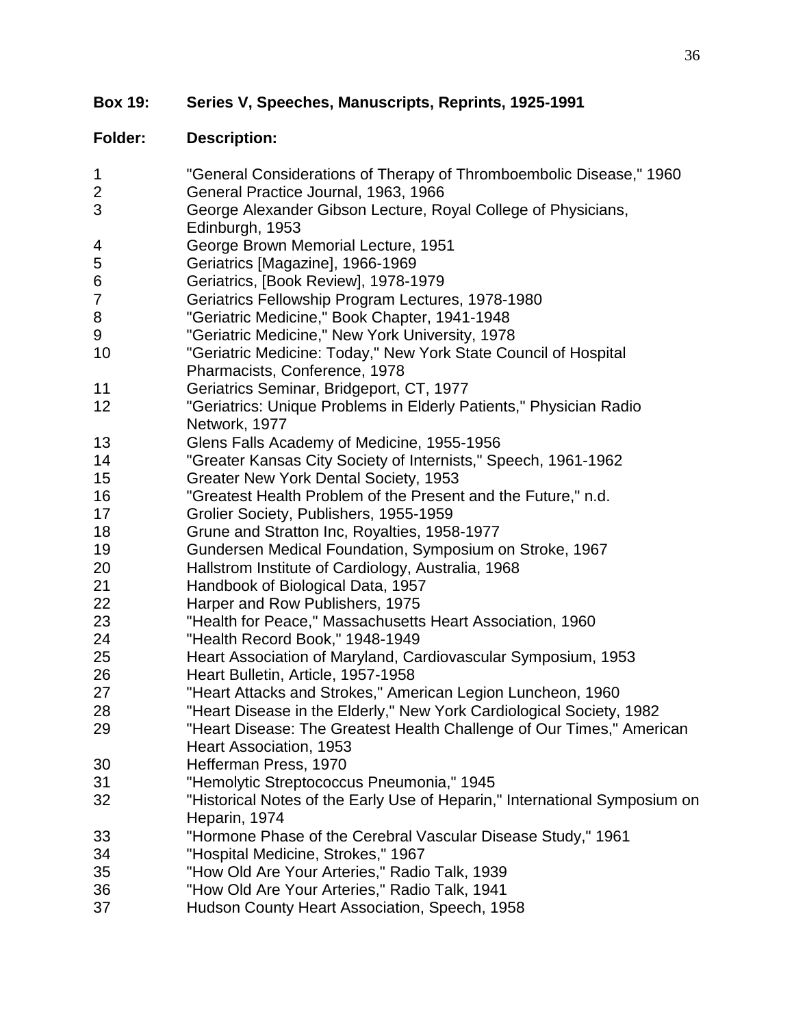**Box 19: Series V, Speeches, Manuscripts, Reprints, 1925-1991**

| Folder: | Description: |
|---|---|
| 1 | "General Considerations of Therapy of Thromboembolic Disease," 1960 |
| 2 | General Practice Journal, 1963, 1966 |
| 3 | George Alexander Gibson Lecture, Royal College of Physicians, Edinburgh, 1953 |
| 4 | George Brown Memorial Lecture, 1951 |
| 5 | Geriatrics [Magazine], 1966-1969 |
| 6 | Geriatrics, [Book Review], 1978-1979 |
| 7 | Geriatrics Fellowship Program Lectures, 1978-1980 |
| 8 | "Geriatric Medicine," Book Chapter, 1941-1948 |
| 9 | "Geriatric Medicine," New York University, 1978 |
| 10 | "Geriatric Medicine: Today," New York State Council of Hospital Pharmacists, Conference, 1978 |
| 11 | Geriatrics Seminar, Bridgeport, CT, 1977 |
| 12 | "Geriatrics: Unique Problems in Elderly Patients," Physician Radio Network, 1977 |
| 13 | Glens Falls Academy of Medicine, 1955-1956 |
| 14 | "Greater Kansas City Society of Internists," Speech, 1961-1962 |
| 15 | Greater New York Dental Society, 1953 |
| 16 | "Greatest Health Problem of the Present and the Future," n.d. |
| 17 | Grolier Society, Publishers, 1955-1959 |
| 18 | Grune and Stratton Inc, Royalties, 1958-1977 |
| 19 | Gundersen Medical Foundation, Symposium on Stroke, 1967 |
| 20 | Hallstrom Institute of Cardiology, Australia, 1968 |
| 21 | Handbook of Biological Data, 1957 |
| 22 | Harper and Row Publishers, 1975 |
| 23 | "Health for Peace," Massachusetts Heart Association, 1960 |
| 24 | "Health Record Book," 1948-1949 |
| 25 | Heart Association of Maryland, Cardiovascular Symposium, 1953 |
| 26 | Heart Bulletin, Article, 1957-1958 |
| 27 | "Heart Attacks and Strokes," American Legion Luncheon, 1960 |
| 28 | "Heart Disease in the Elderly," New York Cardiological Society, 1982 |
| 29 | "Heart Disease: The Greatest Health Challenge of Our Times," American Heart Association, 1953 |
| 30 | Hefferman Press, 1970 |
| 31 | "Hemolytic Streptococcus Pneumonia," 1945 |
| 32 | "Historical Notes of the Early Use of Heparin," International Symposium on Heparin, 1974 |
| 33 | "Hormone Phase of the Cerebral Vascular Disease Study," 1961 |
| 34 | "Hospital Medicine, Strokes," 1967 |
| 35 | "How Old Are Your Arteries," Radio Talk, 1939 |
| 36 | "How Old Are Your Arteries," Radio Talk, 1941 |
| 37 | Hudson County Heart Association, Speech, 1958 |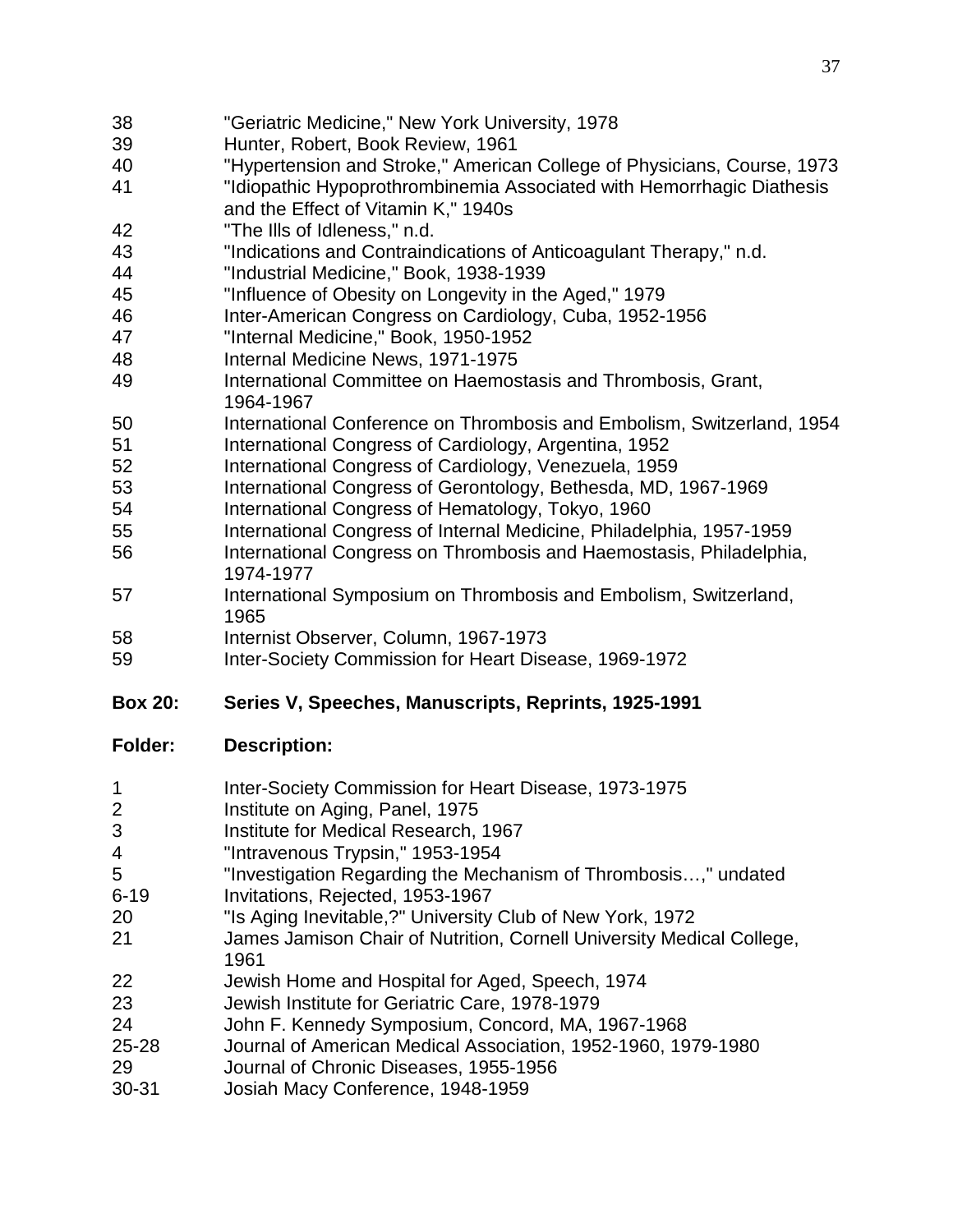| | |
|---|---|
| 38 | "Geriatric Medicine," New York University, 1978 |
| 39 | Hunter, Robert, Book Review, 1961 |
| 40 | "Hypertension and Stroke," American College of Physicians, Course, 1973 |
| 41 | "Idiopathic Hypoprothrombinemia Associated with Hemorrhagic Diathesis and the Effect of Vitamin K," 1940s |
| 42 | "The Ills of Idleness," n.d. |
| 43 | "Indications and Contraindications of Anticoagulant Therapy," n.d. |
| 44 | "Industrial Medicine," Book, 1938-1939 |
| 45 | "Influence of Obesity on Longevity in the Aged," 1979 |
| 46 | Inter-American Congress on Cardiology, Cuba, 1952-1956 |
| 47 | "Internal Medicine," Book, 1950-1952 |
| 48 | Internal Medicine News, 1971-1975 |
| 49 | International Committee on Haemostasis and Thrombosis, Grant, 1964-1967 |
| 50 | International Conference on Thrombosis and Embolism, Switzerland, 1954 |
| 51 | International Congress of Cardiology, Argentina, 1952 |
| 52 | International Congress of Cardiology, Venezuela, 1959 |
| 53 | International Congress of Gerontology, Bethesda, MD, 1967-1969 |
| 54 | International Congress of Hematology, Tokyo, 1960 |
| 55 | International Congress of Internal Medicine, Philadelphia, 1957-1959 |
| 56 | International Congress on Thrombosis and Haemostasis, Philadelphia, 1974-1977 |
| 57 | International Symposium on Thrombosis and Embolism, Switzerland, 1965 |
| 58 | Internist Observer, Column, 1967-1973 |
| 59 | Inter-Society Commission for Heart Disease, 1969-1972 |

**Box 20: Series V, Speeches, Manuscripts, Reprints, 1925-1991**

| **Folder:** | **Description:** |
|---|---|
| 1 | Inter-Society Commission for Heart Disease, 1973-1975 |
| 2 | Institute on Aging, Panel, 1975 |
| 3 | Institute for Medical Research, 1967 |
| 4 | "Intravenous Trypsin," 1953-1954 |
| 5 | "Investigation Regarding the Mechanism of Thrombosis…," undated |
| 6-19 | Invitations, Rejected, 1953-1967 |
| 20 | "Is Aging Inevitable,?" University Club of New York, 1972 |
| 21 | James Jamison Chair of Nutrition, Cornell University Medical College, 1961 |
| 22 | Jewish Home and Hospital for Aged, Speech, 1974 |
| 23 | Jewish Institute for Geriatric Care, 1978-1979 |
| 24 | John F. Kennedy Symposium, Concord, MA, 1967-1968 |
| 25-28 | Journal of American Medical Association, 1952-1960, 1979-1980 |
| 29 | Journal of Chronic Diseases, 1955-1956 |
| 30-31 | Josiah Macy Conference, 1948-1959 |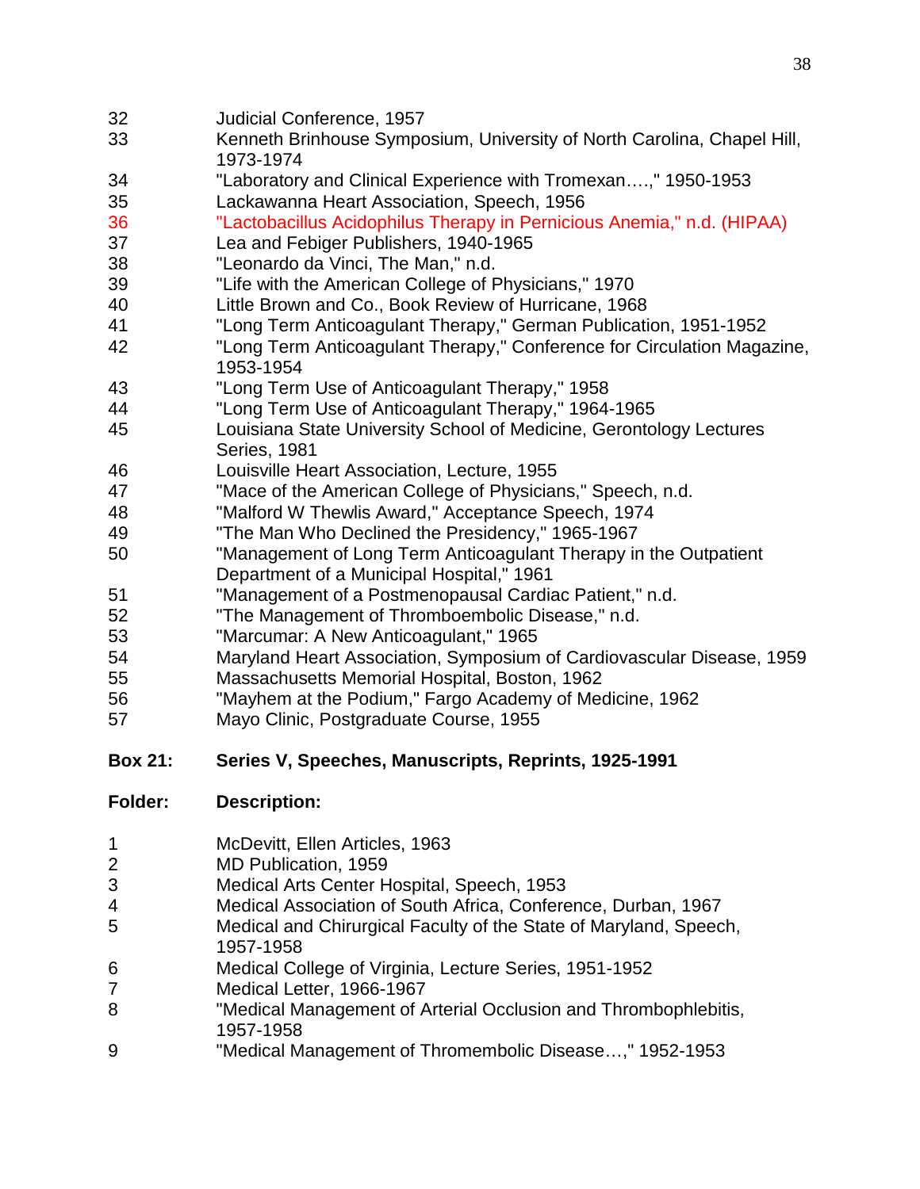| | |
|---|---|
| 32 | Judicial Conference, 1957 |
| 33 | Kenneth Brinhouse Symposium, University of North Carolina, Chapel Hill, 1973-1974 |
| 34 | "Laboratory and Clinical Experience with Tromexan….," 1950-1953 |
| 35 | Lackawanna Heart Association, Speech, 1956 |
| 36 | "Lactobacillus Acidophilus Therapy in Pernicious Anemia," n.d. (HIPAA) |
| 37 | Lea and Febiger Publishers, 1940-1965 |
| 38 | "Leonardo da Vinci, The Man," n.d. |
| 39 | "Life with the American College of Physicians," 1970 |
| 40 | Little Brown and Co., Book Review of Hurricane, 1968 |
| 41 | "Long Term Anticoagulant Therapy," German Publication, 1951-1952 |
| 42 | "Long Term Anticoagulant Therapy," Conference for Circulation Magazine, 1953-1954 |
| 43 | "Long Term Use of Anticoagulant Therapy," 1958 |
| 44 | "Long Term Use of Anticoagulant Therapy," 1964-1965 |
| 45 | Louisiana State University School of Medicine, Gerontology Lectures Series, 1981 |
| 46 | Louisville Heart Association, Lecture, 1955 |
| 47 | "Mace of the American College of Physicians," Speech, n.d. |
| 48 | "Malford W Thewlis Award," Acceptance Speech, 1974 |
| 49 | "The Man Who Declined the Presidency," 1965-1967 |
| 50 | "Management of Long Term Anticoagulant Therapy in the Outpatient Department of a Municipal Hospital," 1961 |
| 51 | "Management of a Postmenopausal Cardiac Patient," n.d. |
| 52 | "The Management of Thromboembolic Disease," n.d. |
| 53 | "Marcumar: A New Anticoagulant," 1965 |
| 54 | Maryland Heart Association, Symposium of Cardiovascular Disease, 1959 |
| 55 | Massachusetts Memorial Hospital, Boston, 1962 |
| 56 | "Mayhem at the Podium," Fargo Academy of Medicine, 1962 |
| 57 | Mayo Clinic, Postgraduate Course, 1955 |

**Box 21: Series V, Speeches, Manuscripts, Reprints, 1925-1991**

| **Folder:** | **Description:** |
|---|---|
| 1 | McDevitt, Ellen Articles, 1963 |
| 2 | MD Publication, 1959 |
| 3 | Medical Arts Center Hospital, Speech, 1953 |
| 4 | Medical Association of South Africa, Conference, Durban, 1967 |
| 5 | Medical and Chirurgical Faculty of the State of Maryland, Speech, 1957-1958 |
| 6 | Medical College of Virginia, Lecture Series, 1951-1952 |
| 7 | Medical Letter, 1966-1967 |
| 8 | "Medical Management of Arterial Occlusion and Thrombophlebitis, 1957-1958 |
| 9 | "Medical Management of Thromembolic Disease…," 1952-1953 |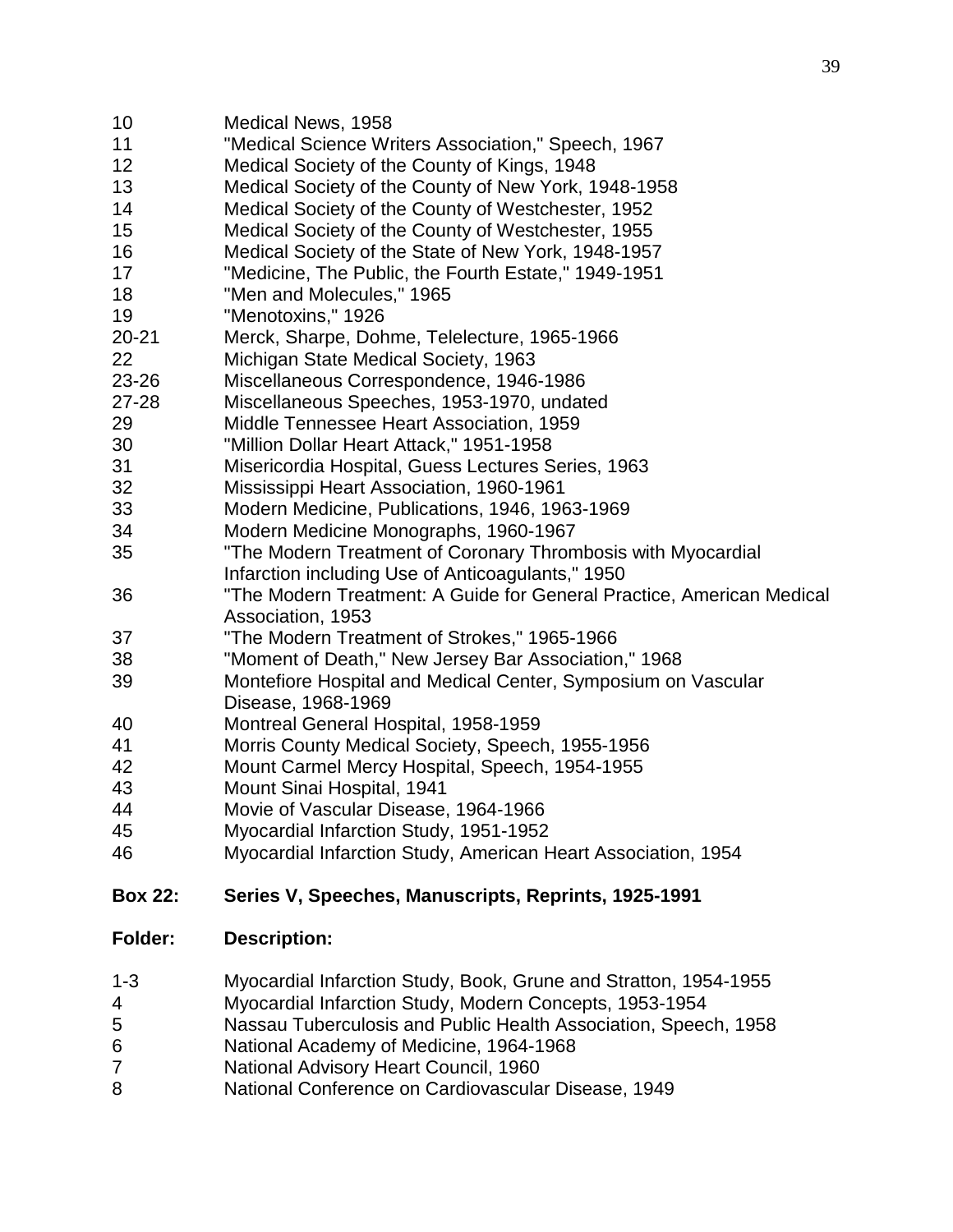| | |
|---|---|
| 10 | Medical News, 1958 |
| 11 | "Medical Science Writers Association," Speech, 1967 |
| 12 | Medical Society of the County of Kings, 1948 |
| 13 | Medical Society of the County of New York, 1948-1958 |
| 14 | Medical Society of the County of Westchester, 1952 |
| 15 | Medical Society of the County of Westchester, 1955 |
| 16 | Medical Society of the State of New York, 1948-1957 |
| 17 | "Medicine, The Public, the Fourth Estate," 1949-1951 |
| 18 | "Men and Molecules," 1965 |
| 19 | "Menotoxins," 1926 |
| 20-21 | Merck, Sharpe, Dohme, Telelecture, 1965-1966 |
| 22 | Michigan State Medical Society, 1963 |
| 23-26 | Miscellaneous Correspondence, 1946-1986 |
| 27-28 | Miscellaneous Speeches, 1953-1970, undated |
| 29 | Middle Tennessee Heart Association, 1959 |
| 30 | "Million Dollar Heart Attack," 1951-1958 |
| 31 | Misericordia Hospital, Guess Lectures Series, 1963 |
| 32 | Mississippi Heart Association, 1960-1961 |
| 33 | Modern Medicine, Publications, 1946, 1963-1969 |
| 34 | Modern Medicine Monographs, 1960-1967 |
| 35 | "The Modern Treatment of Coronary Thrombosis with Myocardial Infarction including Use of Anticoagulants," 1950 |
| 36 | "The Modern Treatment: A Guide for General Practice, American Medical Association, 1953 |
| 37 | "The Modern Treatment of Strokes," 1965-1966 |
| 38 | "Moment of Death," New Jersey Bar Association," 1968 |
| 39 | Montefiore Hospital and Medical Center, Symposium on Vascular Disease, 1968-1969 |
| 40 | Montreal General Hospital, 1958-1959 |
| 41 | Morris County Medical Society, Speech, 1955-1956 |
| 42 | Mount Carmel Mercy Hospital, Speech, 1954-1955 |
| 43 | Mount Sinai Hospital, 1941 |
| 44 | Movie of Vascular Disease, 1964-1966 |
| 45 | Myocardial Infarction Study, 1951-1952 |
| 46 | Myocardial Infarction Study, American Heart Association, 1954 |

**Box 22: Series V, Speeches, Manuscripts, Reprints, 1925-1991**

| **Folder:** | **Description:** |
|---|---|
| 1-3 | Myocardial Infarction Study, Book, Grune and Stratton, 1954-1955 |
| 4 | Myocardial Infarction Study, Modern Concepts, 1953-1954 |
| 5 | Nassau Tuberculosis and Public Health Association, Speech, 1958 |
| 6 | National Academy of Medicine, 1964-1968 |
| 7 | National Advisory Heart Council, 1960 |
| 8 | National Conference on Cardiovascular Disease, 1949 |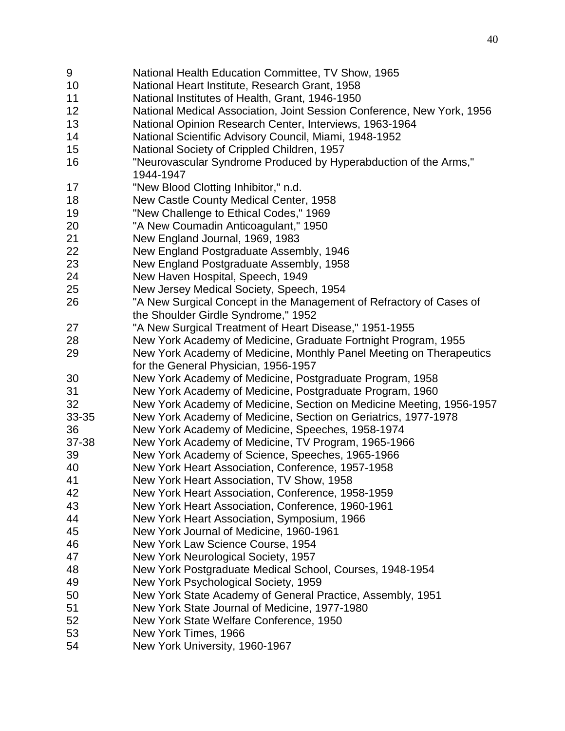| | |
|---|---|
| 9 | National Health Education Committee, TV Show, 1965 |
| 10 | National Heart Institute, Research Grant, 1958 |
| 11 | National Institutes of Health, Grant, 1946-1950 |
| 12 | National Medical Association, Joint Session Conference, New York, 1956 |
| 13 | National Opinion Research Center, Interviews, 1963-1964 |
| 14 | National Scientific Advisory Council, Miami, 1948-1952 |
| 15 | National Society of Crippled Children, 1957 |
| 16 | "Neurovascular Syndrome Produced by Hyperabduction of the Arms," 1944-1947 |
| 17 | "New Blood Clotting Inhibitor," n.d. |
| 18 | New Castle County Medical Center, 1958 |
| 19 | "New Challenge to Ethical Codes," 1969 |
| 20 | "A New Coumadin Anticoagulant," 1950 |
| 21 | New England Journal, 1969, 1983 |
| 22 | New England Postgraduate Assembly, 1946 |
| 23 | New England Postgraduate Assembly, 1958 |
| 24 | New Haven Hospital, Speech, 1949 |
| 25 | New Jersey Medical Society, Speech, 1954 |
| 26 | "A New Surgical Concept in the Management of Refractory of Cases of the Shoulder Girdle Syndrome," 1952 |
| 27 | "A New Surgical Treatment of Heart Disease," 1951-1955 |
| 28 | New York Academy of Medicine, Graduate Fortnight Program, 1955 |
| 29 | New York Academy of Medicine, Monthly Panel Meeting on Therapeutics for the General Physician, 1956-1957 |
| 30 | New York Academy of Medicine, Postgraduate Program, 1958 |
| 31 | New York Academy of Medicine, Postgraduate Program, 1960 |
| 32 | New York Academy of Medicine, Section on Medicine Meeting, 1956-1957 |
| 33-35 | New York Academy of Medicine, Section on Geriatrics, 1977-1978 |
| 36 | New York Academy of Medicine, Speeches, 1958-1974 |
| 37-38 | New York Academy of Medicine, TV Program, 1965-1966 |
| 39 | New York Academy of Science, Speeches, 1965-1966 |
| 40 | New York Heart Association, Conference, 1957-1958 |
| 41 | New York Heart Association, TV Show, 1958 |
| 42 | New York Heart Association, Conference, 1958-1959 |
| 43 | New York Heart Association, Conference, 1960-1961 |
| 44 | New York Heart Association, Symposium, 1966 |
| 45 | New York Journal of Medicine, 1960-1961 |
| 46 | New York Law Science Course, 1954 |
| 47 | New York Neurological Society, 1957 |
| 48 | New York Postgraduate Medical School, Courses, 1948-1954 |
| 49 | New York Psychological Society, 1959 |
| 50 | New York State Academy of General Practice, Assembly, 1951 |
| 51 | New York State Journal of Medicine, 1977-1980 |
| 52 | New York State Welfare Conference, 1950 |
| 53 | New York Times, 1966 |
| 54 | New York University, 1960-1967 |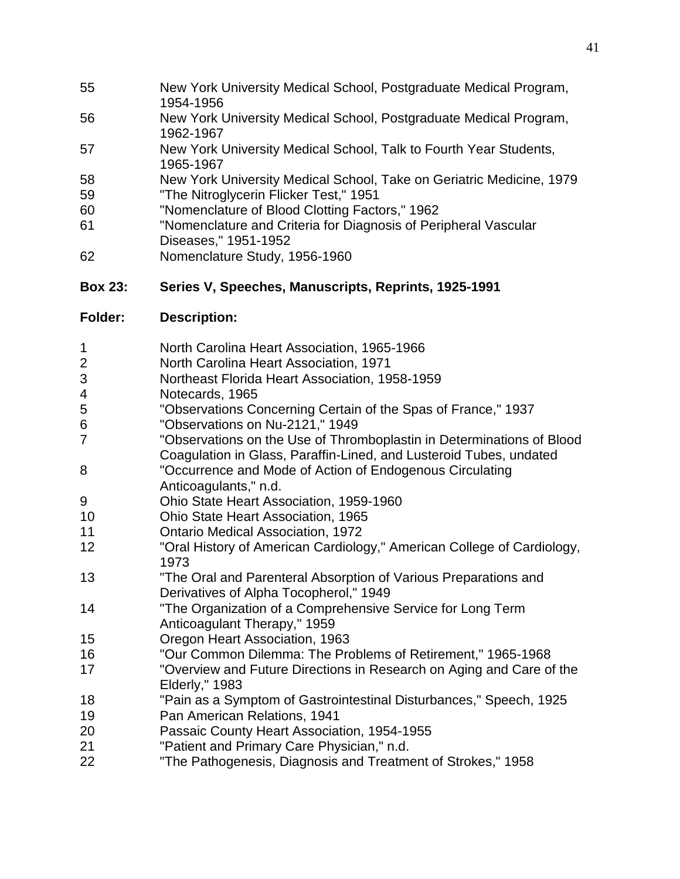| | |
|---|---|
| 55 | New York University Medical School, Postgraduate Medical Program, 1954-1956 |
| 56 | New York University Medical School, Postgraduate Medical Program, 1962-1967 |
| 57 | New York University Medical School, Talk to Fourth Year Students, 1965-1967 |
| 58 | New York University Medical School, Take on Geriatric Medicine, 1979 |
| 59 | "The Nitroglycerin Flicker Test," 1951 |
| 60 | "Nomenclature of Blood Clotting Factors," 1962 |
| 61 | "Nomenclature and Criteria for Diagnosis of Peripheral Vascular Diseases," 1951-1952 |
| 62 | Nomenclature Study, 1956-1960 |

**Box 23: Series V, Speeches, Manuscripts, Reprints, 1925-1991**

| **Folder:** | **Description:** |
|---|---|
| 1 | North Carolina Heart Association, 1965-1966 |
| 2 | North Carolina Heart Association, 1971 |
| 3 | Northeast Florida Heart Association, 1958-1959 |
| 4 | Notecards, 1965 |
| 5 | "Observations Concerning Certain of the Spas of France," 1937 |
| 6 | "Observations on Nu-2121," 1949 |
| 7 | "Observations on the Use of Thromboplastin in Determinations of Blood Coagulation in Glass, Paraffin-Lined, and Lusteroid Tubes, undated |
| 8 | "Occurrence and Mode of Action of Endogenous Circulating Anticoagulants," n.d. |
| 9 | Ohio State Heart Association, 1959-1960 |
| 10 | Ohio State Heart Association, 1965 |
| 11 | Ontario Medical Association, 1972 |
| 12 | "Oral History of American Cardiology," American College of Cardiology, 1973 |
| 13 | "The Oral and Parenteral Absorption of Various Preparations and Derivatives of Alpha Tocopherol," 1949 |
| 14 | "The Organization of a Comprehensive Service for Long Term Anticoagulant Therapy," 1959 |
| 15 | Oregon Heart Association, 1963 |
| 16 | "Our Common Dilemma: The Problems of Retirement," 1965-1968 |
| 17 | "Overview and Future Directions in Research on Aging and Care of the Elderly," 1983 |
| 18 | "Pain as a Symptom of Gastrointestinal Disturbances," Speech, 1925 |
| 19 | Pan American Relations, 1941 |
| 20 | Passaic County Heart Association, 1954-1955 |
| 21 | "Patient and Primary Care Physician," n.d. |
| 22 | "The Pathogenesis, Diagnosis and Treatment of Strokes," 1958 |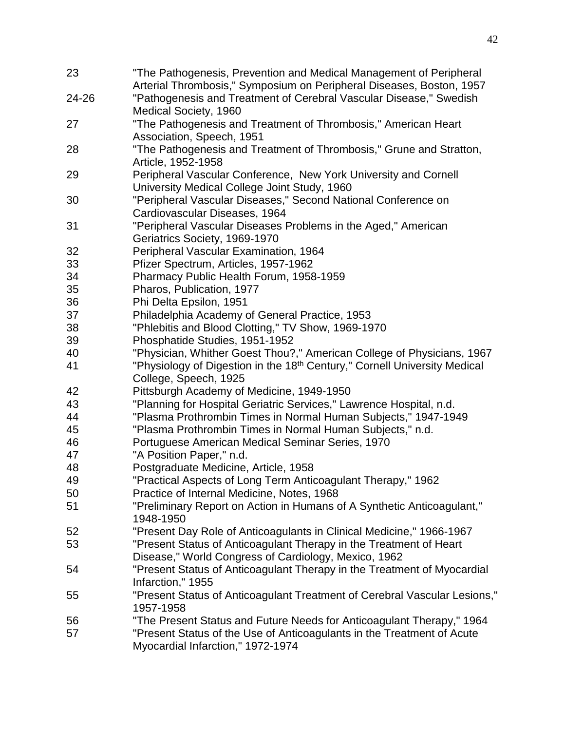| | |
|---|---|
| 23 | "The Pathogenesis, Prevention and Medical Management of Peripheral Arterial Thrombosis," Symposium on Peripheral Diseases, Boston, 1957 |
| 24-26 | "Pathogenesis and Treatment of Cerebral Vascular Disease," Swedish Medical Society, 1960 |
| 27 | "The Pathogenesis and Treatment of Thrombosis," American Heart Association, Speech, 1951 |
| 28 | "The Pathogenesis and Treatment of Thrombosis," Grune and Stratton, Article, 1952-1958 |
| 29 | Peripheral Vascular Conference, New York University and Cornell University Medical College Joint Study, 1960 |
| 30 | "Peripheral Vascular Diseases," Second National Conference on Cardiovascular Diseases, 1964 |
| 31 | "Peripheral Vascular Diseases Problems in the Aged," American Geriatrics Society, 1969-1970 |
| 32 | Peripheral Vascular Examination, 1964 |
| 33 | Pfizer Spectrum, Articles, 1957-1962 |
| 34 | Pharmacy Public Health Forum, 1958-1959 |
| 35 | Pharos, Publication, 1977 |
| 36 | Phi Delta Epsilon, 1951 |
| 37 | Philadelphia Academy of General Practice, 1953 |
| 38 | "Phlebitis and Blood Clotting," TV Show, 1969-1970 |
| 39 | Phosphatide Studies, 1951-1952 |
| 40 | "Physician, Whither Goest Thou?," American College of Physicians, 1967 |
| 41 | "Physiology of Digestion in the 18th Century," Cornell University Medical College, Speech, 1925 |
| 42 | Pittsburgh Academy of Medicine, 1949-1950 |
| 43 | "Planning for Hospital Geriatric Services," Lawrence Hospital, n.d. |
| 44 | "Plasma Prothrombin Times in Normal Human Subjects," 1947-1949 |
| 45 | "Plasma Prothrombin Times in Normal Human Subjects," n.d. |
| 46 | Portuguese American Medical Seminar Series, 1970 |
| 47 | "A Position Paper," n.d. |
| 48 | Postgraduate Medicine, Article, 1958 |
| 49 | "Practical Aspects of Long Term Anticoagulant Therapy," 1962 |
| 50 | Practice of Internal Medicine, Notes, 1968 |
| 51 | "Preliminary Report on Action in Humans of A Synthetic Anticoagulant," 1948-1950 |
| 52 | "Present Day Role of Anticoagulants in Clinical Medicine," 1966-1967 |
| 53 | "Present Status of Anticoagulant Therapy in the Treatment of Heart Disease," World Congress of Cardiology, Mexico, 1962 |
| 54 | "Present Status of Anticoagulant Therapy in the Treatment of Myocardial Infarction," 1955 |
| 55 | "Present Status of Anticoagulant Treatment of Cerebral Vascular Lesions," 1957-1958 |
| 56 | "The Present Status and Future Needs for Anticoagulant Therapy," 1964 |
| 57 | "Present Status of the Use of Anticoagulants in the Treatment of Acute Myocardial Infarction," 1972-1974 |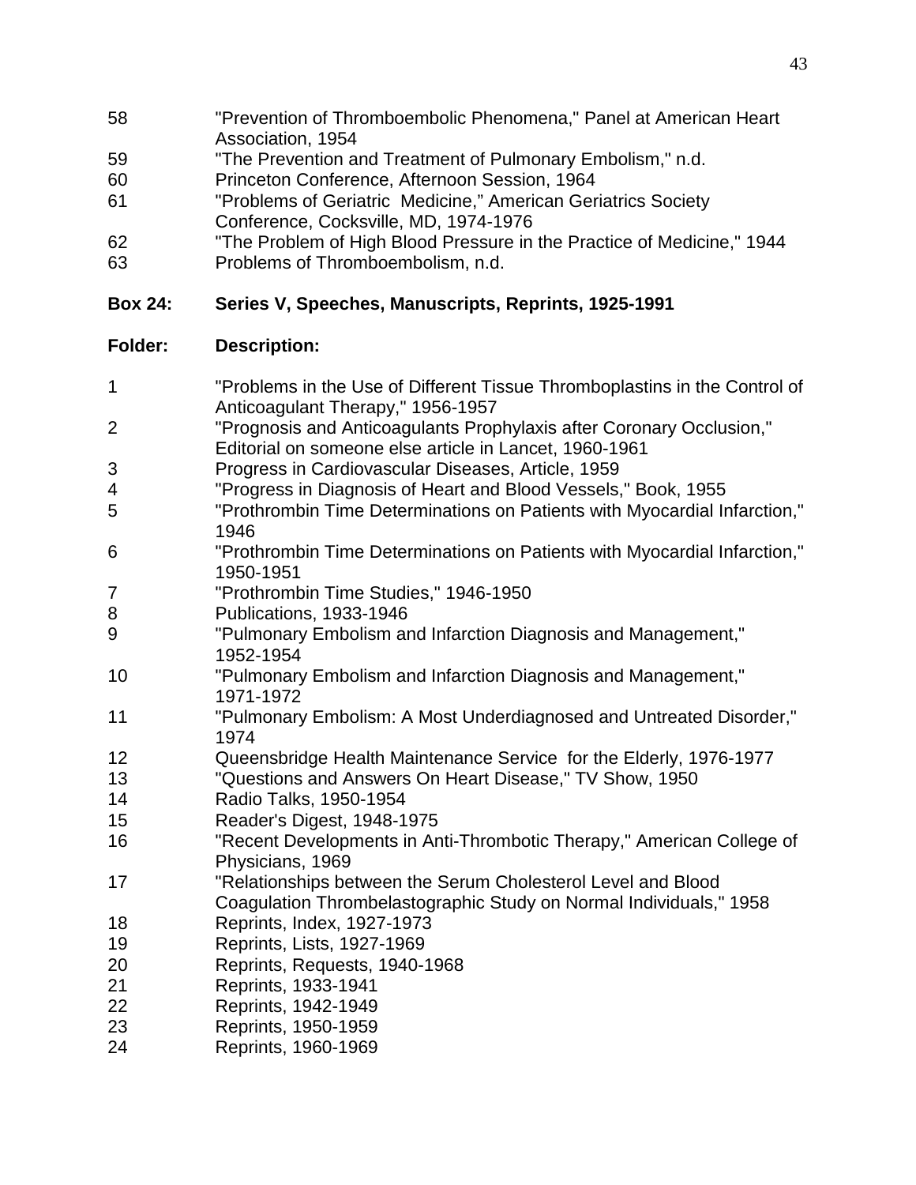| | |
|---|---|
| 58 | "Prevention of Thromboembolic Phenomena," Panel at American Heart Association, 1954 |
| 59 | "The Prevention and Treatment of Pulmonary Embolism," n.d. |
| 60 | Princeton Conference, Afternoon Session, 1964 |
| 61 | "Problems of Geriatric Medicine," American Geriatrics Society Conference, Cocksville, MD, 1974-1976 |
| 62 | "The Problem of High Blood Pressure in the Practice of Medicine," 1944 |
| 63 | Problems of Thromboembolism, n.d. |

**Box 24: Series V, Speeches, Manuscripts, Reprints, 1925-1991**

| **Folder:** | **Description:** |
|---|---|
| 1 | "Problems in the Use of Different Tissue Thromboplastins in the Control of Anticoagulant Therapy," 1956-1957 |
| 2 | "Prognosis and Anticoagulants Prophylaxis after Coronary Occlusion," Editorial on someone else article in Lancet, 1960-1961 |
| 3 | Progress in Cardiovascular Diseases, Article, 1959 |
| 4 | "Progress in Diagnosis of Heart and Blood Vessels," Book, 1955 |
| 5 | "Prothrombin Time Determinations on Patients with Myocardial Infarction," 1946 |
| 6 | "Prothrombin Time Determinations on Patients with Myocardial Infarction," 1950-1951 |
| 7 | "Prothrombin Time Studies," 1946-1950 |
| 8 | Publications, 1933-1946 |
| 9 | "Pulmonary Embolism and Infarction Diagnosis and Management," 1952-1954 |
| 10 | "Pulmonary Embolism and Infarction Diagnosis and Management," 1971-1972 |
| 11 | "Pulmonary Embolism: A Most Underdiagnosed and Untreated Disorder," 1974 |
| 12 | Queensbridge Health Maintenance Service for the Elderly, 1976-1977 |
| 13 | "Questions and Answers On Heart Disease," TV Show, 1950 |
| 14 | Radio Talks, 1950-1954 |
| 15 | Reader's Digest, 1948-1975 |
| 16 | "Recent Developments in Anti-Thrombotic Therapy," American College of Physicians, 1969 |
| 17 | "Relationships between the Serum Cholesterol Level and Blood Coagulation Thrombelastographic Study on Normal Individuals," 1958 |
| 18 | Reprints, Index, 1927-1973 |
| 19 | Reprints, Lists, 1927-1969 |
| 20 | Reprints, Requests, 1940-1968 |
| 21 | Reprints, 1933-1941 |
| 22 | Reprints, 1942-1949 |
| 23 | Reprints, 1950-1959 |
| 24 | Reprints, 1960-1969 |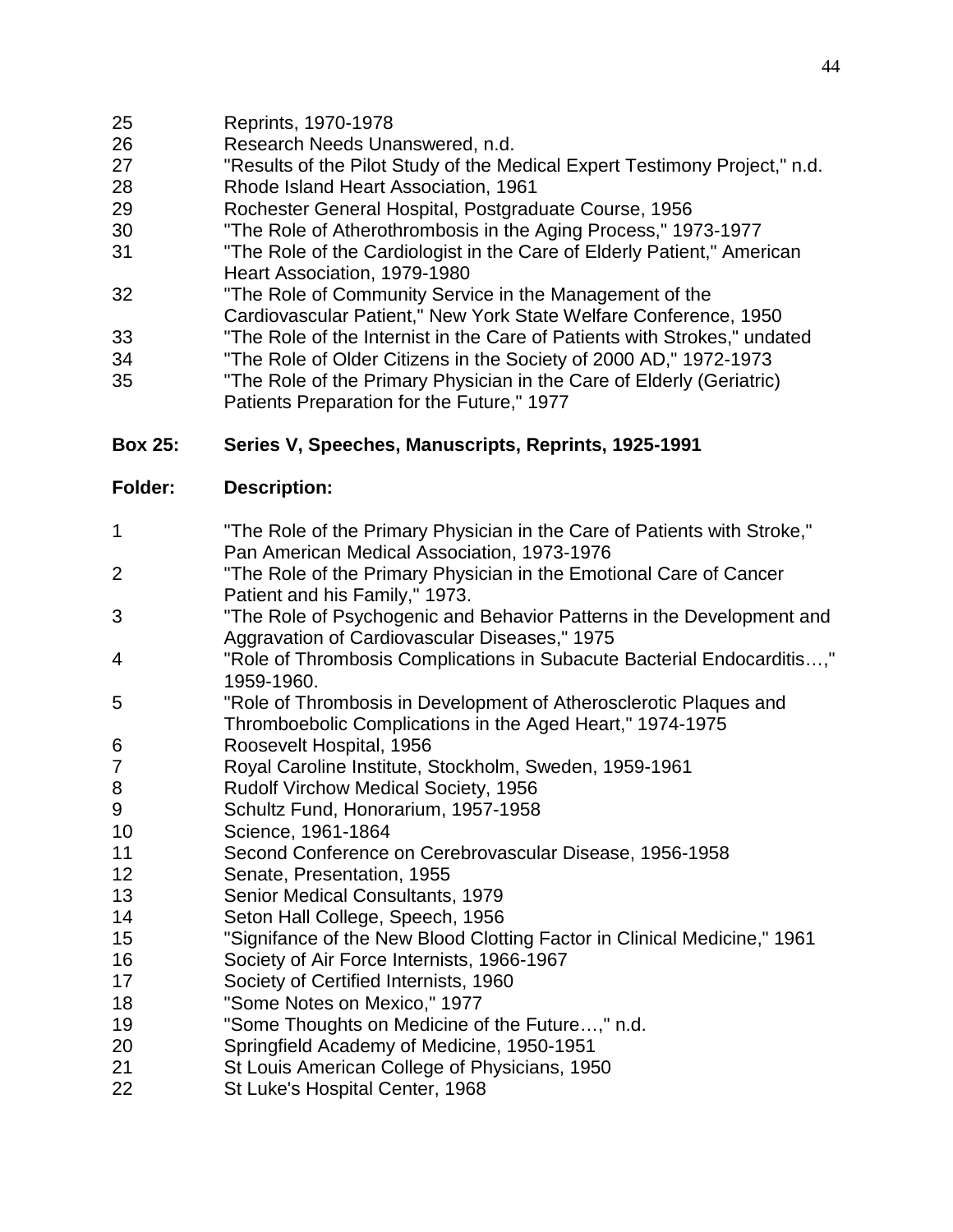| | |
|---|---|
| 25 | Reprints, 1970-1978 |
| 26 | Research Needs Unanswered, n.d. |
| 27 | "Results of the Pilot Study of the Medical Expert Testimony Project," n.d. |
| 28 | Rhode Island Heart Association, 1961 |
| 29 | Rochester General Hospital, Postgraduate Course, 1956 |
| 30 | "The Role of Atherothrombosis in the Aging Process," 1973-1977 |
| 31 | "The Role of the Cardiologist in the Care of Elderly Patient," American Heart Association, 1979-1980 |
| 32 | "The Role of Community Service in the Management of the Cardiovascular Patient," New York State Welfare Conference, 1950 |
| 33 | "The Role of the Internist in the Care of Patients with Strokes," undated |
| 34 | "The Role of Older Citizens in the Society of 2000 AD," 1972-1973 |
| 35 | "The Role of the Primary Physician in the Care of Elderly (Geriatric) Patients Preparation for the Future," 1977 |

**Box 25: Series V, Speeches, Manuscripts, Reprints, 1925-1991**

| Folder: | Description: |
|---|---|
| 1 | "The Role of the Primary Physician in the Care of Patients with Stroke," Pan American Medical Association, 1973-1976 |
| 2 | "The Role of the Primary Physician in the Emotional Care of Cancer Patient and his Family," 1973. |
| 3 | "The Role of Psychogenic and Behavior Patterns in the Development and Aggravation of Cardiovascular Diseases," 1975 |
| 4 | "Role of Thrombosis Complications in Subacute Bacterial Endocarditis…," 1959-1960. |
| 5 | "Role of Thrombosis in Development of Atherosclerotic Plaques and Thromboebolic Complications in the Aged Heart," 1974-1975 |
| 6 | Roosevelt Hospital, 1956 |
| 7 | Royal Caroline Institute, Stockholm, Sweden, 1959-1961 |
| 8 | Rudolf Virchow Medical Society, 1956 |
| 9 | Schultz Fund, Honorarium, 1957-1958 |
| 10 | Science, 1961-1864 |
| 11 | Second Conference on Cerebrovascular Disease, 1956-1958 |
| 12 | Senate, Presentation, 1955 |
| 13 | Senior Medical Consultants, 1979 |
| 14 | Seton Hall College, Speech, 1956 |
| 15 | "Signifance of the New Blood Clotting Factor in Clinical Medicine," 1961 |
| 16 | Society of Air Force Internists, 1966-1967 |
| 17 | Society of Certified Internists, 1960 |
| 18 | "Some Notes on Mexico," 1977 |
| 19 | "Some Thoughts on Medicine of the Future…," n.d. |
| 20 | Springfield Academy of Medicine, 1950-1951 |
| 21 | St Louis American College of Physicians, 1950 |
| 22 | St Luke's Hospital Center, 1968 |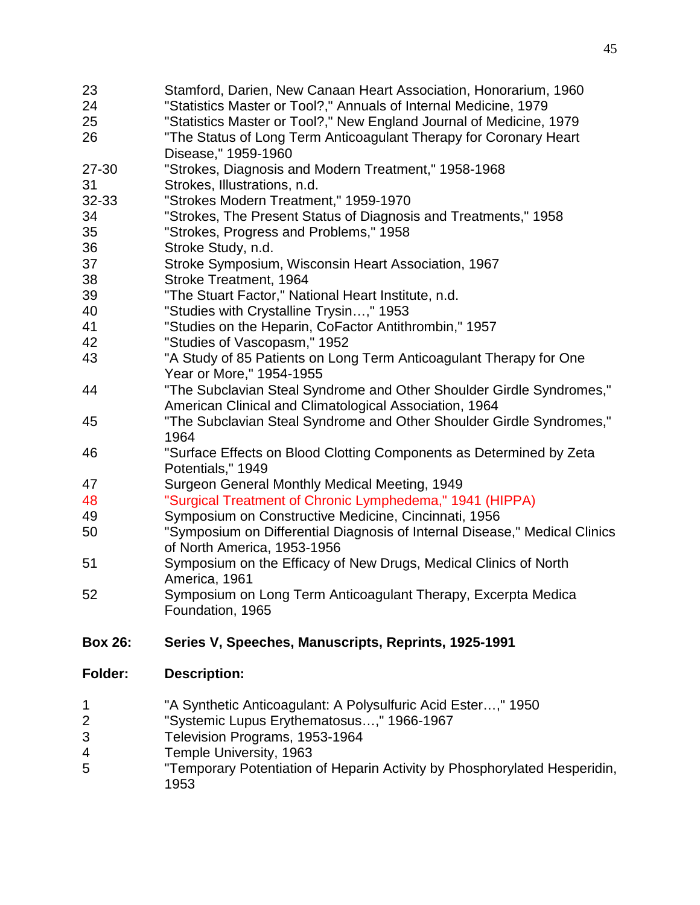| | |
|---|---|
| 23 | Stamford, Darien, New Canaan Heart Association, Honorarium, 1960 |
| 24 | "Statistics Master or Tool?," Annuals of Internal Medicine, 1979 |
| 25 | "Statistics Master or Tool?," New England Journal of Medicine, 1979 |
| 26 | "The Status of Long Term Anticoagulant Therapy for Coronary Heart Disease," 1959-1960 |
| 27-30 | "Strokes, Diagnosis and Modern Treatment," 1958-1968 |
| 31 | Strokes, Illustrations, n.d. |
| 32-33 | "Strokes Modern Treatment," 1959-1970 |
| 34 | "Strokes, The Present Status of Diagnosis and Treatments," 1958 |
| 35 | "Strokes, Progress and Problems," 1958 |
| 36 | Stroke Study, n.d. |
| 37 | Stroke Symposium, Wisconsin Heart Association, 1967 |
| 38 | Stroke Treatment, 1964 |
| 39 | "The Stuart Factor," National Heart Institute, n.d. |
| 40 | "Studies with Crystalline Trysin…," 1953 |
| 41 | "Studies on the Heparin, CoFactor Antithrombin," 1957 |
| 42 | "Studies of Vascopasm," 1952 |
| 43 | "A Study of 85 Patients on Long Term Anticoagulant Therapy for One Year or More," 1954-1955 |
| 44 | "The Subclavian Steal Syndrome and Other Shoulder Girdle Syndromes," American Clinical and Climatological Association, 1964 |
| 45 | "The Subclavian Steal Syndrome and Other Shoulder Girdle Syndromes," 1964 |
| 46 | "Surface Effects on Blood Clotting Components as Determined by Zeta Potentials," 1949 |
| 47 | Surgeon General Monthly Medical Meeting, 1949 |
| 48 | "Surgical Treatment of Chronic Lymphedema," 1941 (HIPPA) |
| 49 | Symposium on Constructive Medicine, Cincinnati, 1956 |
| 50 | "Symposium on Differential Diagnosis of Internal Disease," Medical Clinics of North America, 1953-1956 |
| 51 | Symposium on the Efficacy of New Drugs, Medical Clinics of North America, 1961 |
| 52 | Symposium on Long Term Anticoagulant Therapy, Excerpta Medica Foundation, 1965 |

**Box 26: Series V, Speeches, Manuscripts, Reprints, 1925-1991**

| **Folder:** | **Description:** |
|---|---|
| 1 | "A Synthetic Anticoagulant: A Polysulfuric Acid Ester…," 1950 |
| 2 | "Systemic Lupus Erythematosus…," 1966-1967 |
| 3 | Television Programs, 1953-1964 |
| 4 | Temple University, 1963 |
| 5 | "Temporary Potentiation of Heparin Activity by Phosphorylated Hesperidin, 1953 |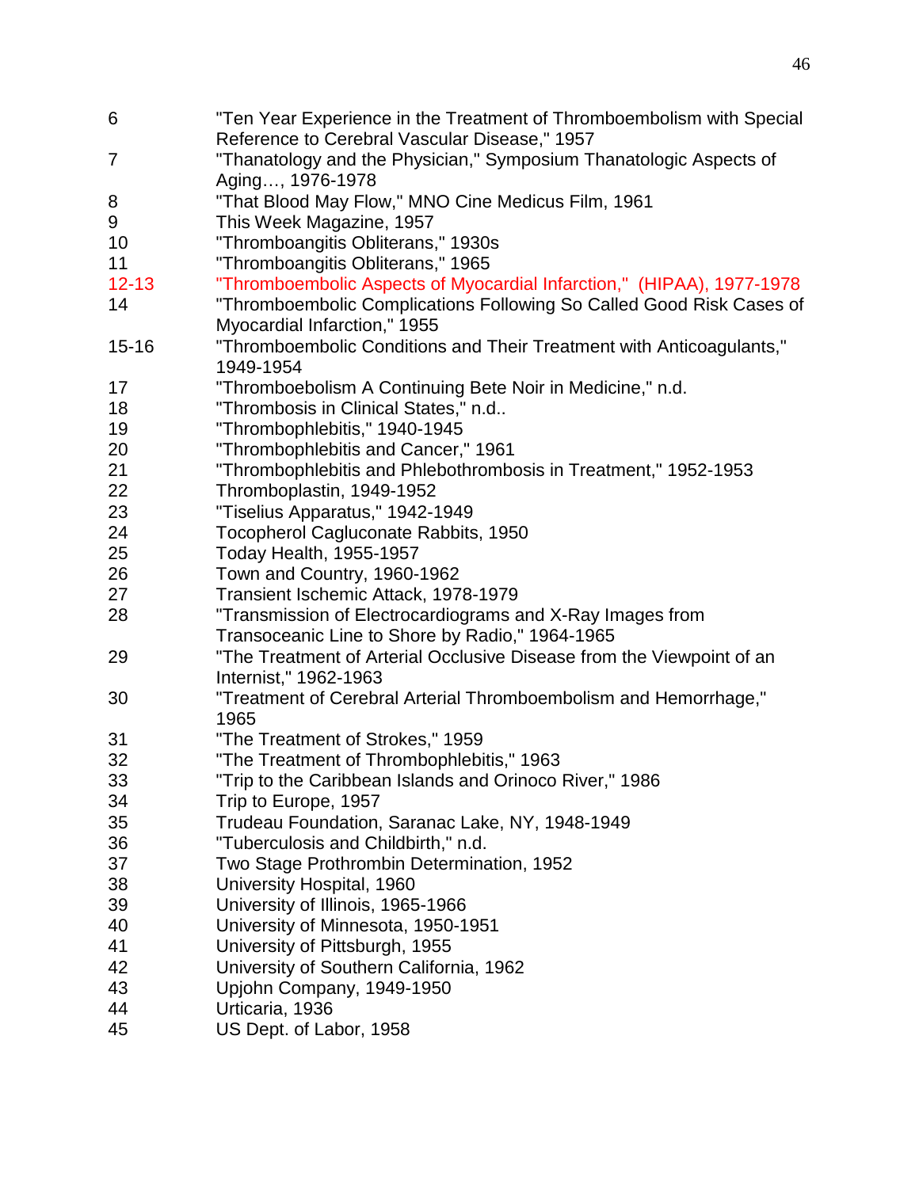| | |
|---|---|
| 6 | "Ten Year Experience in the Treatment of Thromboembolism with Special Reference to Cerebral Vascular Disease," 1957 |
| 7 | "Thanatology and the Physician," Symposium Thanatologic Aspects of Aging…, 1976-1978 |
| 8 | "That Blood May Flow," MNO Cine Medicus Film, 1961 |
| 9 | This Week Magazine, 1957 |
| 10 | "Thromboangitis Obliterans," 1930s |
| 11 | "Thromboangitis Obliterans," 1965 |
| 12-13 | "Thromboembolic Aspects of Myocardial Infarction," (HIPAA), 1977-1978 |
| 14 | "Thromboembolic Complications Following So Called Good Risk Cases of Myocardial Infarction," 1955 |
| 15-16 | "Thromboembolic Conditions and Their Treatment with Anticoagulants," 1949-1954 |
| 17 | "Thromboebolism A Continuing Bete Noir in Medicine," n.d. |
| 18 | "Thrombosis in Clinical States," n.d.. |
| 19 | "Thrombophlebitis," 1940-1945 |
| 20 | "Thrombophlebitis and Cancer," 1961 |
| 21 | "Thrombophlebitis and Phlebothrombosis in Treatment," 1952-1953 |
| 22 | Thromboplastin, 1949-1952 |
| 23 | "Tiselius Apparatus," 1942-1949 |
| 24 | Tocopherol Cagluconate Rabbits, 1950 |
| 25 | Today Health, 1955-1957 |
| 26 | Town and Country, 1960-1962 |
| 27 | Transient Ischemic Attack, 1978-1979 |
| 28 | "Transmission of Electrocardiograms and X-Ray Images from Transoceanic Line to Shore by Radio," 1964-1965 |
| 29 | "The Treatment of Arterial Occlusive Disease from the Viewpoint of an Internist," 1962-1963 |
| 30 | "Treatment of Cerebral Arterial Thromboembolism and Hemorrhage," 1965 |
| 31 | "The Treatment of Strokes," 1959 |
| 32 | "The Treatment of Thrombophlebitis," 1963 |
| 33 | "Trip to the Caribbean Islands and Orinoco River," 1986 |
| 34 | Trip to Europe, 1957 |
| 35 | Trudeau Foundation, Saranac Lake, NY, 1948-1949 |
| 36 | "Tuberculosis and Childbirth," n.d. |
| 37 | Two Stage Prothrombin Determination, 1952 |
| 38 | University Hospital, 1960 |
| 39 | University of Illinois, 1965-1966 |
| 40 | University of Minnesota, 1950-1951 |
| 41 | University of Pittsburgh, 1955 |
| 42 | University of Southern California, 1962 |
| 43 | Upjohn Company, 1949-1950 |
| 44 | Urticaria, 1936 |
| 45 | US Dept. of Labor, 1958 |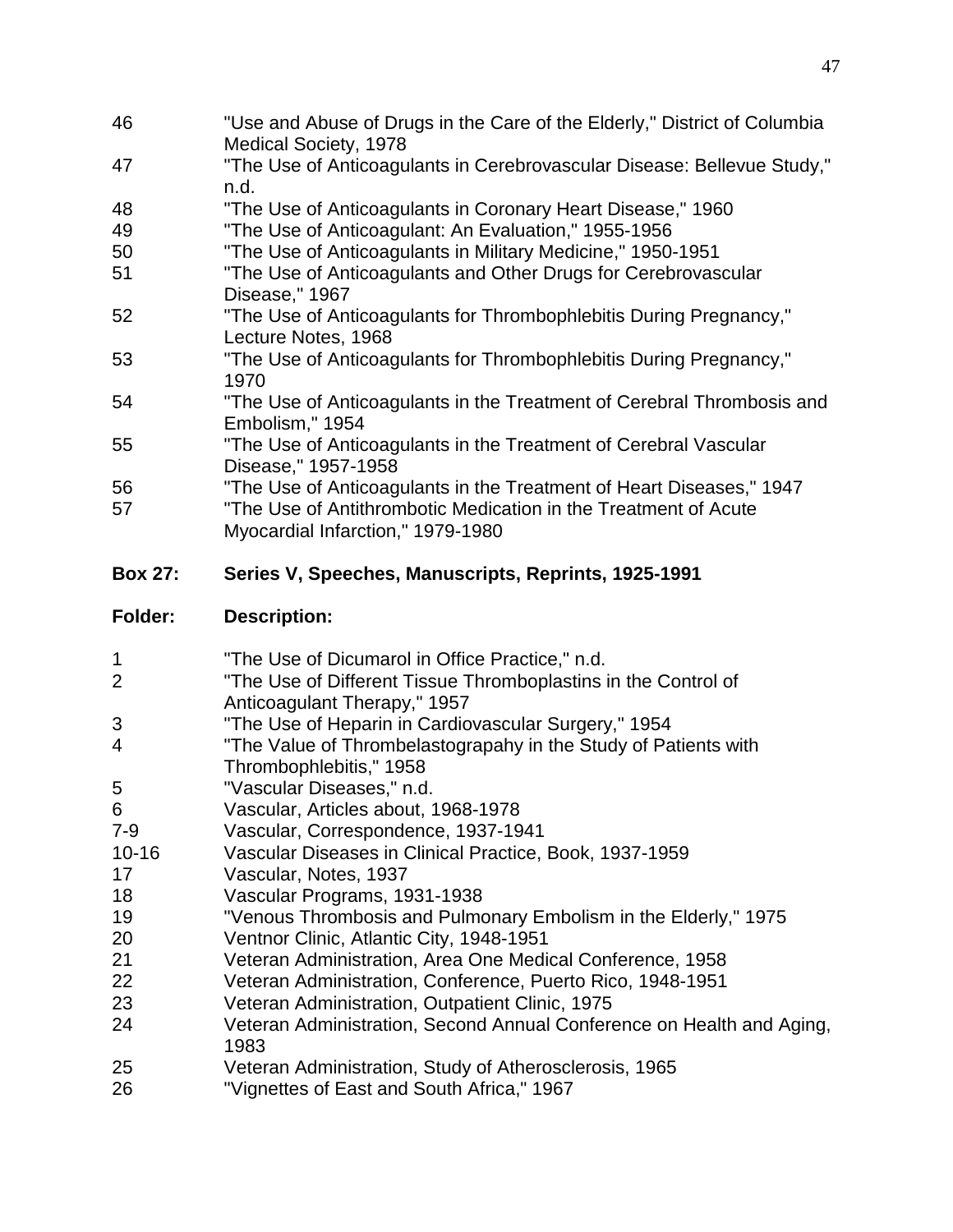| | |
|---|---|
| 46 | "Use and Abuse of Drugs in the Care of the Elderly," District of Columbia Medical Society, 1978 |
| 47 | "The Use of Anticoagulants in Cerebrovascular Disease: Bellevue Study," n.d. |
| 48 | "The Use of Anticoagulants in Coronary Heart Disease," 1960 |
| 49 | "The Use of Anticoagulant: An Evaluation," 1955-1956 |
| 50 | "The Use of Anticoagulants in Military Medicine," 1950-1951 |
| 51 | "The Use of Anticoagulants and Other Drugs for Cerebrovascular Disease," 1967 |
| 52 | "The Use of Anticoagulants for Thrombophlebitis During Pregnancy," Lecture Notes, 1968 |
| 53 | "The Use of Anticoagulants for Thrombophlebitis During Pregnancy," 1970 |
| 54 | "The Use of Anticoagulants in the Treatment of Cerebral Thrombosis and Embolism," 1954 |
| 55 | "The Use of Anticoagulants in the Treatment of Cerebral Vascular Disease," 1957-1958 |
| 56 | "The Use of Anticoagulants in the Treatment of Heart Diseases," 1947 |
| 57 | "The Use of Antithrombotic Medication in the Treatment of Acute Myocardial Infarction," 1979-1980 |

**Box 27: Series V, Speeches, Manuscripts, Reprints, 1925-1991**

| **Folder:** | **Description:** |
|---|---|
| 1 | "The Use of Dicumarol in Office Practice," n.d. |
| 2 | "The Use of Different Tissue Thromboplastins in the Control of Anticoagulant Therapy," 1957 |
| 3 | "The Use of Heparin in Cardiovascular Surgery," 1954 |
| 4 | "The Value of Thrombelastograpahy in the Study of Patients with Thrombophlebitis," 1958 |
| 5 | "Vascular Diseases," n.d. |
| 6 | Vascular, Articles about, 1968-1978 |
| 7-9 | Vascular, Correspondence, 1937-1941 |
| 10-16 | Vascular Diseases in Clinical Practice, Book, 1937-1959 |
| 17 | Vascular, Notes, 1937 |
| 18 | Vascular Programs, 1931-1938 |
| 19 | "Venous Thrombosis and Pulmonary Embolism in the Elderly," 1975 |
| 20 | Ventnor Clinic, Atlantic City, 1948-1951 |
| 21 | Veteran Administration, Area One Medical Conference, 1958 |
| 22 | Veteran Administration, Conference, Puerto Rico, 1948-1951 |
| 23 | Veteran Administration, Outpatient Clinic, 1975 |
| 24 | Veteran Administration, Second Annual Conference on Health and Aging, 1983 |
| 25 | Veteran Administration, Study of Atherosclerosis, 1965 |
| 26 | "Vignettes of East and South Africa," 1967 |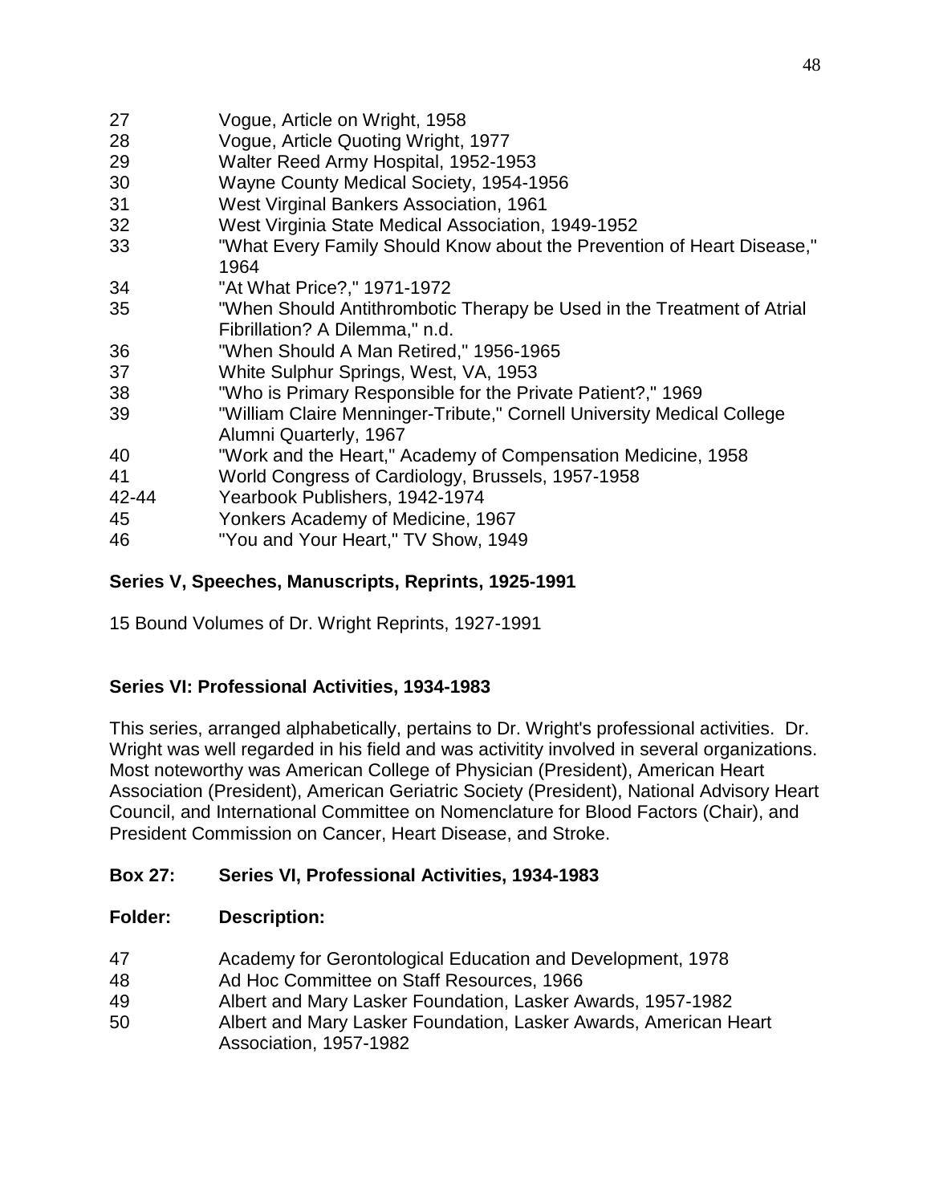| | |
|---|---|
| 27 | Vogue, Article on Wright, 1958 |
| 28 | Vogue, Article Quoting Wright, 1977 |
| 29 | Walter Reed Army Hospital, 1952-1953 |
| 30 | Wayne County Medical Society, 1954-1956 |
| 31 | West Virginal Bankers Association, 1961 |
| 32 | West Virginia State Medical Association, 1949-1952 |
| 33 | "What Every Family Should Know about the Prevention of Heart Disease," 1964 |
| 34 | "At What Price?," 1971-1972 |
| 35 | "When Should Antithrombotic Therapy be Used in the Treatment of Atrial Fibrillation? A Dilemma," n.d. |
| 36 | "When Should A Man Retired," 1956-1965 |
| 37 | White Sulphur Springs, West, VA, 1953 |
| 38 | "Who is Primary Responsible for the Private Patient?," 1969 |
| 39 | "William Claire Menninger-Tribute," Cornell University Medical College Alumni Quarterly, 1967 |
| 40 | "Work and the Heart," Academy of Compensation Medicine, 1958 |
| 41 | World Congress of Cardiology, Brussels, 1957-1958 |
| 42-44 | Yearbook Publishers, 1942-1974 |
| 45 | Yonkers Academy of Medicine, 1967 |
| 46 | "You and Your Heart," TV Show, 1949 |

**Series V, Speeches, Manuscripts, Reprints, 1925-1991**

15 Bound Volumes of Dr. Wright Reprints, 1927-1991

**Series VI: Professional Activities, 1934-1983**

This series, arranged alphabetically, pertains to Dr. Wright's professional activities. Dr. Wright was well regarded in his field and was activitity involved in several organizations. Most noteworthy was American College of Physician (President), American Heart Association (President), American Geriatric Society (President), National Advisory Heart Council, and International Committee on Nomenclature for Blood Factors (Chair), and President Commission on Cancer, Heart Disease, and Stroke.

**Box 27: Series VI, Professional Activities, 1934-1983**

| **Folder:** | **Description:** |
|---|---|
| 47 | Academy for Gerontological Education and Development, 1978 |
| 48 | Ad Hoc Committee on Staff Resources, 1966 |
| 49 | Albert and Mary Lasker Foundation, Lasker Awards, 1957-1982 |
| 50 | Albert and Mary Lasker Foundation, Lasker Awards, American Heart Association, 1957-1982 |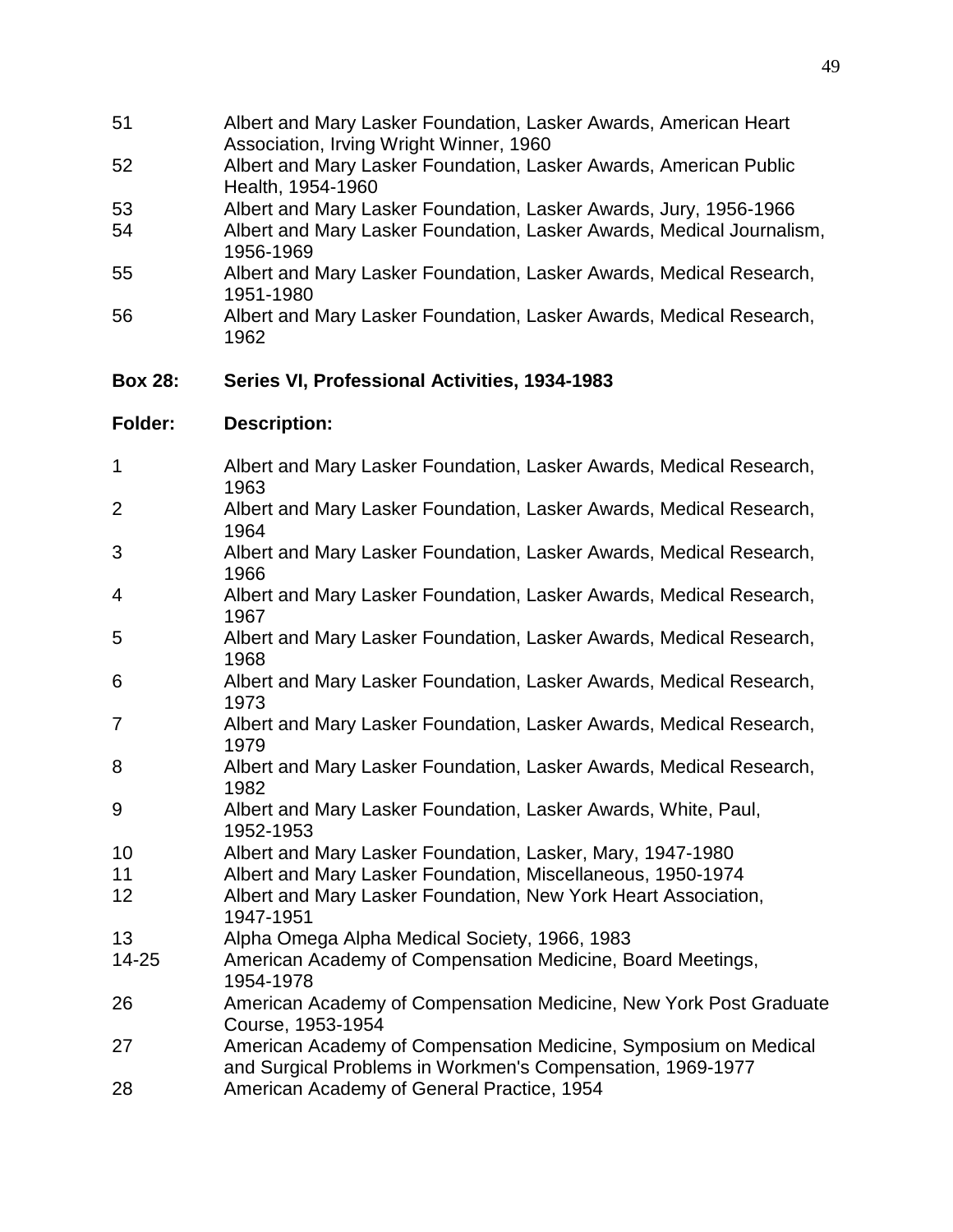| | |
|---|---|
| 51 | Albert and Mary Lasker Foundation, Lasker Awards, American Heart Association, Irving Wright Winner, 1960 |
| 52 | Albert and Mary Lasker Foundation, Lasker Awards, American Public Health, 1954-1960 |
| 53 | Albert and Mary Lasker Foundation, Lasker Awards, Jury, 1956-1966 |
| 54 | Albert and Mary Lasker Foundation, Lasker Awards, Medical Journalism, 1956-1969 |
| 55 | Albert and Mary Lasker Foundation, Lasker Awards, Medical Research, 1951-1980 |
| 56 | Albert and Mary Lasker Foundation, Lasker Awards, Medical Research, 1962 |

**Box 28: Series VI, Professional Activities, 1934-1983**

| **Folder:** | **Description:** |
|---|---|
| 1 | Albert and Mary Lasker Foundation, Lasker Awards, Medical Research, 1963 |
| 2 | Albert and Mary Lasker Foundation, Lasker Awards, Medical Research, 1964 |
| 3 | Albert and Mary Lasker Foundation, Lasker Awards, Medical Research, 1966 |
| 4 | Albert and Mary Lasker Foundation, Lasker Awards, Medical Research, 1967 |
| 5 | Albert and Mary Lasker Foundation, Lasker Awards, Medical Research, 1968 |
| 6 | Albert and Mary Lasker Foundation, Lasker Awards, Medical Research, 1973 |
| 7 | Albert and Mary Lasker Foundation, Lasker Awards, Medical Research, 1979 |
| 8 | Albert and Mary Lasker Foundation, Lasker Awards, Medical Research, 1982 |
| 9 | Albert and Mary Lasker Foundation, Lasker Awards, White, Paul, 1952-1953 |
| 10 | Albert and Mary Lasker Foundation, Lasker, Mary, 1947-1980 |
| 11 | Albert and Mary Lasker Foundation, Miscellaneous, 1950-1974 |
| 12 | Albert and Mary Lasker Foundation, New York Heart Association, 1947-1951 |
| 13 | Alpha Omega Alpha Medical Society, 1966, 1983 |
| 14-25 | American Academy of Compensation Medicine, Board Meetings, 1954-1978 |
| 26 | American Academy of Compensation Medicine, New York Post Graduate Course, 1953-1954 |
| 27 | American Academy of Compensation Medicine, Symposium on Medical and Surgical Problems in Workmen's Compensation, 1969-1977 |
| 28 | American Academy of General Practice, 1954 |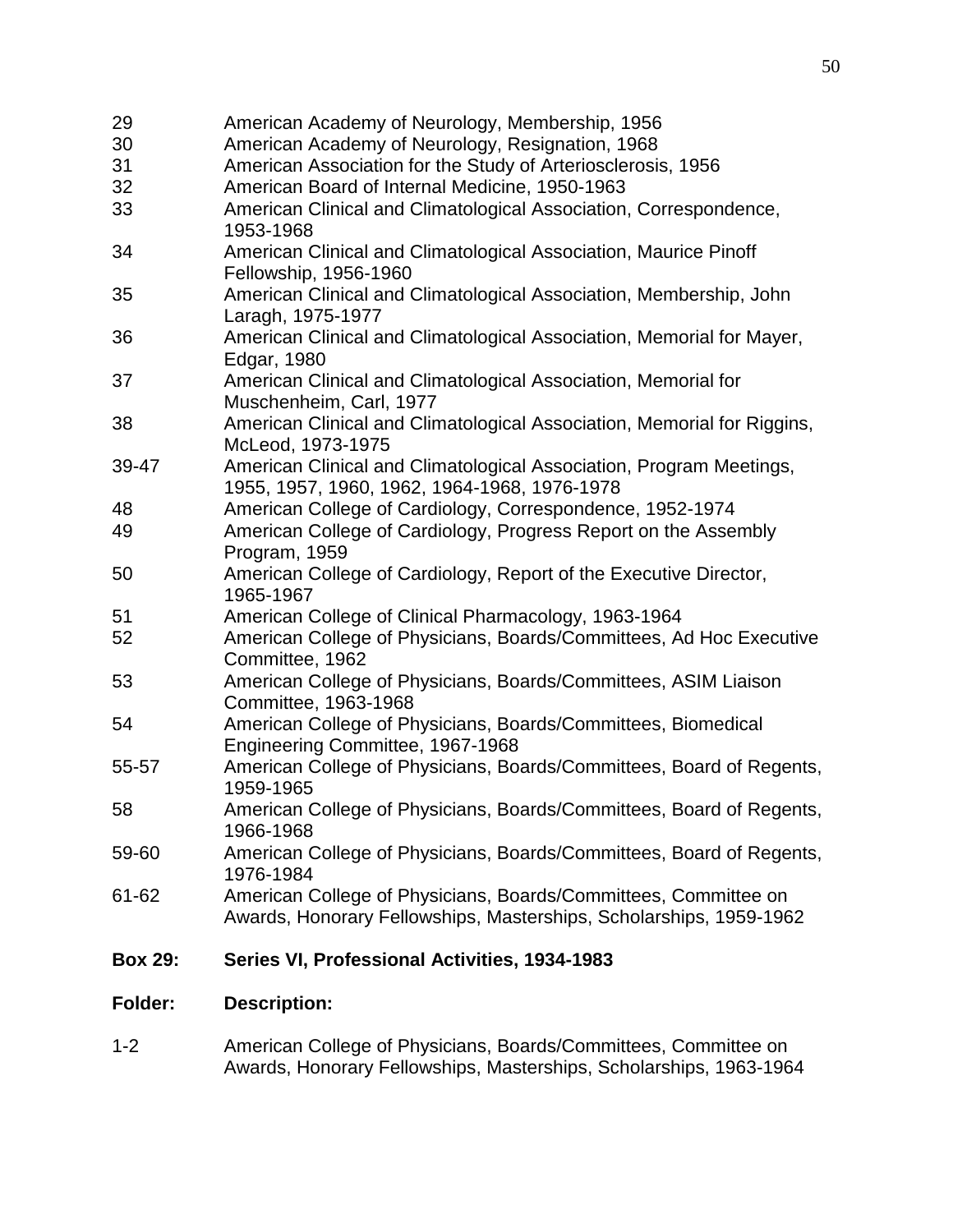| | |
|---|---|
| 29 | American Academy of Neurology, Membership, 1956 |
| 30 | American Academy of Neurology, Resignation, 1968 |
| 31 | American Association for the Study of Arteriosclerosis, 1956 |
| 32 | American Board of Internal Medicine, 1950-1963 |
| 33 | American Clinical and Climatological Association, Correspondence, 1953-1968 |
| 34 | American Clinical and Climatological Association, Maurice Pinoff Fellowship, 1956-1960 |
| 35 | American Clinical and Climatological Association, Membership, John Laragh, 1975-1977 |
| 36 | American Clinical and Climatological Association, Memorial for Mayer, Edgar, 1980 |
| 37 | American Clinical and Climatological Association, Memorial for Muschenheim, Carl, 1977 |
| 38 | American Clinical and Climatological Association, Memorial for Riggins, McLeod, 1973-1975 |
| 39-47 | American Clinical and Climatological Association, Program Meetings, 1955, 1957, 1960, 1962, 1964-1968, 1976-1978 |
| 48 | American College of Cardiology, Correspondence, 1952-1974 |
| 49 | American College of Cardiology, Progress Report on the Assembly Program, 1959 |
| 50 | American College of Cardiology, Report of the Executive Director, 1965-1967 |
| 51 | American College of Clinical Pharmacology, 1963-1964 |
| 52 | American College of Physicians, Boards/Committees, Ad Hoc Executive Committee, 1962 |
| 53 | American College of Physicians, Boards/Committees, ASIM Liaison Committee, 1963-1968 |
| 54 | American College of Physicians, Boards/Committees, Biomedical Engineering Committee, 1967-1968 |
| 55-57 | American College of Physicians, Boards/Committees, Board of Regents, 1959-1965 |
| 58 | American College of Physicians, Boards/Committees, Board of Regents, 1966-1968 |
| 59-60 | American College of Physicians, Boards/Committees, Board of Regents, 1976-1984 |
| 61-62 | American College of Physicians, Boards/Committees, Committee on Awards, Honorary Fellowships, Masterships, Scholarships, 1959-1962 |

**Box 29: Series VI, Professional Activities, 1934-1983**

| **Folder:** | **Description:** |
|---|---|
| 1-2 | American College of Physicians, Boards/Committees, Committee on Awards, Honorary Fellowships, Masterships, Scholarships, 1963-1964 |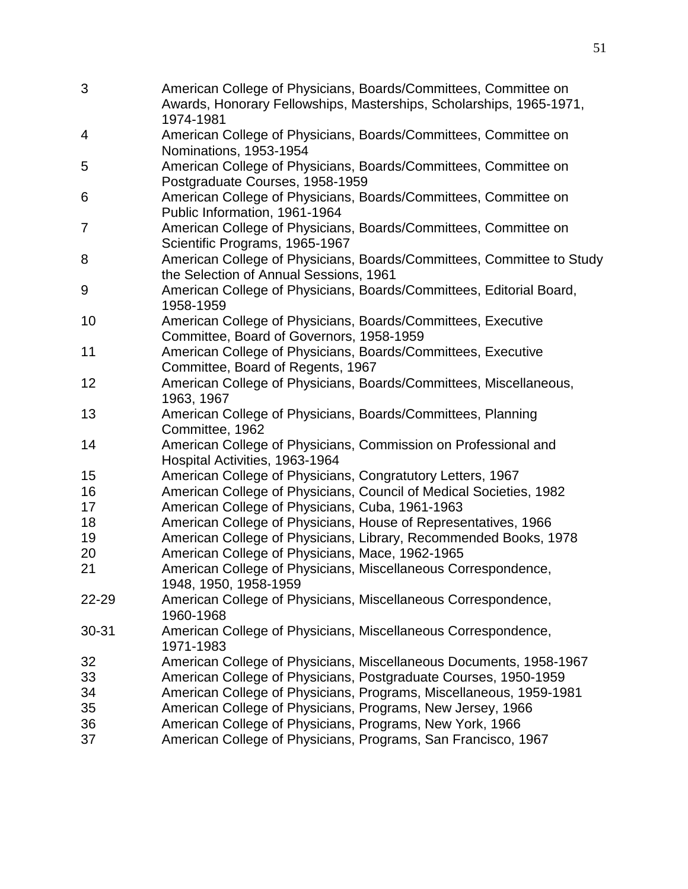| | |
|---|---|
| 3 | American College of Physicians, Boards/Committees, Committee on Awards, Honorary Fellowships, Masterships, Scholarships, 1965-1971, 1974-1981 |
| 4 | American College of Physicians, Boards/Committees, Committee on Nominations, 1953-1954 |
| 5 | American College of Physicians, Boards/Committees, Committee on Postgraduate Courses, 1958-1959 |
| 6 | American College of Physicians, Boards/Committees, Committee on Public Information, 1961-1964 |
| 7 | American College of Physicians, Boards/Committees, Committee on Scientific Programs, 1965-1967 |
| 8 | American College of Physicians, Boards/Committees, Committee to Study the Selection of Annual Sessions, 1961 |
| 9 | American College of Physicians, Boards/Committees, Editorial Board, 1958-1959 |
| 10 | American College of Physicians, Boards/Committees, Executive Committee, Board of Governors, 1958-1959 |
| 11 | American College of Physicians, Boards/Committees, Executive Committee, Board of Regents, 1967 |
| 12 | American College of Physicians, Boards/Committees, Miscellaneous, 1963, 1967 |
| 13 | American College of Physicians, Boards/Committees, Planning Committee, 1962 |
| 14 | American College of Physicians, Commission on Professional and Hospital Activities, 1963-1964 |
| 15 | American College of Physicians, Congratutory Letters, 1967 |
| 16 | American College of Physicians, Council of Medical Societies, 1982 |
| 17 | American College of Physicians, Cuba, 1961-1963 |
| 18 | American College of Physicians, House of Representatives, 1966 |
| 19 | American College of Physicians, Library, Recommended Books, 1978 |
| 20 | American College of Physicians, Mace, 1962-1965 |
| 21 | American College of Physicians, Miscellaneous Correspondence, 1948, 1950, 1958-1959 |
| 22-29 | American College of Physicians, Miscellaneous Correspondence, 1960-1968 |
| 30-31 | American College of Physicians, Miscellaneous Correspondence, 1971-1983 |
| 32 | American College of Physicians, Miscellaneous Documents, 1958-1967 |
| 33 | American College of Physicians, Postgraduate Courses, 1950-1959 |
| 34 | American College of Physicians, Programs, Miscellaneous, 1959-1981 |
| 35 | American College of Physicians, Programs, New Jersey, 1966 |
| 36 | American College of Physicians, Programs, New York, 1966 |
| 37 | American College of Physicians, Programs, San Francisco, 1967 |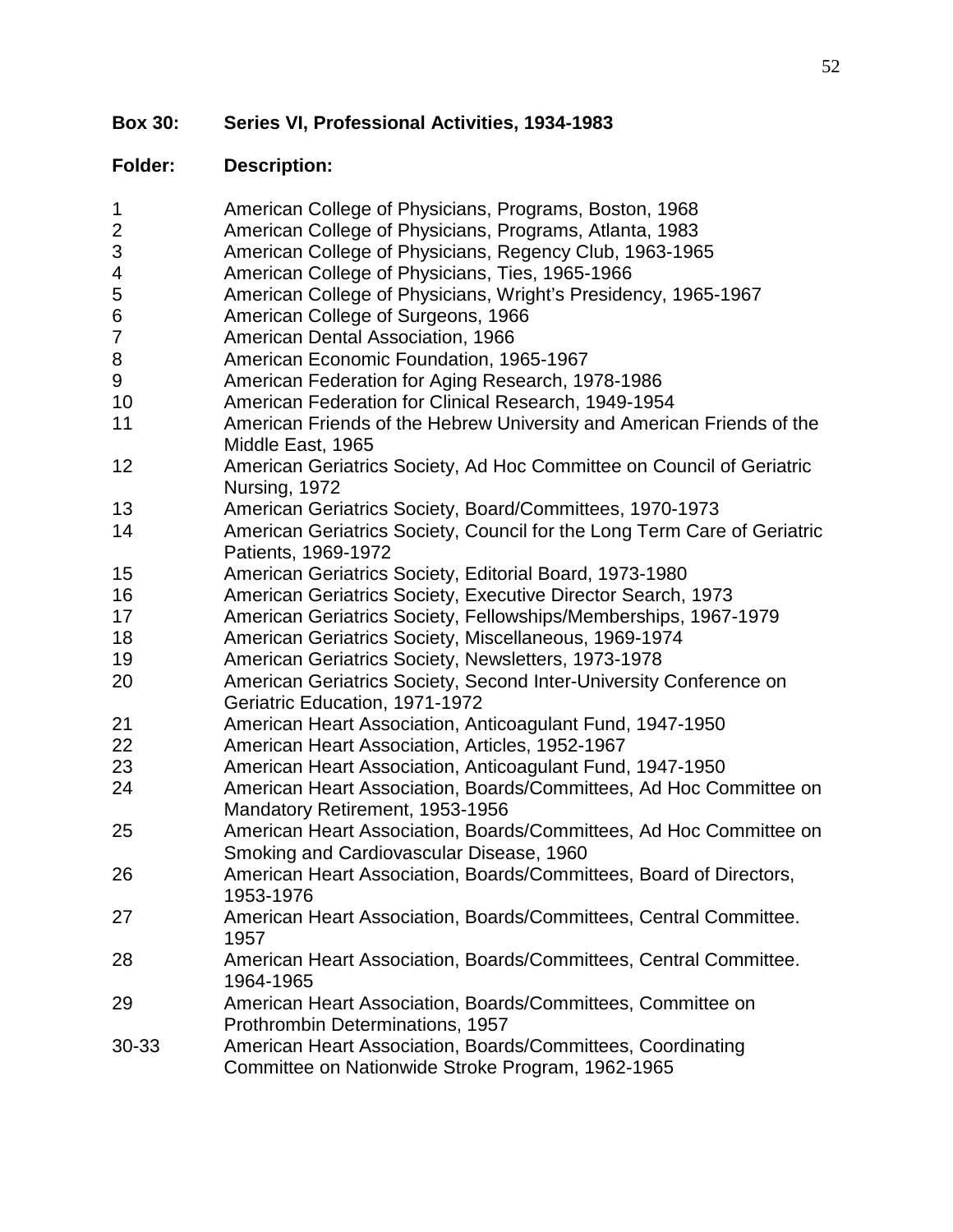**Box 30: Series VI, Professional Activities, 1934-1983**

| Folder: | Description: |
| --- | --- |
| 1 | American College of Physicians, Programs, Boston, 1968 |
| 2 | American College of Physicians, Programs, Atlanta, 1983 |
| 3 | American College of Physicians, Regency Club, 1963-1965 |
| 4 | American College of Physicians, Ties, 1965-1966 |
| 5 | American College of Physicians, Wright's Presidency, 1965-1967 |
| 6 | American College of Surgeons, 1966 |
| 7 | American Dental Association, 1966 |
| 8 | American Economic Foundation, 1965-1967 |
| 9 | American Federation for Aging Research, 1978-1986 |
| 10 | American Federation for Clinical Research, 1949-1954 |
| 11 | American Friends of the Hebrew University and American Friends of the Middle East, 1965 |
| 12 | American Geriatrics Society, Ad Hoc Committee on Council of Geriatric Nursing, 1972 |
| 13 | American Geriatrics Society, Board/Committees, 1970-1973 |
| 14 | American Geriatrics Society, Council for the Long Term Care of Geriatric Patients, 1969-1972 |
| 15 | American Geriatrics Society, Editorial Board, 1973-1980 |
| 16 | American Geriatrics Society, Executive Director Search, 1973 |
| 17 | American Geriatrics Society, Fellowships/Memberships, 1967-1979 |
| 18 | American Geriatrics Society, Miscellaneous, 1969-1974 |
| 19 | American Geriatrics Society, Newsletters, 1973-1978 |
| 20 | American Geriatrics Society, Second Inter-University Conference on Geriatric Education, 1971-1972 |
| 21 | American Heart Association, Anticoagulant Fund, 1947-1950 |
| 22 | American Heart Association, Articles, 1952-1967 |
| 23 | American Heart Association, Anticoagulant Fund, 1947-1950 |
| 24 | American Heart Association, Boards/Committees, Ad Hoc Committee on Mandatory Retirement, 1953-1956 |
| 25 | American Heart Association, Boards/Committees, Ad Hoc Committee on Smoking and Cardiovascular Disease, 1960 |
| 26 | American Heart Association, Boards/Committees, Board of Directors, 1953-1976 |
| 27 | American Heart Association, Boards/Committees, Central Committee. 1957 |
| 28 | American Heart Association, Boards/Committees, Central Committee. 1964-1965 |
| 29 | American Heart Association, Boards/Committees, Committee on Prothrombin Determinations, 1957 |
| 30-33 | American Heart Association, Boards/Committees, Coordinating Committee on Nationwide Stroke Program, 1962-1965 |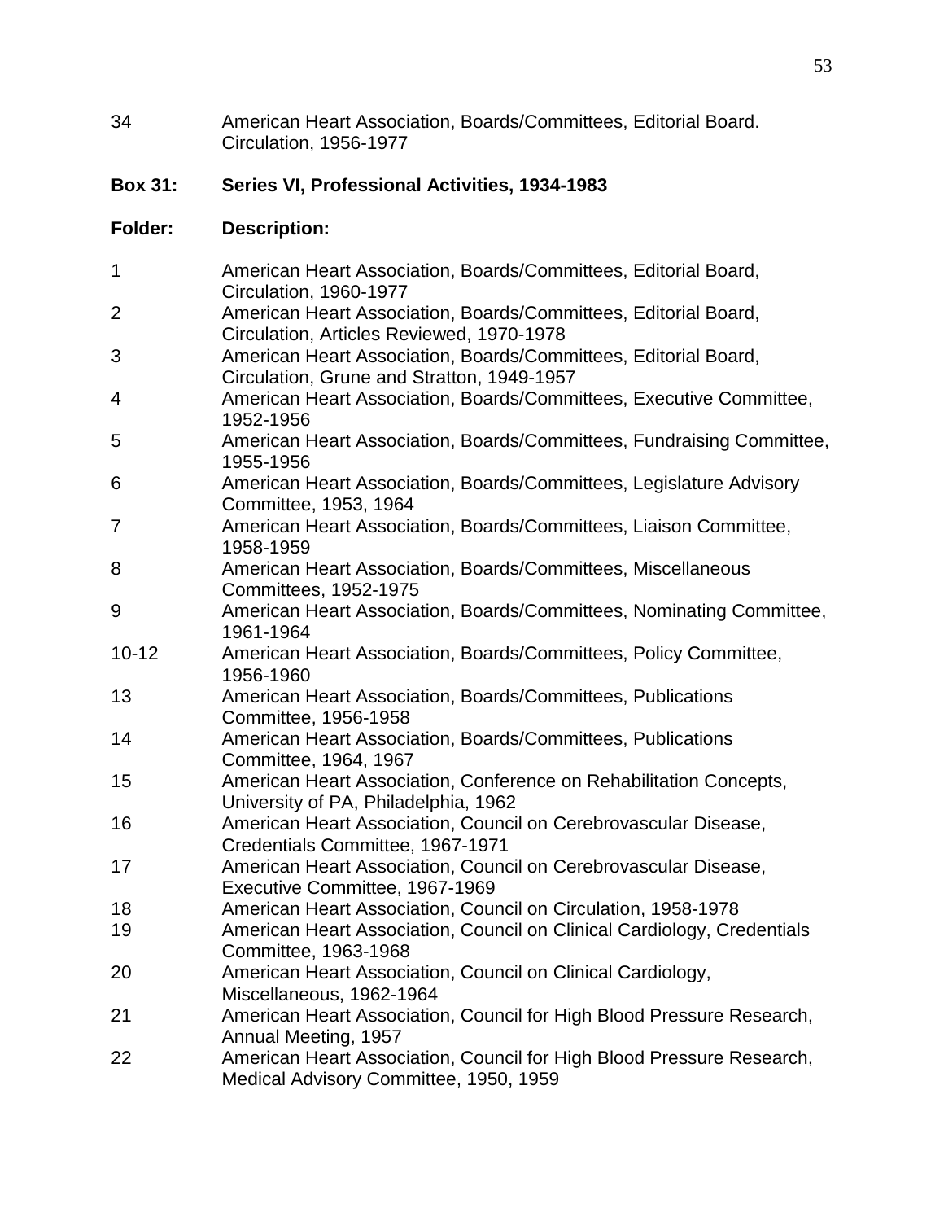| | |
|---|---|
| 34 | American Heart Association, Boards/Committees, Editorial Board. Circulation, 1956-1977 |

**Box 31: Series VI, Professional Activities, 1934-1983**

| Folder: | Description: |
|---|---|
| 1 | American Heart Association, Boards/Committees, Editorial Board, Circulation, 1960-1977 |
| 2 | American Heart Association, Boards/Committees, Editorial Board, Circulation, Articles Reviewed, 1970-1978 |
| 3 | American Heart Association, Boards/Committees, Editorial Board, Circulation, Grune and Stratton, 1949-1957 |
| 4 | American Heart Association, Boards/Committees, Executive Committee, 1952-1956 |
| 5 | American Heart Association, Boards/Committees, Fundraising Committee, 1955-1956 |
| 6 | American Heart Association, Boards/Committees, Legislature Advisory Committee, 1953, 1964 |
| 7 | American Heart Association, Boards/Committees, Liaison Committee, 1958-1959 |
| 8 | American Heart Association, Boards/Committees, Miscellaneous Committees, 1952-1975 |
| 9 | American Heart Association, Boards/Committees, Nominating Committee, 1961-1964 |
| 10-12 | American Heart Association, Boards/Committees, Policy Committee, 1956-1960 |
| 13 | American Heart Association, Boards/Committees, Publications Committee, 1956-1958 |
| 14 | American Heart Association, Boards/Committees, Publications Committee, 1964, 1967 |
| 15 | American Heart Association, Conference on Rehabilitation Concepts, University of PA, Philadelphia, 1962 |
| 16 | American Heart Association, Council on Cerebrovascular Disease, Credentials Committee, 1967-1971 |
| 17 | American Heart Association, Council on Cerebrovascular Disease, Executive Committee, 1967-1969 |
| 18 | American Heart Association, Council on Circulation, 1958-1978 |
| 19 | American Heart Association, Council on Clinical Cardiology, Credentials Committee, 1963-1968 |
| 20 | American Heart Association, Council on Clinical Cardiology, Miscellaneous, 1962-1964 |
| 21 | American Heart Association, Council for High Blood Pressure Research, Annual Meeting, 1957 |
| 22 | American Heart Association, Council for High Blood Pressure Research, Medical Advisory Committee, 1950, 1959 |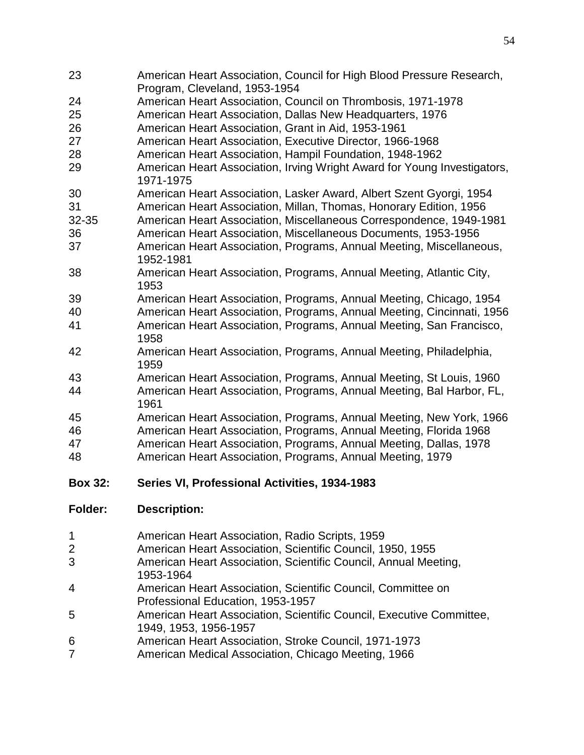| | |
|---|---|
| 23 | American Heart Association, Council for High Blood Pressure Research, Program, Cleveland, 1953-1954 |
| 24 | American Heart Association, Council on Thrombosis, 1971-1978 |
| 25 | American Heart Association, Dallas New Headquarters, 1976 |
| 26 | American Heart Association, Grant in Aid, 1953-1961 |
| 27 | American Heart Association, Executive Director, 1966-1968 |
| 28 | American Heart Association, Hampil Foundation, 1948-1962 |
| 29 | American Heart Association, Irving Wright Award for Young Investigators, 1971-1975 |
| 30 | American Heart Association, Lasker Award, Albert Szent Gyorgi, 1954 |
| 31 | American Heart Association, Millan, Thomas, Honorary Edition, 1956 |
| 32-35 | American Heart Association, Miscellaneous Correspondence, 1949-1981 |
| 36 | American Heart Association, Miscellaneous Documents, 1953-1956 |
| 37 | American Heart Association, Programs, Annual Meeting, Miscellaneous, 1952-1981 |
| 38 | American Heart Association, Programs, Annual Meeting, Atlantic City, 1953 |
| 39 | American Heart Association, Programs, Annual Meeting, Chicago, 1954 |
| 40 | American Heart Association, Programs, Annual Meeting, Cincinnati, 1956 |
| 41 | American Heart Association, Programs, Annual Meeting, San Francisco, 1958 |
| 42 | American Heart Association, Programs, Annual Meeting, Philadelphia, 1959 |
| 43 | American Heart Association, Programs, Annual Meeting, St Louis, 1960 |
| 44 | American Heart Association, Programs, Annual Meeting, Bal Harbor, FL, 1961 |
| 45 | American Heart Association, Programs, Annual Meeting, New York, 1966 |
| 46 | American Heart Association, Programs, Annual Meeting, Florida 1968 |
| 47 | American Heart Association, Programs, Annual Meeting, Dallas, 1978 |
| 48 | American Heart Association, Programs, Annual Meeting, 1979 |

**Box 32: Series VI, Professional Activities, 1934-1983**

| **Folder:** | **Description:** |
|---|---|
| 1 | American Heart Association, Radio Scripts, 1959 |
| 2 | American Heart Association, Scientific Council, 1950, 1955 |
| 3 | American Heart Association, Scientific Council, Annual Meeting, 1953-1964 |
| 4 | American Heart Association, Scientific Council, Committee on Professional Education, 1953-1957 |
| 5 | American Heart Association, Scientific Council, Executive Committee, 1949, 1953, 1956-1957 |
| 6 | American Heart Association, Stroke Council, 1971-1973 |
| 7 | American Medical Association, Chicago Meeting, 1966 |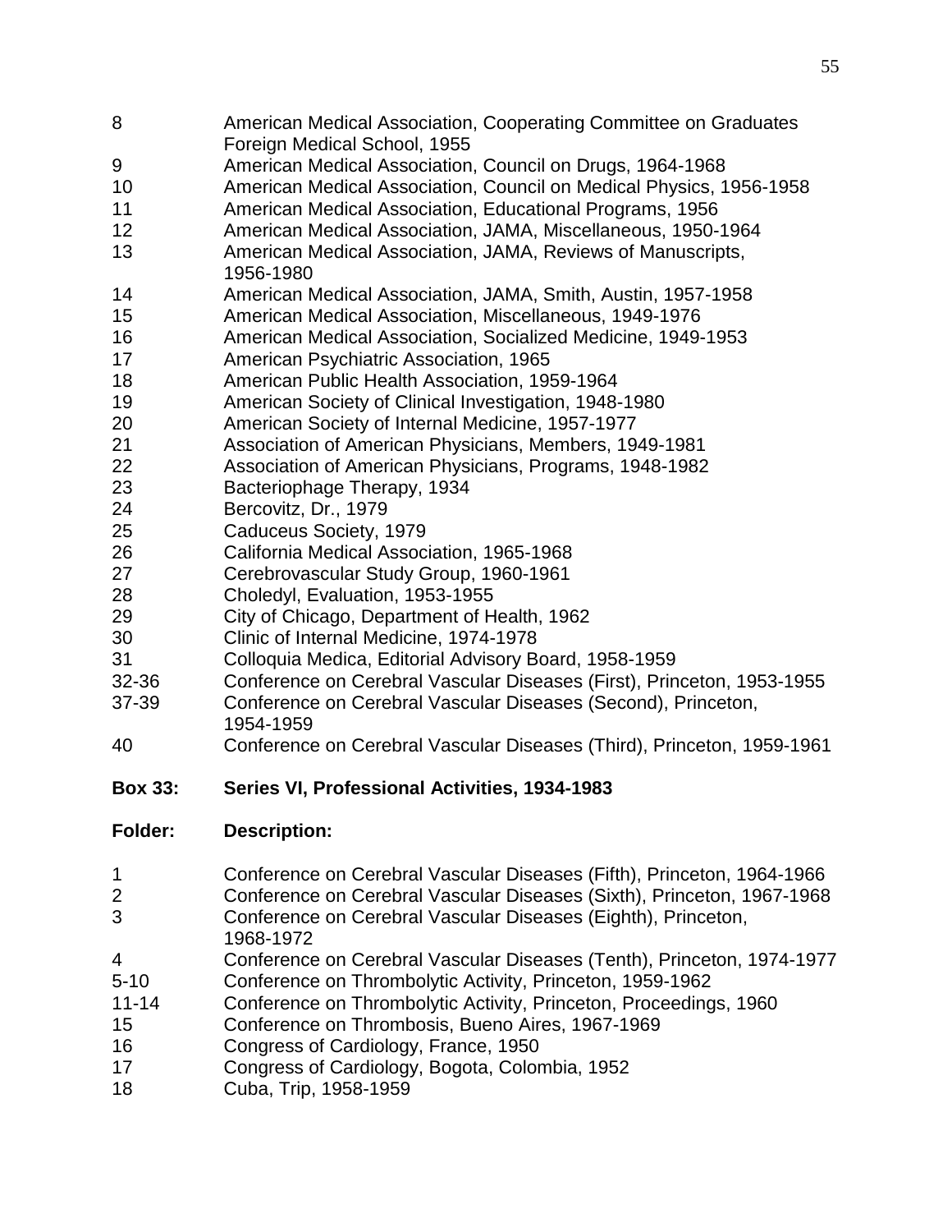| | |
|---|---|
| 8 | American Medical Association, Cooperating Committee on Graduates Foreign Medical School, 1955 |
| 9 | American Medical Association, Council on Drugs, 1964-1968 |
| 10 | American Medical Association, Council on Medical Physics, 1956-1958 |
| 11 | American Medical Association, Educational Programs, 1956 |
| 12 | American Medical Association, JAMA, Miscellaneous, 1950-1964 |
| 13 | American Medical Association, JAMA, Reviews of Manuscripts, 1956-1980 |
| 14 | American Medical Association, JAMA, Smith, Austin, 1957-1958 |
| 15 | American Medical Association, Miscellaneous, 1949-1976 |
| 16 | American Medical Association, Socialized Medicine, 1949-1953 |
| 17 | American Psychiatric Association, 1965 |
| 18 | American Public Health Association, 1959-1964 |
| 19 | American Society of Clinical Investigation, 1948-1980 |
| 20 | American Society of Internal Medicine, 1957-1977 |
| 21 | Association of American Physicians, Members, 1949-1981 |
| 22 | Association of American Physicians, Programs, 1948-1982 |
| 23 | Bacteriophage Therapy, 1934 |
| 24 | Bercovitz, Dr., 1979 |
| 25 | Caduceus Society, 1979 |
| 26 | California Medical Association, 1965-1968 |
| 27 | Cerebrovascular Study Group, 1960-1961 |
| 28 | Choledyl, Evaluation, 1953-1955 |
| 29 | City of Chicago, Department of Health, 1962 |
| 30 | Clinic of Internal Medicine, 1974-1978 |
| 31 | Colloquia Medica, Editorial Advisory Board, 1958-1959 |
| 32-36 | Conference on Cerebral Vascular Diseases (First), Princeton, 1953-1955 |
| 37-39 | Conference on Cerebral Vascular Diseases (Second), Princeton, 1954-1959 |
| 40 | Conference on Cerebral Vascular Diseases (Third), Princeton, 1959-1961 |

**Box 33: Series VI, Professional Activities, 1934-1983**

| **Folder:** | **Description:** |
|---|---|
| 1 | Conference on Cerebral Vascular Diseases (Fifth), Princeton, 1964-1966 |
| 2 | Conference on Cerebral Vascular Diseases (Sixth), Princeton, 1967-1968 |
| 3 | Conference on Cerebral Vascular Diseases (Eighth), Princeton, 1968-1972 |
| 4 | Conference on Cerebral Vascular Diseases (Tenth), Princeton, 1974-1977 |
| 5-10 | Conference on Thrombolytic Activity, Princeton, 1959-1962 |
| 11-14 | Conference on Thrombolytic Activity, Princeton, Proceedings, 1960 |
| 15 | Conference on Thrombosis, Bueno Aires, 1967-1969 |
| 16 | Congress of Cardiology, France, 1950 |
| 17 | Congress of Cardiology, Bogota, Colombia, 1952 |
| 18 | Cuba, Trip, 1958-1959 |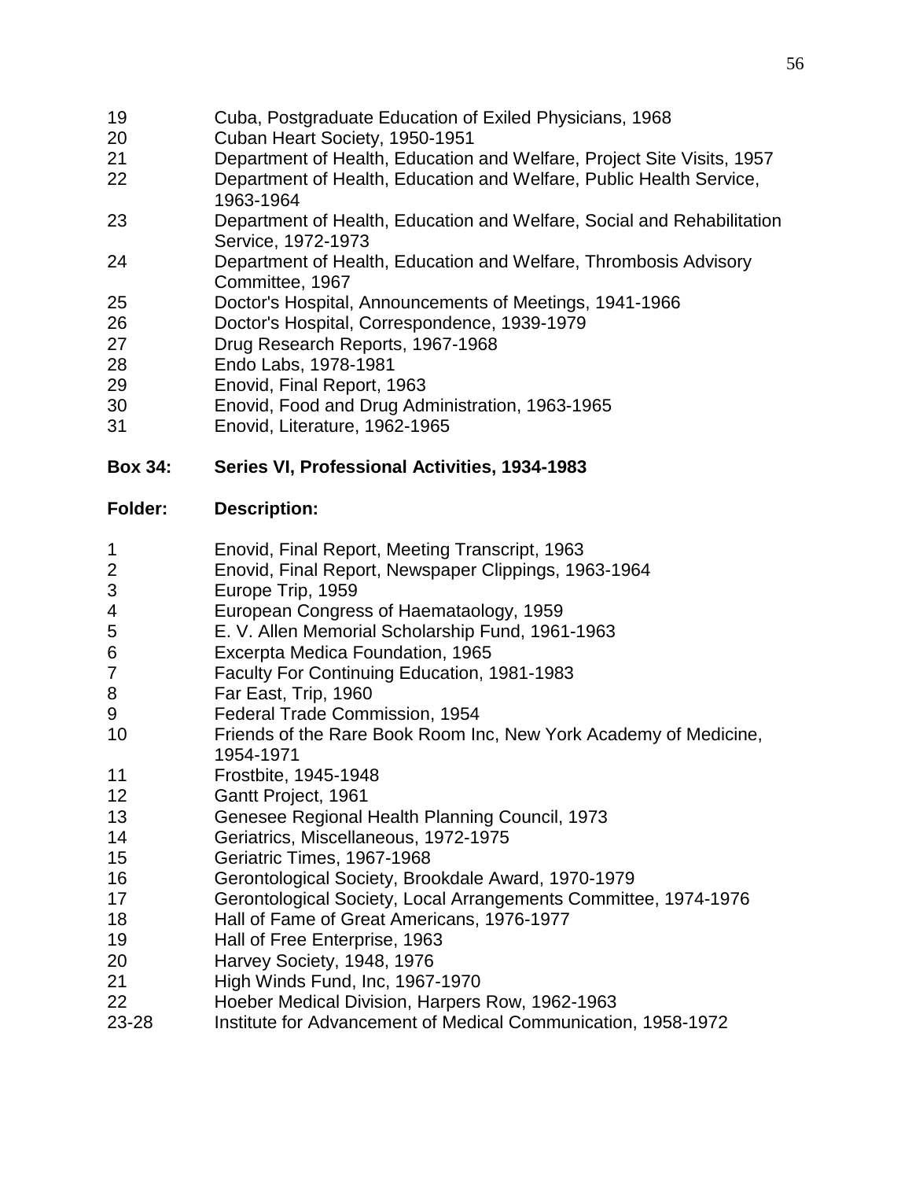| | |
|---|---|
| 19 | Cuba, Postgraduate Education of Exiled Physicians, 1968 |
| 20 | Cuban Heart Society, 1950-1951 |
| 21 | Department of Health, Education and Welfare, Project Site Visits, 1957 |
| 22 | Department of Health, Education and Welfare, Public Health Service, 1963-1964 |
| 23 | Department of Health, Education and Welfare, Social and Rehabilitation Service, 1972-1973 |
| 24 | Department of Health, Education and Welfare, Thrombosis Advisory Committee, 1967 |
| 25 | Doctor's Hospital, Announcements of Meetings, 1941-1966 |
| 26 | Doctor's Hospital, Correspondence, 1939-1979 |
| 27 | Drug Research Reports, 1967-1968 |
| 28 | Endo Labs, 1978-1981 |
| 29 | Enovid, Final Report, 1963 |
| 30 | Enovid, Food and Drug Administration, 1963-1965 |
| 31 | Enovid, Literature, 1962-1965 |

**Box 34: Series VI, Professional Activities, 1934-1983**

| **Folder:** | **Description:** |
|---|---|
| 1 | Enovid, Final Report, Meeting Transcript, 1963 |
| 2 | Enovid, Final Report, Newspaper Clippings, 1963-1964 |
| 3 | Europe Trip, 1959 |
| 4 | European Congress of Haemataology, 1959 |
| 5 | E. V. Allen Memorial Scholarship Fund, 1961-1963 |
| 6 | Excerpta Medica Foundation, 1965 |
| 7 | Faculty For Continuing Education, 1981-1983 |
| 8 | Far East, Trip, 1960 |
| 9 | Federal Trade Commission, 1954 |
| 10 | Friends of the Rare Book Room Inc, New York Academy of Medicine, 1954-1971 |
| 11 | Frostbite, 1945-1948 |
| 12 | Gantt Project, 1961 |
| 13 | Genesee Regional Health Planning Council, 1973 |
| 14 | Geriatrics, Miscellaneous, 1972-1975 |
| 15 | Geriatric Times, 1967-1968 |
| 16 | Gerontological Society, Brookdale Award, 1970-1979 |
| 17 | Gerontological Society, Local Arrangements Committee, 1974-1976 |
| 18 | Hall of Fame of Great Americans, 1976-1977 |
| 19 | Hall of Free Enterprise, 1963 |
| 20 | Harvey Society, 1948, 1976 |
| 21 | High Winds Fund, Inc, 1967-1970 |
| 22 | Hoeber Medical Division, Harpers Row, 1962-1963 |
| 23-28 | Institute for Advancement of Medical Communication, 1958-1972 |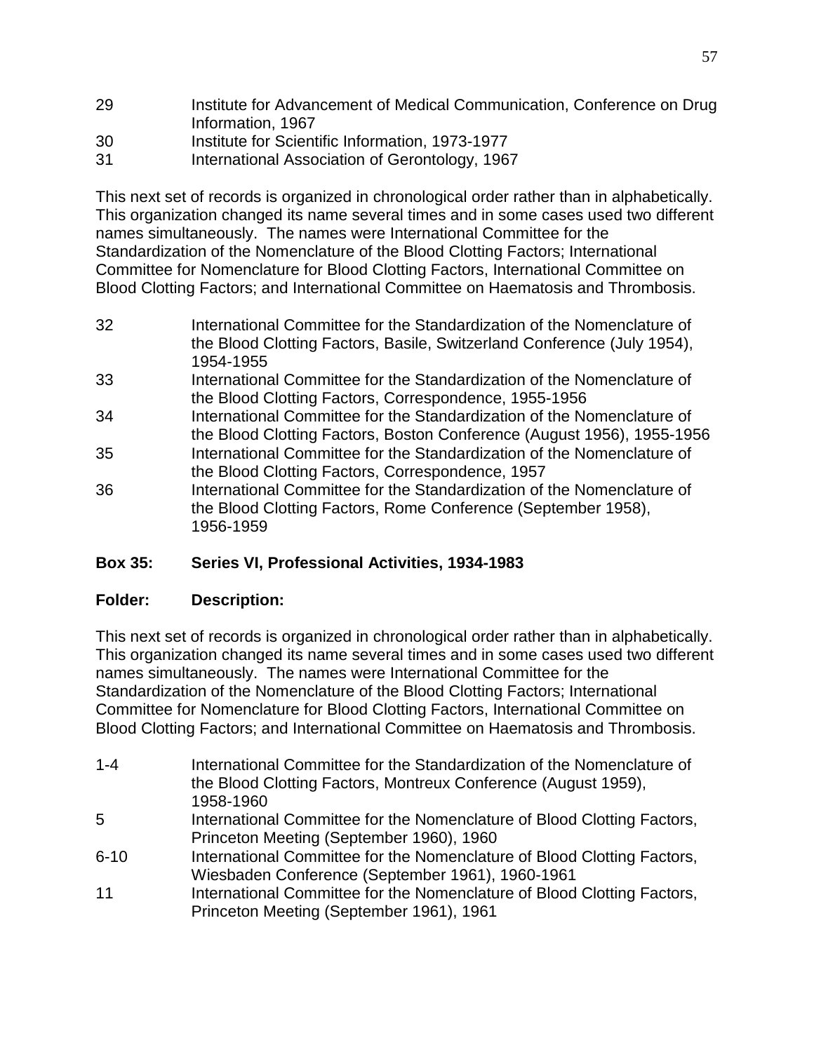| | |
|---|---|
| 29 | Institute for Advancement of Medical Communication, Conference on Drug Information, 1967 |
| 30 | Institute for Scientific Information, 1973-1977 |
| 31 | International Association of Gerontology, 1967 |

This next set of records is organized in chronological order rather than in alphabetically. This organization changed its name several times and in some cases used two different names simultaneously. The names were International Committee for the Standardization of the Nomenclature of the Blood Clotting Factors; International Committee for Nomenclature for Blood Clotting Factors, International Committee on Blood Clotting Factors; and International Committee on Haematosis and Thrombosis.

| | |
|---|---|
| 32 | International Committee for the Standardization of the Nomenclature of the Blood Clotting Factors, Basile, Switzerland Conference (July 1954), 1954-1955 |
| 33 | International Committee for the Standardization of the Nomenclature of the Blood Clotting Factors, Correspondence, 1955-1956 |
| 34 | International Committee for the Standardization of the Nomenclature of the Blood Clotting Factors, Boston Conference (August 1956), 1955-1956 |
| 35 | International Committee for the Standardization of the Nomenclature of the Blood Clotting Factors, Correspondence, 1957 |
| 36 | International Committee for the Standardization of the Nomenclature of the Blood Clotting Factors, Rome Conference (September 1958), 1956-1959 |

**Box 35: Series VI, Professional Activities, 1934-1983**

**Folder: Description:**

This next set of records is organized in chronological order rather than in alphabetically. This organization changed its name several times and in some cases used two different names simultaneously. The names were International Committee for the Standardization of the Nomenclature of the Blood Clotting Factors; International Committee for Nomenclature for Blood Clotting Factors, International Committee on Blood Clotting Factors; and International Committee on Haematosis and Thrombosis.

| | |
|---|---|
| 1-4 | International Committee for the Standardization of the Nomenclature of the Blood Clotting Factors, Montreux Conference (August 1959), 1958-1960 |
| 5 | International Committee for the Nomenclature of Blood Clotting Factors, Princeton Meeting (September 1960), 1960 |
| 6-10 | International Committee for the Nomenclature of Blood Clotting Factors, Wiesbaden Conference (September 1961), 1960-1961 |
| 11 | International Committee for the Nomenclature of Blood Clotting Factors, Princeton Meeting (September 1961), 1961 |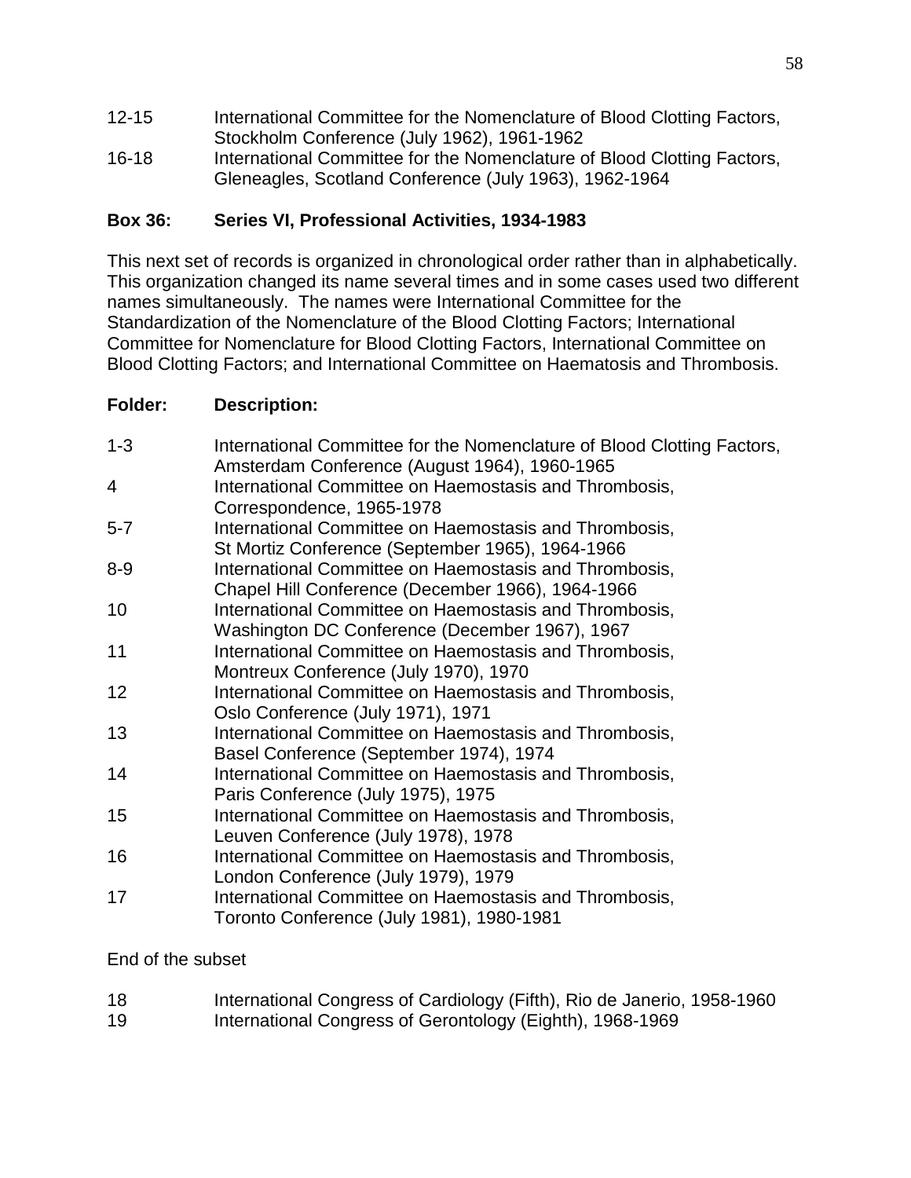| | |
|---|---|
| 12-15 | International Committee for the Nomenclature of Blood Clotting Factors, Stockholm Conference (July 1962), 1961-1962 |
| 16-18 | International Committee for the Nomenclature of Blood Clotting Factors, Gleneagles, Scotland Conference (July 1963), 1962-1964 |

**Box 36: Series VI, Professional Activities, 1934-1983**

This next set of records is organized in chronological order rather than in alphabetically. This organization changed its name several times and in some cases used two different names simultaneously. The names were International Committee for the Standardization of the Nomenclature of the Blood Clotting Factors; International Committee for Nomenclature for Blood Clotting Factors, International Committee on Blood Clotting Factors; and International Committee on Haematosis and Thrombosis.

| Folder: | Description: |
|---|---|
| 1-3 | International Committee for the Nomenclature of Blood Clotting Factors, Amsterdam Conference (August 1964), 1960-1965 |
| 4 | International Committee on Haemostasis and Thrombosis, Correspondence, 1965-1978 |
| 5-7 | International Committee on Haemostasis and Thrombosis, St Mortiz Conference (September 1965), 1964-1966 |
| 8-9 | International Committee on Haemostasis and Thrombosis, Chapel Hill Conference (December 1966), 1964-1966 |
| 10 | International Committee on Haemostasis and Thrombosis, Washington DC Conference (December 1967), 1967 |
| 11 | International Committee on Haemostasis and Thrombosis, Montreux Conference (July 1970), 1970 |
| 12 | International Committee on Haemostasis and Thrombosis, Oslo Conference (July 1971), 1971 |
| 13 | International Committee on Haemostasis and Thrombosis, Basel Conference (September 1974), 1974 |
| 14 | International Committee on Haemostasis and Thrombosis, Paris Conference (July 1975), 1975 |
| 15 | International Committee on Haemostasis and Thrombosis, Leuven Conference (July 1978), 1978 |
| 16 | International Committee on Haemostasis and Thrombosis, London Conference (July 1979), 1979 |
| 17 | International Committee on Haemostasis and Thrombosis, Toronto Conference (July 1981), 1980-1981 |

End of the subset

| | |
|---|---|
| 18 | International Congress of Cardiology (Fifth), Rio de Janerio, 1958-1960 |
| 19 | International Congress of Gerontology (Eighth), 1968-1969 |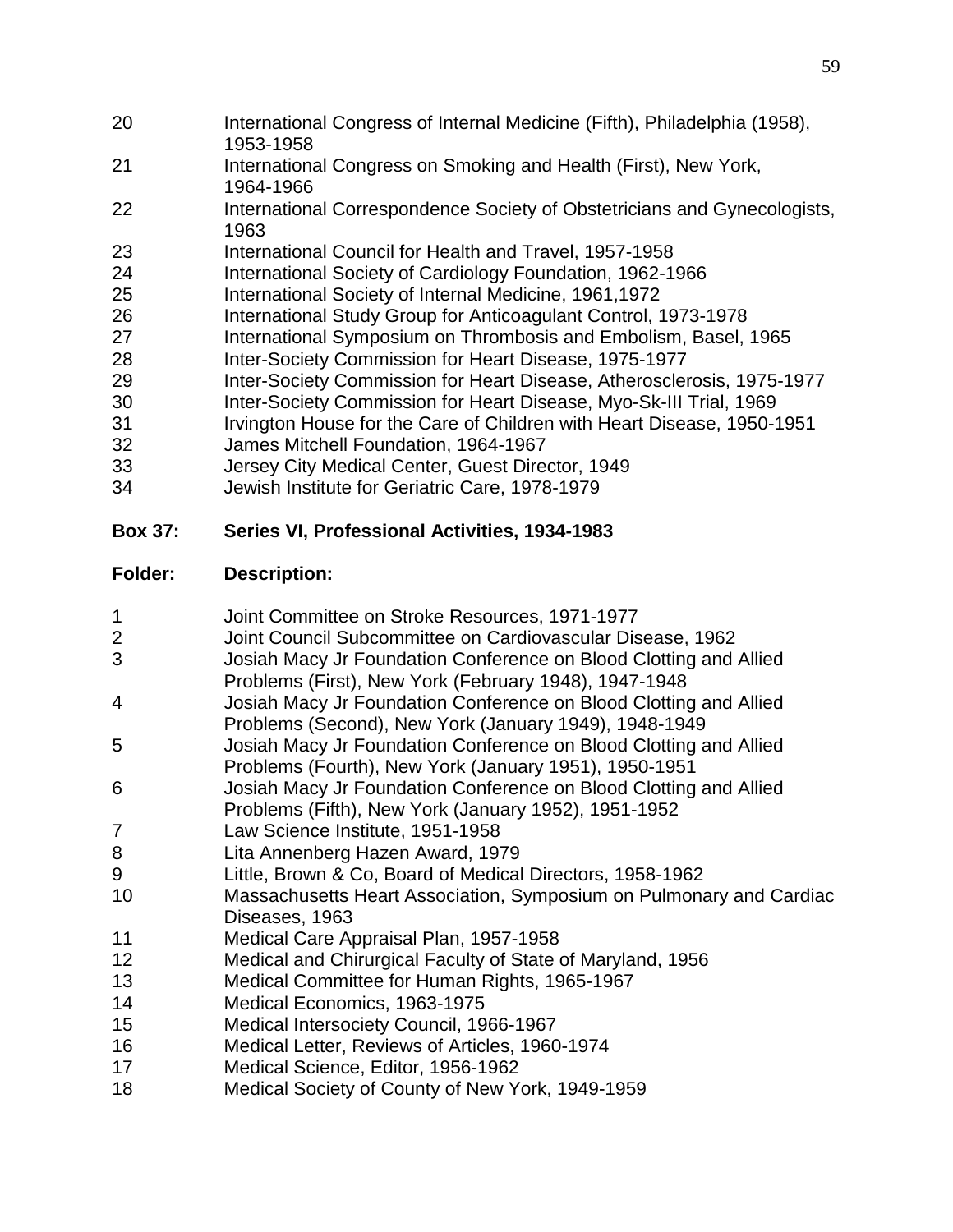| | |
|---|---|
| 20 | International Congress of Internal Medicine (Fifth), Philadelphia (1958), 1953-1958 |
| 21 | International Congress on Smoking and Health (First), New York, 1964-1966 |
| 22 | International Correspondence Society of Obstetricians and Gynecologists, 1963 |
| 23 | International Council for Health and Travel, 1957-1958 |
| 24 | International Society of Cardiology Foundation, 1962-1966 |
| 25 | International Society of Internal Medicine, 1961,1972 |
| 26 | International Study Group for Anticoagulant Control, 1973-1978 |
| 27 | International Symposium on Thrombosis and Embolism, Basel, 1965 |
| 28 | Inter-Society Commission for Heart Disease, 1975-1977 |
| 29 | Inter-Society Commission for Heart Disease, Atherosclerosis, 1975-1977 |
| 30 | Inter-Society Commission for Heart Disease, Myo-Sk-III Trial, 1969 |
| 31 | Irvington House for the Care of Children with Heart Disease, 1950-1951 |
| 32 | James Mitchell Foundation, 1964-1967 |
| 33 | Jersey City Medical Center, Guest Director, 1949 |
| 34 | Jewish Institute for Geriatric Care, 1978-1979 |

**Box 37: Series VI, Professional Activities, 1934-1983**

| **Folder:** | **Description:** |
|---|---|
| 1 | Joint Committee on Stroke Resources, 1971-1977 |
| 2 | Joint Council Subcommittee on Cardiovascular Disease, 1962 |
| 3 | Josiah Macy Jr Foundation Conference on Blood Clotting and Allied Problems (First), New York (February 1948), 1947-1948 |
| 4 | Josiah Macy Jr Foundation Conference on Blood Clotting and Allied Problems (Second), New York (January 1949), 1948-1949 |
| 5 | Josiah Macy Jr Foundation Conference on Blood Clotting and Allied Problems (Fourth), New York (January 1951), 1950-1951 |
| 6 | Josiah Macy Jr Foundation Conference on Blood Clotting and Allied Problems (Fifth), New York (January 1952), 1951-1952 |
| 7 | Law Science Institute, 1951-1958 |
| 8 | Lita Annenberg Hazen Award, 1979 |
| 9 | Little, Brown & Co, Board of Medical Directors, 1958-1962 |
| 10 | Massachusetts Heart Association, Symposium on Pulmonary and Cardiac Diseases, 1963 |
| 11 | Medical Care Appraisal Plan, 1957-1958 |
| 12 | Medical and Chirurgical Faculty of State of Maryland, 1956 |
| 13 | Medical Committee for Human Rights, 1965-1967 |
| 14 | Medical Economics, 1963-1975 |
| 15 | Medical Intersociety Council, 1966-1967 |
| 16 | Medical Letter, Reviews of Articles, 1960-1974 |
| 17 | Medical Science, Editor, 1956-1962 |
| 18 | Medical Society of County of New York, 1949-1959 |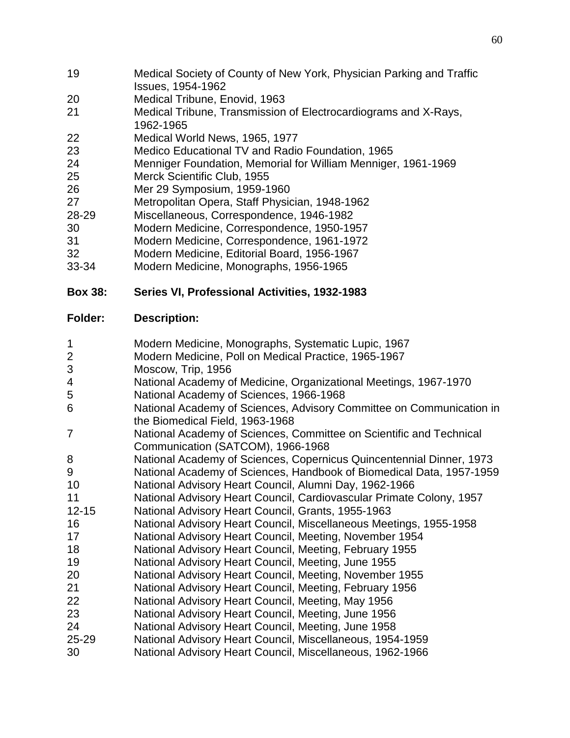| | |
|---|---|
| 19 | Medical Society of County of New York, Physician Parking and Traffic Issues, 1954-1962 |
| 20 | Medical Tribune, Enovid, 1963 |
| 21 | Medical Tribune, Transmission of Electrocardiograms and X-Rays, 1962-1965 |
| 22 | Medical World News, 1965, 1977 |
| 23 | Medico Educational TV and Radio Foundation, 1965 |
| 24 | Menniger Foundation, Memorial for William Menniger, 1961-1969 |
| 25 | Merck Scientific Club, 1955 |
| 26 | Mer 29 Symposium, 1959-1960 |
| 27 | Metropolitan Opera, Staff Physician, 1948-1962 |
| 28-29 | Miscellaneous, Correspondence, 1946-1982 |
| 30 | Modern Medicine, Correspondence, 1950-1957 |
| 31 | Modern Medicine, Correspondence, 1961-1972 |
| 32 | Modern Medicine, Editorial Board, 1956-1967 |
| 33-34 | Modern Medicine, Monographs, 1956-1965 |

**Box 38: Series VI, Professional Activities, 1932-1983**

| **Folder:** | **Description:** |
|---|---|
| 1 | Modern Medicine, Monographs, Systematic Lupic, 1967 |
| 2 | Modern Medicine, Poll on Medical Practice, 1965-1967 |
| 3 | Moscow, Trip, 1956 |
| 4 | National Academy of Medicine, Organizational Meetings, 1967-1970 |
| 5 | National Academy of Sciences, 1966-1968 |
| 6 | National Academy of Sciences, Advisory Committee on Communication in the Biomedical Field, 1963-1968 |
| 7 | National Academy of Sciences, Committee on Scientific and Technical Communication (SATCOM), 1966-1968 |
| 8 | National Academy of Sciences, Copernicus Quincentennial Dinner, 1973 |
| 9 | National Academy of Sciences, Handbook of Biomedical Data, 1957-1959 |
| 10 | National Advisory Heart Council, Alumni Day, 1962-1966 |
| 11 | National Advisory Heart Council, Cardiovascular Primate Colony, 1957 |
| 12-15 | National Advisory Heart Council, Grants, 1955-1963 |
| 16 | National Advisory Heart Council, Miscellaneous Meetings, 1955-1958 |
| 17 | National Advisory Heart Council, Meeting, November 1954 |
| 18 | National Advisory Heart Council, Meeting, February 1955 |
| 19 | National Advisory Heart Council, Meeting, June 1955 |
| 20 | National Advisory Heart Council, Meeting, November 1955 |
| 21 | National Advisory Heart Council, Meeting, February 1956 |
| 22 | National Advisory Heart Council, Meeting, May 1956 |
| 23 | National Advisory Heart Council, Meeting, June 1956 |
| 24 | National Advisory Heart Council, Meeting, June 1958 |
| 25-29 | National Advisory Heart Council, Miscellaneous, 1954-1959 |
| 30 | National Advisory Heart Council, Miscellaneous, 1962-1966 |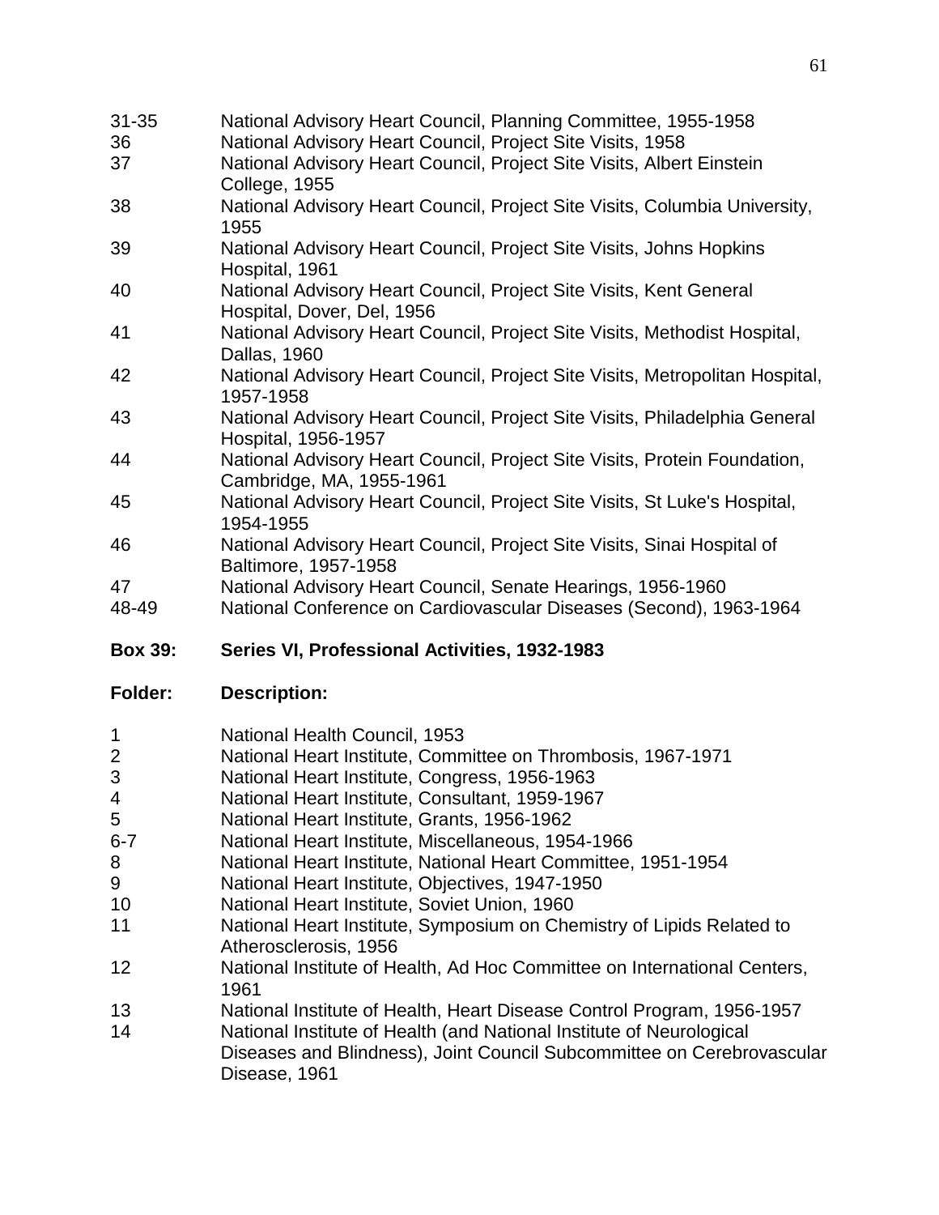| | |
|---|---|
| 31-35 | National Advisory Heart Council, Planning Committee, 1955-1958 |
| 36 | National Advisory Heart Council, Project Site Visits, 1958 |
| 37 | National Advisory Heart Council, Project Site Visits, Albert Einstein College, 1955 |
| 38 | National Advisory Heart Council, Project Site Visits, Columbia University, 1955 |
| 39 | National Advisory Heart Council, Project Site Visits, Johns Hopkins Hospital, 1961 |
| 40 | National Advisory Heart Council, Project Site Visits, Kent General Hospital, Dover, Del, 1956 |
| 41 | National Advisory Heart Council, Project Site Visits, Methodist Hospital, Dallas, 1960 |
| 42 | National Advisory Heart Council, Project Site Visits, Metropolitan Hospital, 1957-1958 |
| 43 | National Advisory Heart Council, Project Site Visits, Philadelphia General Hospital, 1956-1957 |
| 44 | National Advisory Heart Council, Project Site Visits, Protein Foundation, Cambridge, MA, 1955-1961 |
| 45 | National Advisory Heart Council, Project Site Visits, St Luke's Hospital, 1954-1955 |
| 46 | National Advisory Heart Council, Project Site Visits, Sinai Hospital of Baltimore, 1957-1958 |
| 47 | National Advisory Heart Council, Senate Hearings, 1956-1960 |
| 48-49 | National Conference on Cardiovascular Diseases (Second), 1963-1964 |

**Box 39: Series VI, Professional Activities, 1932-1983**

| **Folder:** | **Description:** |
|---|---|
| 1 | National Health Council, 1953 |
| 2 | National Heart Institute, Committee on Thrombosis, 1967-1971 |
| 3 | National Heart Institute, Congress, 1956-1963 |
| 4 | National Heart Institute, Consultant, 1959-1967 |
| 5 | National Heart Institute, Grants, 1956-1962 |
| 6-7 | National Heart Institute, Miscellaneous, 1954-1966 |
| 8 | National Heart Institute, National Heart Committee, 1951-1954 |
| 9 | National Heart Institute, Objectives, 1947-1950 |
| 10 | National Heart Institute, Soviet Union, 1960 |
| 11 | National Heart Institute, Symposium on Chemistry of Lipids Related to Atherosclerosis, 1956 |
| 12 | National Institute of Health, Ad Hoc Committee on International Centers, 1961 |
| 13 | National Institute of Health, Heart Disease Control Program, 1956-1957 |
| 14 | National Institute of Health (and National Institute of Neurological Diseases and Blindness), Joint Council Subcommittee on Cerebrovascular Disease, 1961 |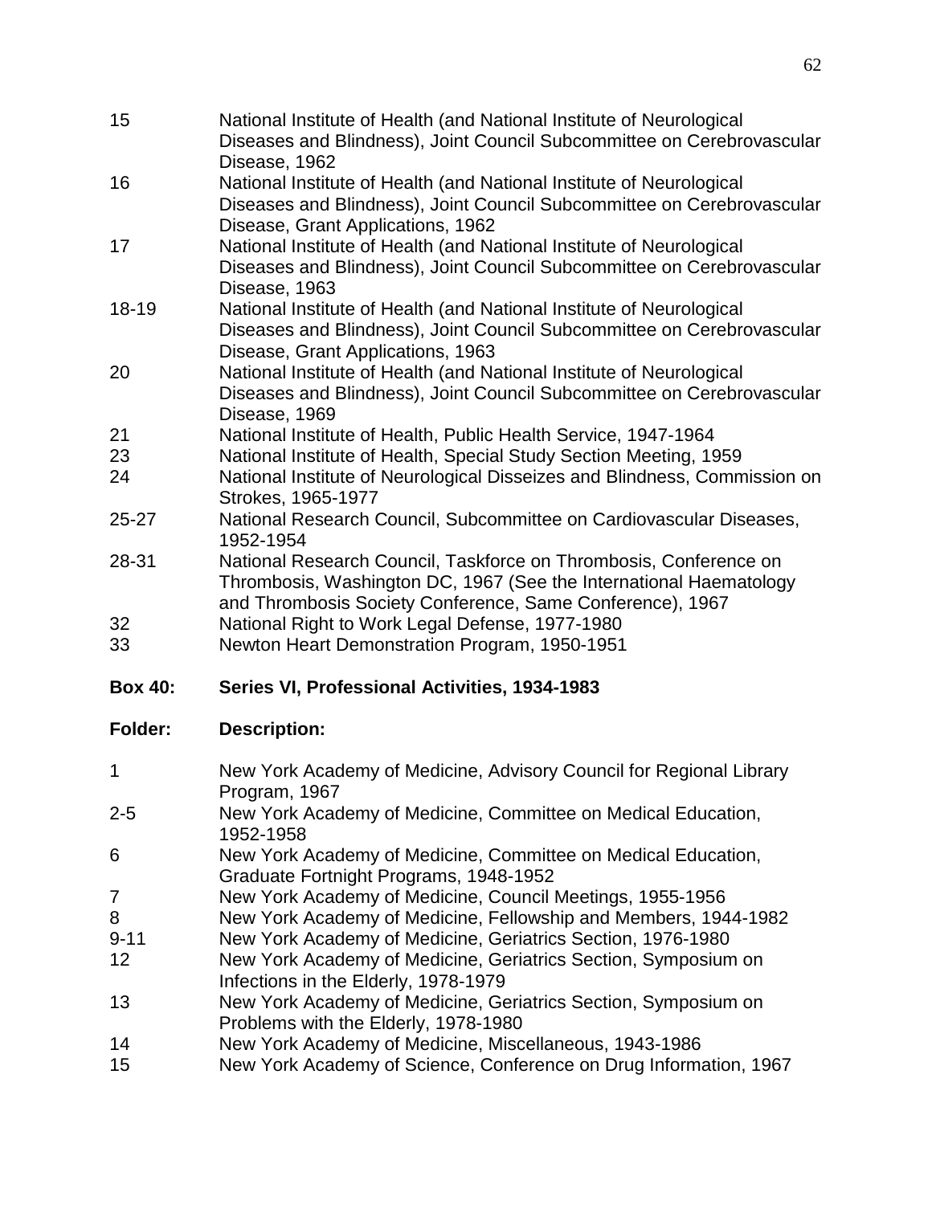| | |
|---|---|
| 15 | National Institute of Health (and National Institute of Neurological Diseases and Blindness), Joint Council Subcommittee on Cerebrovascular Disease, 1962 |
| 16 | National Institute of Health (and National Institute of Neurological Diseases and Blindness), Joint Council Subcommittee on Cerebrovascular Disease, Grant Applications, 1962 |
| 17 | National Institute of Health (and National Institute of Neurological Diseases and Blindness), Joint Council Subcommittee on Cerebrovascular Disease, 1963 |
| 18-19 | National Institute of Health (and National Institute of Neurological Diseases and Blindness), Joint Council Subcommittee on Cerebrovascular Disease, Grant Applications, 1963 |
| 20 | National Institute of Health (and National Institute of Neurological Diseases and Blindness), Joint Council Subcommittee on Cerebrovascular Disease, 1969 |
| 21 | National Institute of Health, Public Health Service, 1947-1964 |
| 23 | National Institute of Health, Special Study Section Meeting, 1959 |
| 24 | National Institute of Neurological Disseizes and Blindness, Commission on Strokes, 1965-1977 |
| 25-27 | National Research Council, Subcommittee on Cardiovascular Diseases, 1952-1954 |
| 28-31 | National Research Council, Taskforce on Thrombosis, Conference on Thrombosis, Washington DC, 1967 (See the International Haematology and Thrombosis Society Conference, Same Conference), 1967 |
| 32 | National Right to Work Legal Defense, 1977-1980 |
| 33 | Newton Heart Demonstration Program, 1950-1951 |

**Box 40: Series VI, Professional Activities, 1934-1983**

| **Folder:** | **Description:** |
|---|---|
| 1 | New York Academy of Medicine, Advisory Council for Regional Library Program, 1967 |
| 2-5 | New York Academy of Medicine, Committee on Medical Education, 1952-1958 |
| 6 | New York Academy of Medicine, Committee on Medical Education, Graduate Fortnight Programs, 1948-1952 |
| 7 | New York Academy of Medicine, Council Meetings, 1955-1956 |
| 8 | New York Academy of Medicine, Fellowship and Members, 1944-1982 |
| 9-11 | New York Academy of Medicine, Geriatrics Section, 1976-1980 |
| 12 | New York Academy of Medicine, Geriatrics Section, Symposium on Infections in the Elderly, 1978-1979 |
| 13 | New York Academy of Medicine, Geriatrics Section, Symposium on Problems with the Elderly, 1978-1980 |
| 14 | New York Academy of Medicine, Miscellaneous, 1943-1986 |
| 15 | New York Academy of Science, Conference on Drug Information, 1967 |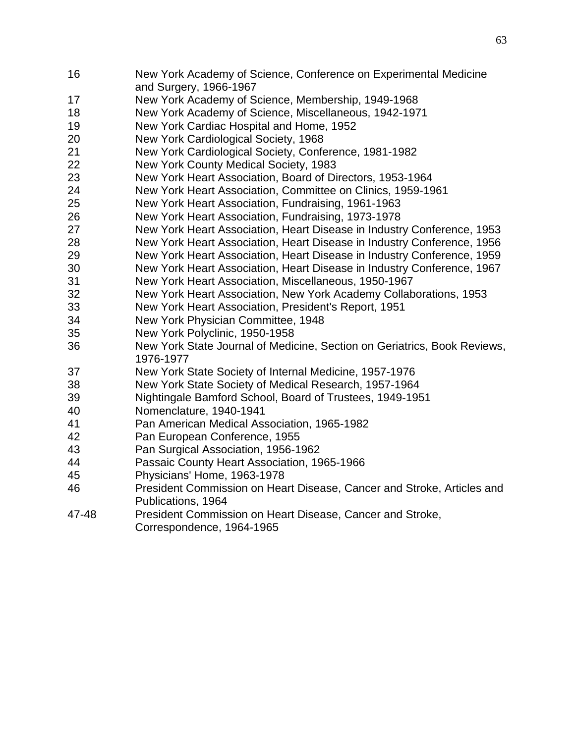| | |
|---|---|
| 16 | New York Academy of Science, Conference on Experimental Medicine and Surgery, 1966-1967 |
| 17 | New York Academy of Science, Membership, 1949-1968 |
| 18 | New York Academy of Science, Miscellaneous, 1942-1971 |
| 19 | New York Cardiac Hospital and Home, 1952 |
| 20 | New York Cardiological Society, 1968 |
| 21 | New York Cardiological Society, Conference, 1981-1982 |
| 22 | New York County Medical Society, 1983 |
| 23 | New York Heart Association, Board of Directors, 1953-1964 |
| 24 | New York Heart Association, Committee on Clinics, 1959-1961 |
| 25 | New York Heart Association, Fundraising, 1961-1963 |
| 26 | New York Heart Association, Fundraising, 1973-1978 |
| 27 | New York Heart Association, Heart Disease in Industry Conference, 1953 |
| 28 | New York Heart Association, Heart Disease in Industry Conference, 1956 |
| 29 | New York Heart Association, Heart Disease in Industry Conference, 1959 |
| 30 | New York Heart Association, Heart Disease in Industry Conference, 1967 |
| 31 | New York Heart Association, Miscellaneous, 1950-1967 |
| 32 | New York Heart Association, New York Academy Collaborations, 1953 |
| 33 | New York Heart Association, President's Report, 1951 |
| 34 | New York Physician Committee, 1948 |
| 35 | New York Polyclinic, 1950-1958 |
| 36 | New York State Journal of Medicine, Section on Geriatrics, Book Reviews, 1976-1977 |
| 37 | New York State Society of Internal Medicine, 1957-1976 |
| 38 | New York State Society of Medical Research, 1957-1964 |
| 39 | Nightingale Bamford School, Board of Trustees, 1949-1951 |
| 40 | Nomenclature, 1940-1941 |
| 41 | Pan American Medical Association, 1965-1982 |
| 42 | Pan European Conference, 1955 |
| 43 | Pan Surgical Association, 1956-1962 |
| 44 | Passaic County Heart Association, 1965-1966 |
| 45 | Physicians' Home, 1963-1978 |
| 46 | President Commission on Heart Disease, Cancer and Stroke, Articles and Publications, 1964 |
| 47-48 | President Commission on Heart Disease, Cancer and Stroke, Correspondence, 1964-1965 |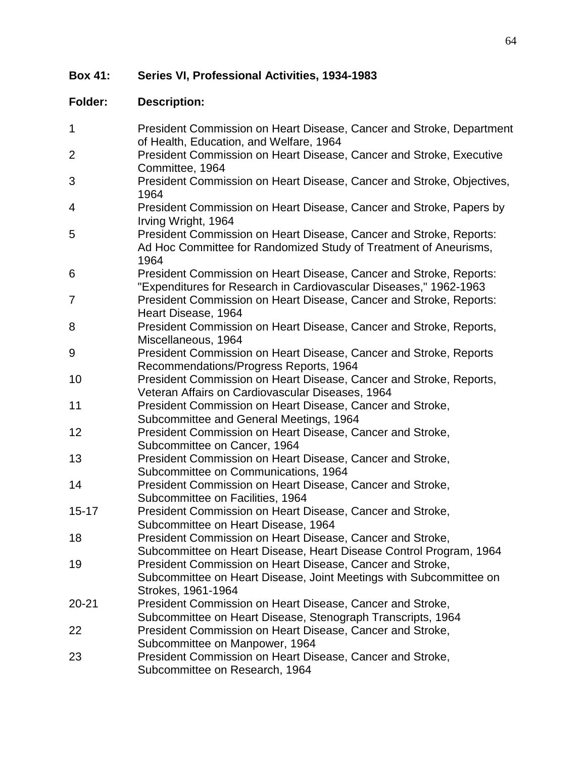**Box 41: Series VI, Professional Activities, 1934-1983**

| Folder: | Description: |
| --- | --- |
| 1 | President Commission on Heart Disease, Cancer and Stroke, Department of Health, Education, and Welfare, 1964 |
| 2 | President Commission on Heart Disease, Cancer and Stroke, Executive Committee, 1964 |
| 3 | President Commission on Heart Disease, Cancer and Stroke, Objectives, 1964 |
| 4 | President Commission on Heart Disease, Cancer and Stroke, Papers by Irving Wright, 1964 |
| 5 | President Commission on Heart Disease, Cancer and Stroke, Reports: Ad Hoc Committee for Randomized Study of Treatment of Aneurisms, 1964 |
| 6 | President Commission on Heart Disease, Cancer and Stroke, Reports: "Expenditures for Research in Cardiovascular Diseases," 1962-1963 |
| 7 | President Commission on Heart Disease, Cancer and Stroke, Reports: Heart Disease, 1964 |
| 8 | President Commission on Heart Disease, Cancer and Stroke, Reports, Miscellaneous, 1964 |
| 9 | President Commission on Heart Disease, Cancer and Stroke, Reports Recommendations/Progress Reports, 1964 |
| 10 | President Commission on Heart Disease, Cancer and Stroke, Reports, Veteran Affairs on Cardiovascular Diseases, 1964 |
| 11 | President Commission on Heart Disease, Cancer and Stroke, Subcommittee and General Meetings, 1964 |
| 12 | President Commission on Heart Disease, Cancer and Stroke, Subcommittee on Cancer, 1964 |
| 13 | President Commission on Heart Disease, Cancer and Stroke, Subcommittee on Communications, 1964 |
| 14 | President Commission on Heart Disease, Cancer and Stroke, Subcommittee on Facilities, 1964 |
| 15-17 | President Commission on Heart Disease, Cancer and Stroke, Subcommittee on Heart Disease, 1964 |
| 18 | President Commission on Heart Disease, Cancer and Stroke, Subcommittee on Heart Disease, Heart Disease Control Program, 1964 |
| 19 | President Commission on Heart Disease, Cancer and Stroke, Subcommittee on Heart Disease, Joint Meetings with Subcommittee on Strokes, 1961-1964 |
| 20-21 | President Commission on Heart Disease, Cancer and Stroke, Subcommittee on Heart Disease, Stenograph Transcripts, 1964 |
| 22 | President Commission on Heart Disease, Cancer and Stroke, Subcommittee on Manpower, 1964 |
| 23 | President Commission on Heart Disease, Cancer and Stroke, Subcommittee on Research, 1964 |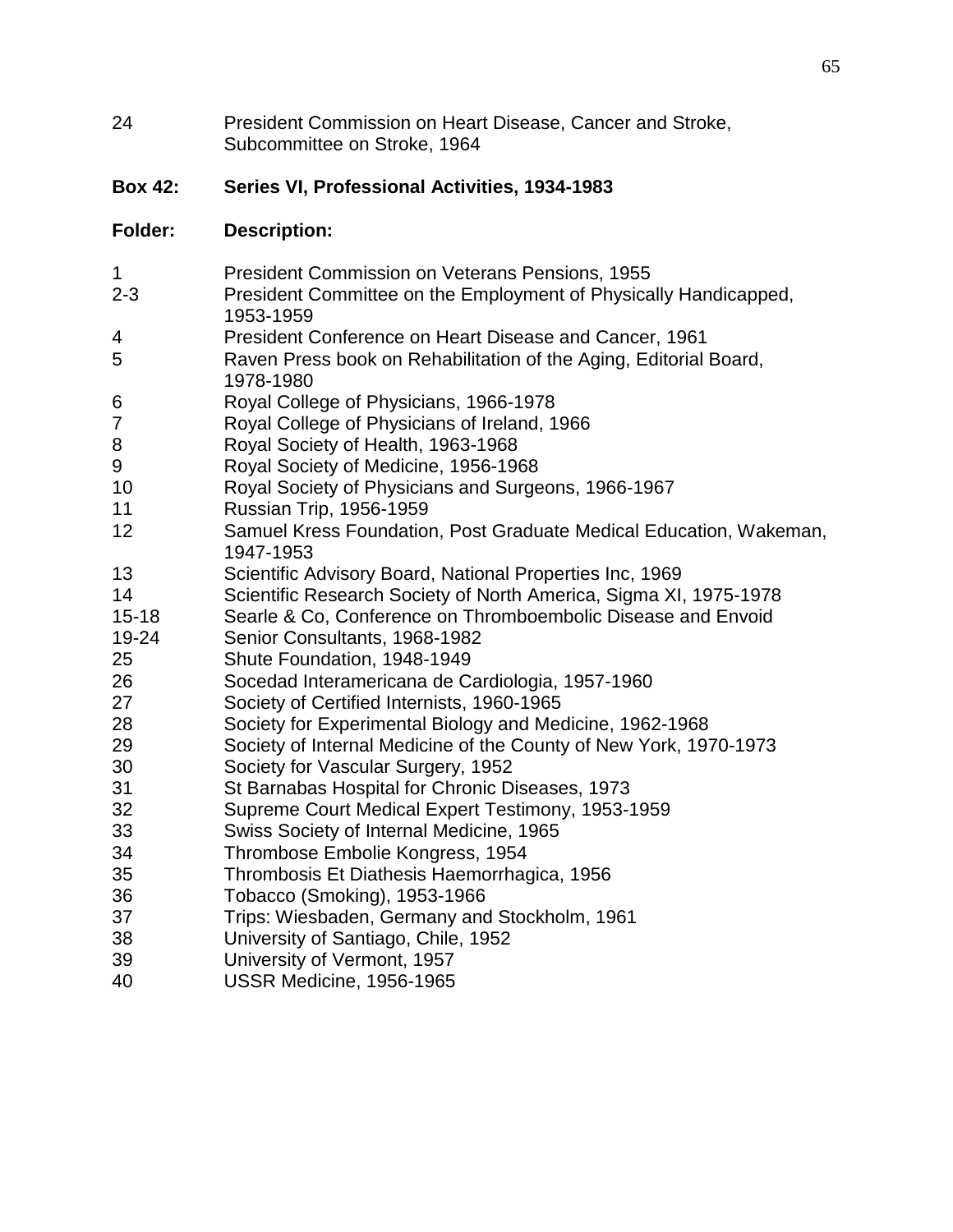| | |
|---|---|
| 24 | President Commission on Heart Disease, Cancer and Stroke, Subcommittee on Stroke, 1964 |

**Box 42: Series VI, Professional Activities, 1934-1983**

| **Folder:** | **Description:** |
|---|---|
| 1 | President Commission on Veterans Pensions, 1955 |
| 2-3 | President Committee on the Employment of Physically Handicapped, 1953-1959 |
| 4 | President Conference on Heart Disease and Cancer, 1961 |
| 5 | Raven Press book on Rehabilitation of the Aging, Editorial Board, 1978-1980 |
| 6 | Royal College of Physicians, 1966-1978 |
| 7 | Royal College of Physicians of Ireland, 1966 |
| 8 | Royal Society of Health, 1963-1968 |
| 9 | Royal Society of Medicine, 1956-1968 |
| 10 | Royal Society of Physicians and Surgeons, 1966-1967 |
| 11 | Russian Trip, 1956-1959 |
| 12 | Samuel Kress Foundation, Post Graduate Medical Education, Wakeman, 1947-1953 |
| 13 | Scientific Advisory Board, National Properties Inc, 1969 |
| 14 | Scientific Research Society of North America, Sigma XI, 1975-1978 |
| 15-18 | Searle & Co, Conference on Thromboembolic Disease and Envoid |
| 19-24 | Senior Consultants, 1968-1982 |
| 25 | Shute Foundation, 1948-1949 |
| 26 | Socedad Interamericana de Cardiologia, 1957-1960 |
| 27 | Society of Certified Internists, 1960-1965 |
| 28 | Society for Experimental Biology and Medicine, 1962-1968 |
| 29 | Society of Internal Medicine of the County of New York, 1970-1973 |
| 30 | Society for Vascular Surgery, 1952 |
| 31 | St Barnabas Hospital for Chronic Diseases, 1973 |
| 32 | Supreme Court Medical Expert Testimony, 1953-1959 |
| 33 | Swiss Society of Internal Medicine, 1965 |
| 34 | Thrombose Embolie Kongress, 1954 |
| 35 | Thrombosis Et Diathesis Haemorrhagica, 1956 |
| 36 | Tobacco (Smoking), 1953-1966 |
| 37 | Trips: Wiesbaden, Germany and Stockholm, 1961 |
| 38 | University of Santiago, Chile, 1952 |
| 39 | University of Vermont, 1957 |
| 40 | USSR Medicine, 1956-1965 |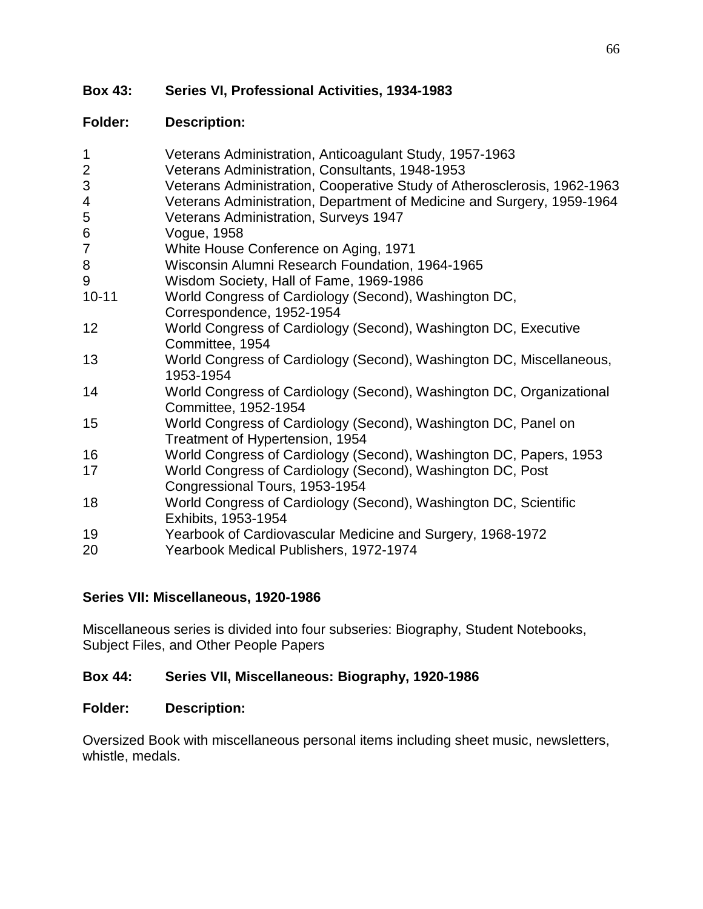**Box 43: Series VI, Professional Activities, 1934-1983**

| Folder: | Description: |
|---|---|
| 1 | Veterans Administration, Anticoagulant Study, 1957-1963 |
| 2 | Veterans Administration, Consultants, 1948-1953 |
| 3 | Veterans Administration, Cooperative Study of Atherosclerosis, 1962-1963 |
| 4 | Veterans Administration, Department of Medicine and Surgery, 1959-1964 |
| 5 | Veterans Administration, Surveys 1947 |
| 6 | Vogue, 1958 |
| 7 | White House Conference on Aging, 1971 |
| 8 | Wisconsin Alumni Research Foundation, 1964-1965 |
| 9 | Wisdom Society, Hall of Fame, 1969-1986 |
| 10-11 | World Congress of Cardiology (Second), Washington DC, Correspondence, 1952-1954 |
| 12 | World Congress of Cardiology (Second), Washington DC, Executive Committee, 1954 |
| 13 | World Congress of Cardiology (Second), Washington DC, Miscellaneous, 1953-1954 |
| 14 | World Congress of Cardiology (Second), Washington DC, Organizational Committee, 1952-1954 |
| 15 | World Congress of Cardiology (Second), Washington DC, Panel on Treatment of Hypertension, 1954 |
| 16 | World Congress of Cardiology (Second), Washington DC, Papers, 1953 |
| 17 | World Congress of Cardiology (Second), Washington DC, Post Congressional Tours, 1953-1954 |
| 18 | World Congress of Cardiology (Second), Washington DC, Scientific Exhibits, 1953-1954 |
| 19 | Yearbook of Cardiovascular Medicine and Surgery, 1968-1972 |
| 20 | Yearbook Medical Publishers, 1972-1974 |

**Series VII: Miscellaneous, 1920-1986**

Miscellaneous series is divided into four subseries: Biography, Student Notebooks, Subject Files, and Other People Papers

**Box 44: Series VII, Miscellaneous: Biography, 1920-1986**

**Folder: Description:**

Oversized Book with miscellaneous personal items including sheet music, newsletters, whistle, medals.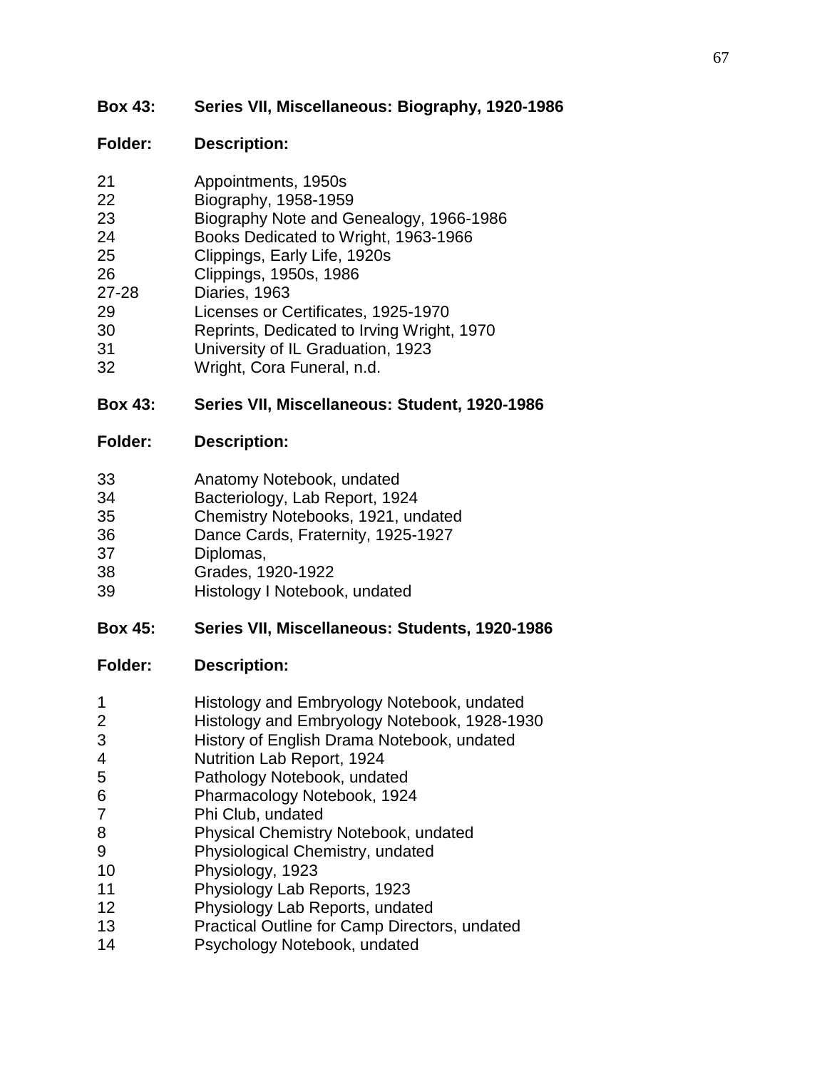**Box 43: Series VII, Miscellaneous: Biography, 1920-1986**

| Folder: | Description: |
|---|---|
| 21 | Appointments, 1950s |
| 22 | Biography, 1958-1959 |
| 23 | Biography Note and Genealogy, 1966-1986 |
| 24 | Books Dedicated to Wright, 1963-1966 |
| 25 | Clippings, Early Life, 1920s |
| 26 | Clippings, 1950s, 1986 |
| 27-28 | Diaries, 1963 |
| 29 | Licenses or Certificates, 1925-1970 |
| 30 | Reprints, Dedicated to Irving Wright, 1970 |
| 31 | University of IL Graduation, 1923 |
| 32 | Wright, Cora Funeral, n.d. |

**Box 43: Series VII, Miscellaneous: Student, 1920-1986**

| Folder: | Description: |
|---|---|
| 33 | Anatomy Notebook, undated |
| 34 | Bacteriology, Lab Report, 1924 |
| 35 | Chemistry Notebooks, 1921, undated |
| 36 | Dance Cards, Fraternity, 1925-1927 |
| 37 | Diplomas, |
| 38 | Grades, 1920-1922 |
| 39 | Histology I Notebook, undated |

**Box 45: Series VII, Miscellaneous: Students, 1920-1986**

| Folder: | Description: |
|---|---|
| 1 | Histology and Embryology Notebook, undated |
| 2 | Histology and Embryology Notebook, 1928-1930 |
| 3 | History of English Drama Notebook, undated |
| 4 | Nutrition Lab Report, 1924 |
| 5 | Pathology Notebook, undated |
| 6 | Pharmacology Notebook, 1924 |
| 7 | Phi Club, undated |
| 8 | Physical Chemistry Notebook, undated |
| 9 | Physiological Chemistry, undated |
| 10 | Physiology, 1923 |
| 11 | Physiology Lab Reports, 1923 |
| 12 | Physiology Lab Reports, undated |
| 13 | Practical Outline for Camp Directors, undated |
| 14 | Psychology Notebook, undated |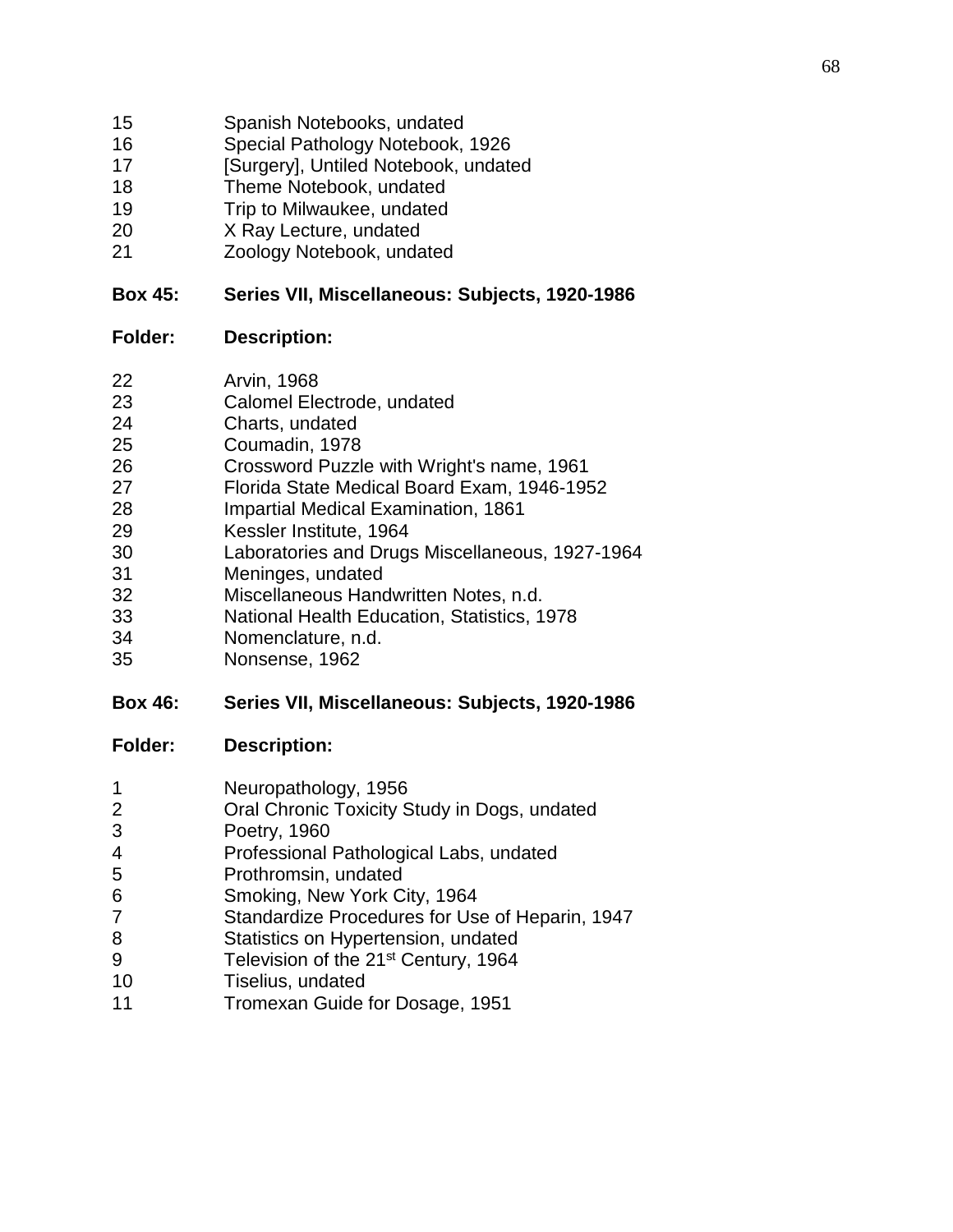| | |
|---|---|
| 15 | Spanish Notebooks, undated |
| 16 | Special Pathology Notebook, 1926 |
| 17 | [Surgery], Untiled Notebook, undated |
| 18 | Theme Notebook, undated |
| 19 | Trip to Milwaukee, undated |
| 20 | X Ray Lecture, undated |
| 21 | Zoology Notebook, undated |

**Box 45: Series VII, Miscellaneous: Subjects, 1920-1986**

| **Folder:** | **Description:** |
|---|---|
| 22 | Arvin, 1968 |
| 23 | Calomel Electrode, undated |
| 24 | Charts, undated |
| 25 | Coumadin, 1978 |
| 26 | Crossword Puzzle with Wright's name, 1961 |
| 27 | Florida State Medical Board Exam, 1946-1952 |
| 28 | Impartial Medical Examination, 1861 |
| 29 | Kessler Institute, 1964 |
| 30 | Laboratories and Drugs Miscellaneous, 1927-1964 |
| 31 | Meninges, undated |
| 32 | Miscellaneous Handwritten Notes, n.d. |
| 33 | National Health Education, Statistics, 1978 |
| 34 | Nomenclature, n.d. |
| 35 | Nonsense, 1962 |

**Box 46: Series VII, Miscellaneous: Subjects, 1920-1986**

| **Folder:** | **Description:** |
|---|---|
| 1 | Neuropathology, 1956 |
| 2 | Oral Chronic Toxicity Study in Dogs, undated |
| 3 | Poetry, 1960 |
| 4 | Professional Pathological Labs, undated |
| 5 | Prothromsin, undated |
| 6 | Smoking, New York City, 1964 |
| 7 | Standardize Procedures for Use of Heparin, 1947 |
| 8 | Statistics on Hypertension, undated |
| 9 | Television of the 21st Century, 1964 |
| 10 | Tiselius, undated |
| 11 | Tromexan Guide for Dosage, 1951 |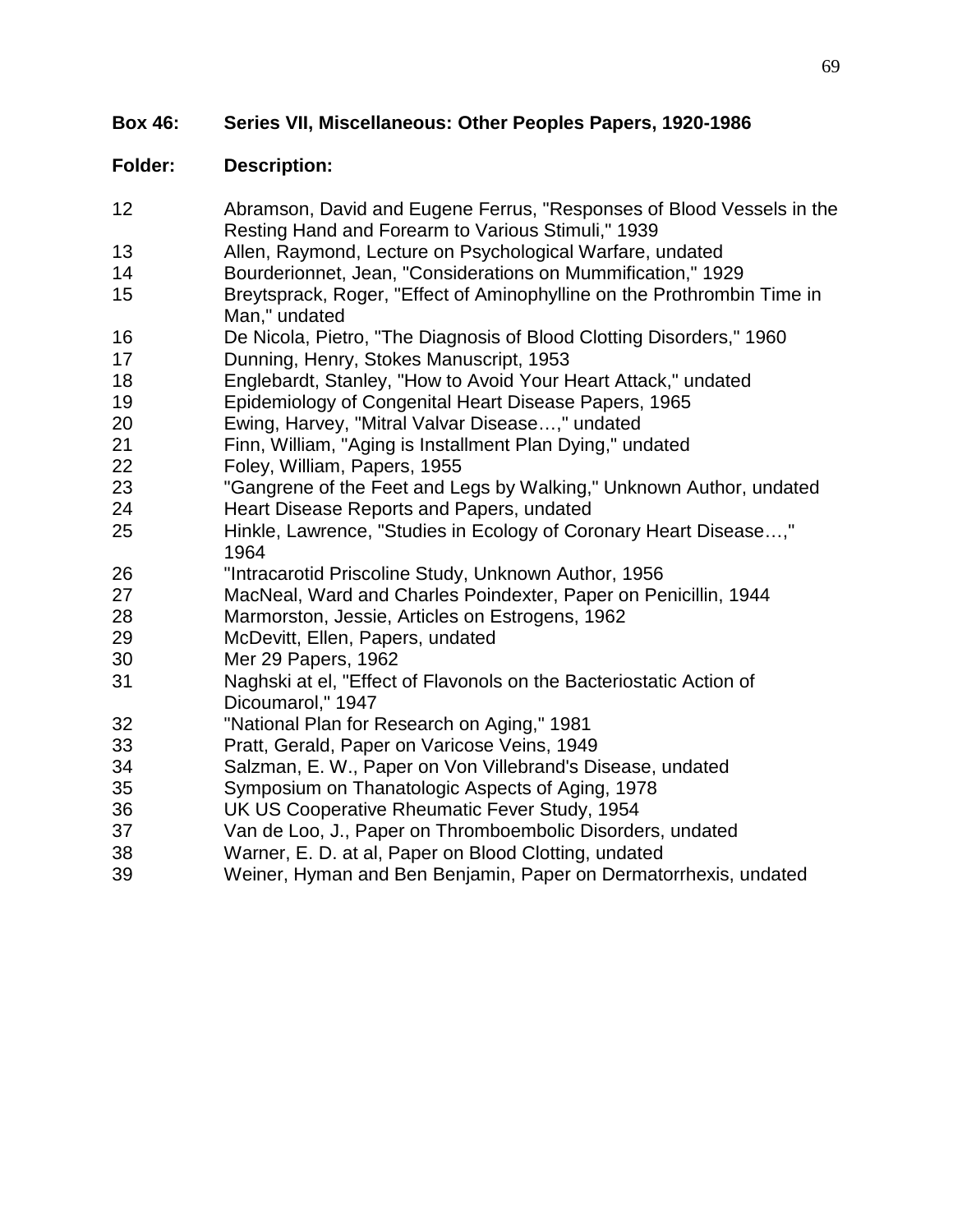**Box 46: Series VII, Miscellaneous: Other Peoples Papers, 1920-1986**

| Folder: | Description: |
| --- | --- |
| 12 | Abramson, David and Eugene Ferrus, "Responses of Blood Vessels in the Resting Hand and Forearm to Various Stimuli," 1939 |
| 13 | Allen, Raymond, Lecture on Psychological Warfare, undated |
| 14 | Bourderionnet, Jean, "Considerations on Mummification," 1929 |
| 15 | Breytsprack, Roger, "Effect of Aminophylline on the Prothrombin Time in Man," undated |
| 16 | De Nicola, Pietro, "The Diagnosis of Blood Clotting Disorders," 1960 |
| 17 | Dunning, Henry, Stokes Manuscript, 1953 |
| 18 | Englebardt, Stanley, "How to Avoid Your Heart Attack," undated |
| 19 | Epidemiology of Congenital Heart Disease Papers, 1965 |
| 20 | Ewing, Harvey, "Mitral Valvar Disease…," undated |
| 21 | Finn, William, "Aging is Installment Plan Dying," undated |
| 22 | Foley, William, Papers, 1955 |
| 23 | "Gangrene of the Feet and Legs by Walking," Unknown Author, undated |
| 24 | Heart Disease Reports and Papers, undated |
| 25 | Hinkle, Lawrence, "Studies in Ecology of Coronary Heart Disease…," 1964 |
| 26 | "Intracarotid Priscoline Study, Unknown Author, 1956 |
| 27 | MacNeal, Ward and Charles Poindexter, Paper on Penicillin, 1944 |
| 28 | Marmorston, Jessie, Articles on Estrogens, 1962 |
| 29 | McDevitt, Ellen, Papers, undated |
| 30 | Mer 29 Papers, 1962 |
| 31 | Naghski at el, "Effect of Flavonols on the Bacteriostatic Action of Dicoumarol," 1947 |
| 32 | "National Plan for Research on Aging," 1981 |
| 33 | Pratt, Gerald, Paper on Varicose Veins, 1949 |
| 34 | Salzman, E. W., Paper on Von Villebrand's Disease, undated |
| 35 | Symposium on Thanatologic Aspects of Aging, 1978 |
| 36 | UK US Cooperative Rheumatic Fever Study, 1954 |
| 37 | Van de Loo, J., Paper on Thromboembolic Disorders, undated |
| 38 | Warner, E. D. at al, Paper on Blood Clotting, undated |
| 39 | Weiner, Hyman and Ben Benjamin, Paper on Dermatorrhexis, undated |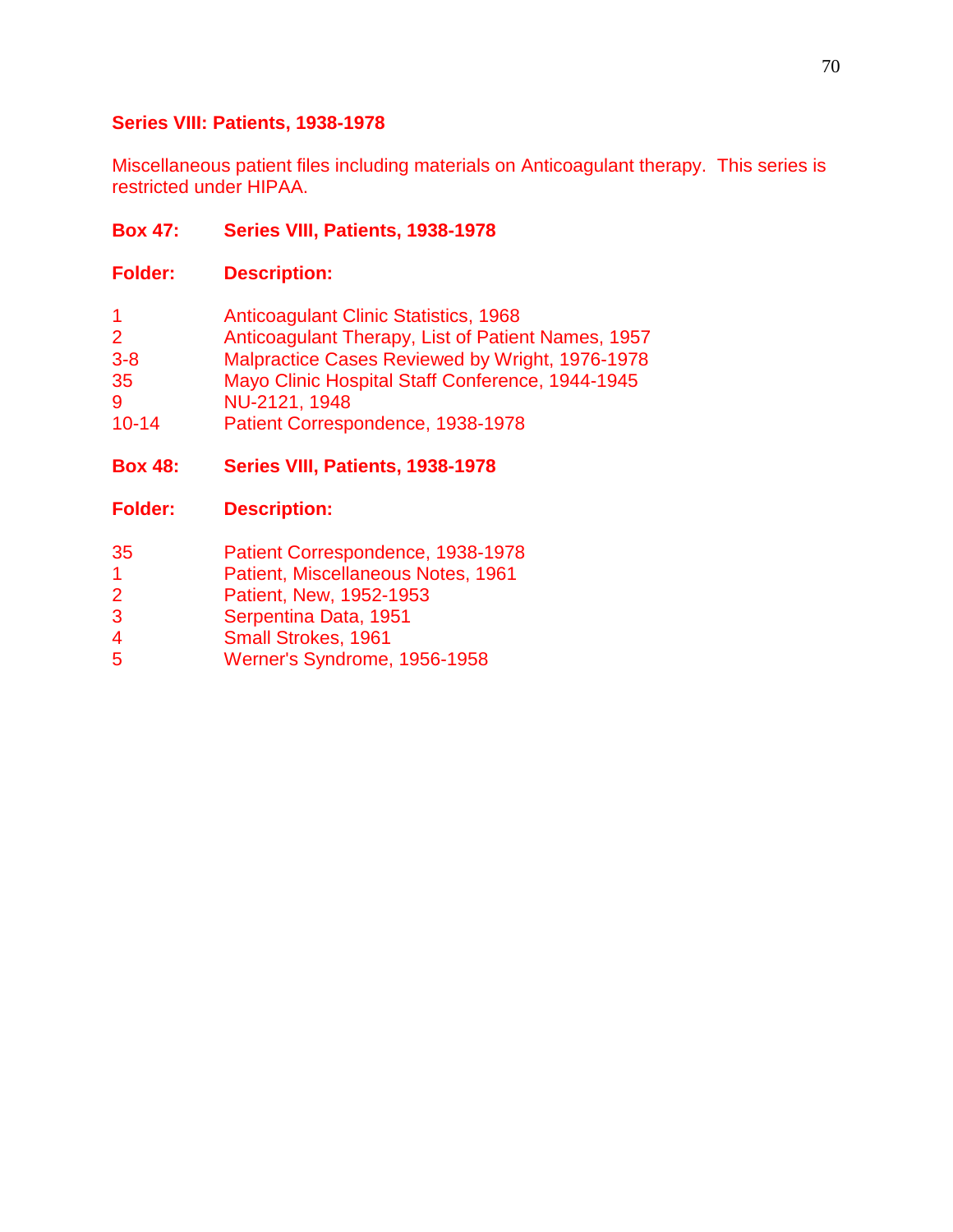## Series VIII: Patients, 1938-1978

Miscellaneous patient files including materials on Anticoagulant therapy. This series is restricted under HIPAA.

**Box 47: Series VIII, Patients, 1938-1978**

| Folder: | Description: |
|---|---|
| 1 | Anticoagulant Clinic Statistics, 1968 |
| 2 | Anticoagulant Therapy, List of Patient Names, 1957 |
| 3-8 | Malpractice Cases Reviewed by Wright, 1976-1978 |
| 35 | Mayo Clinic Hospital Staff Conference, 1944-1945 |
| 9 | NU-2121, 1948 |
| 10-14 | Patient Correspondence, 1938-1978 |

**Box 48: Series VIII, Patients, 1938-1978**

| Folder: | Description: |
|---|---|
| 35 | Patient Correspondence, 1938-1978 |
| 1 | Patient, Miscellaneous Notes, 1961 |
| 2 | Patient, New, 1952-1953 |
| 3 | Serpentina Data, 1951 |
| 4 | Small Strokes, 1961 |
| 5 | Werner's Syndrome, 1956-1958 |